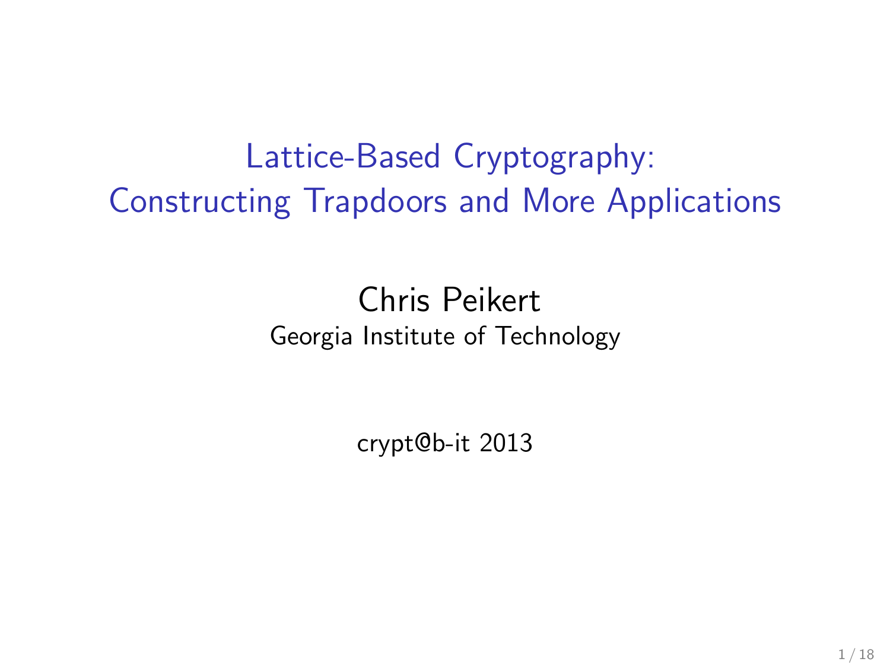# Lattice-Based Cryptography: Constructing Trapdoors and More Applications

Chris Peikert
Georgia Institute of Technology

crypt@b-it 2013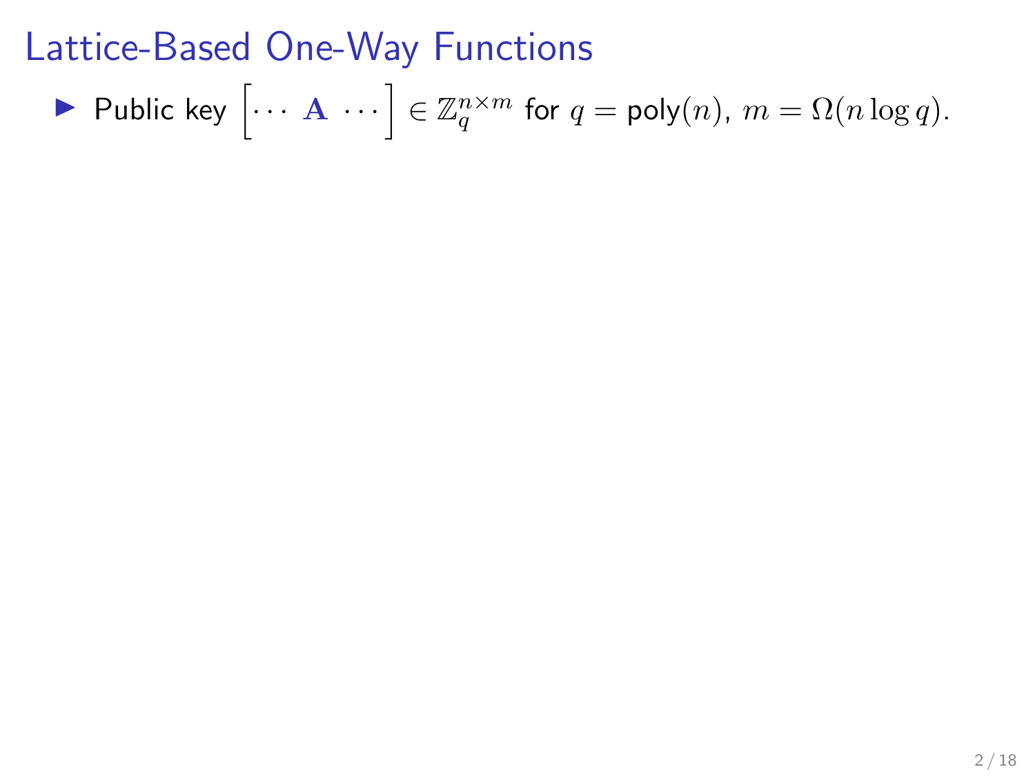# Lattice-Based One-Way Functions

- Public key $\begin{bmatrix} \cdots & \mathbf{A} & \cdots \end{bmatrix} \in \mathbb{Z}_q^{n \times m}$ for $q = \mathsf{poly}(n)$, $m = \Omega(n \log q)$.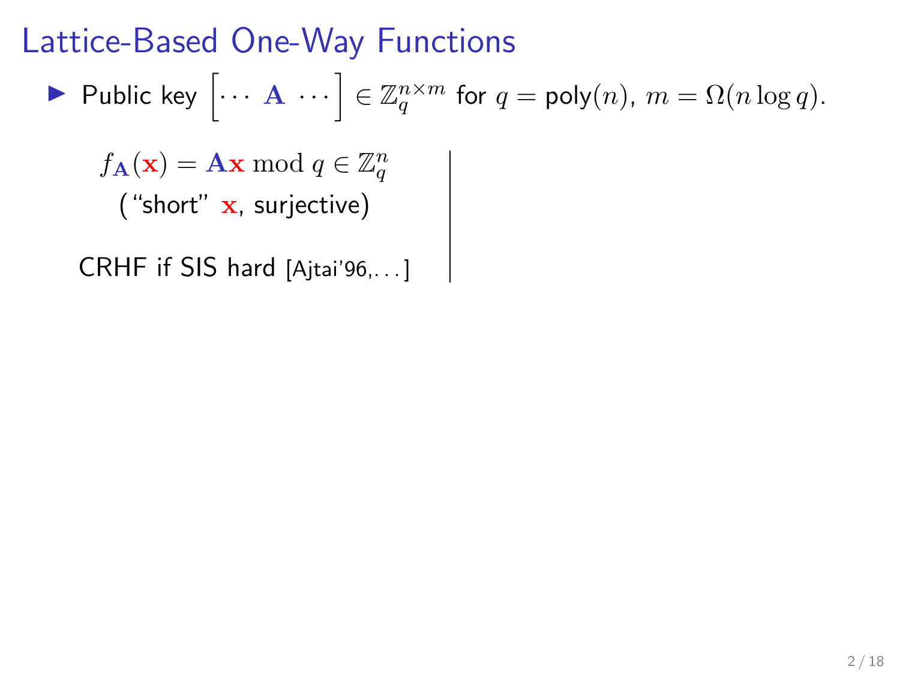# Lattice-Based One-Way Functions

- Public key $\begin{bmatrix} \cdots & \mathbf{A} & \cdots \end{bmatrix} \in \mathbb{Z}_q^{n \times m}$ for $q = \text{poly}(n)$, $m = \Omega(n \log q)$.

$$f_{\mathbf{A}}(\mathbf{x}) = \mathbf{A}\mathbf{x} \bmod q \in \mathbb{Z}_q^n$$

("short" $\mathbf{x}$, surjective)

CRHF if SIS hard [Ajtai'96,...]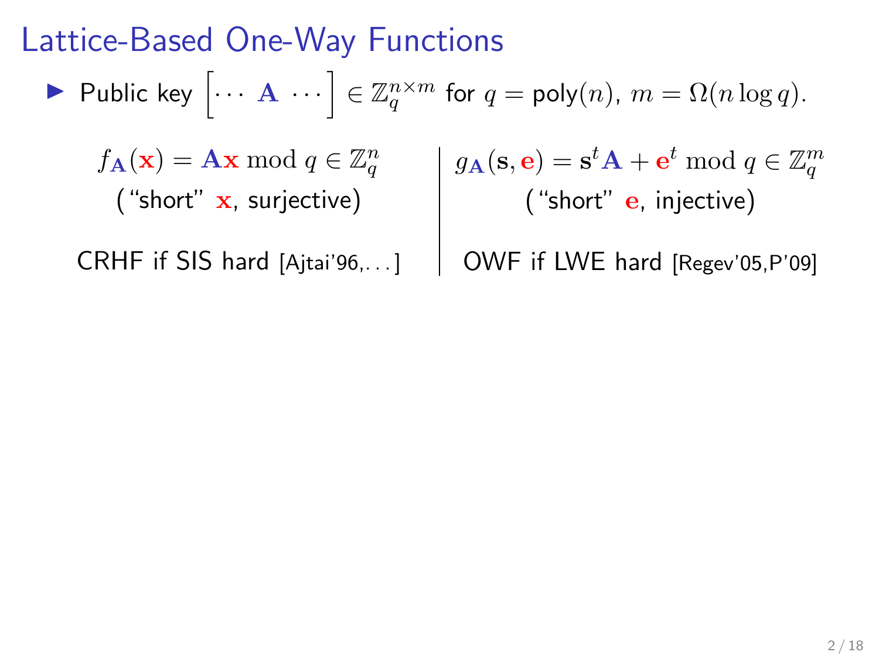# Lattice-Based One-Way Functions

- Public key $\begin{bmatrix} \cdots & \mathbf{A} & \cdots \end{bmatrix} \in \mathbb{Z}_q^{n \times m}$ for $q = \mathsf{poly}(n)$, $m = \Omega(n \log q)$.

| $f_{\mathbf{A}}(\mathbf{x}) = \mathbf{A}\mathbf{x} \bmod q \in \mathbb{Z}_q^n$ ("short" $\mathbf{x}$, surjective) | $g_{\mathbf{A}}(\mathbf{s}, \mathbf{e}) = \mathbf{s}^t \mathbf{A} + \mathbf{e}^t \bmod q \in \mathbb{Z}_q^m$ ("short" $\mathbf{e}$, injective) |
|---|---|
| CRHF if SIS hard [Ajtai'96,...] | OWF if LWE hard [Regev'05,P'09] |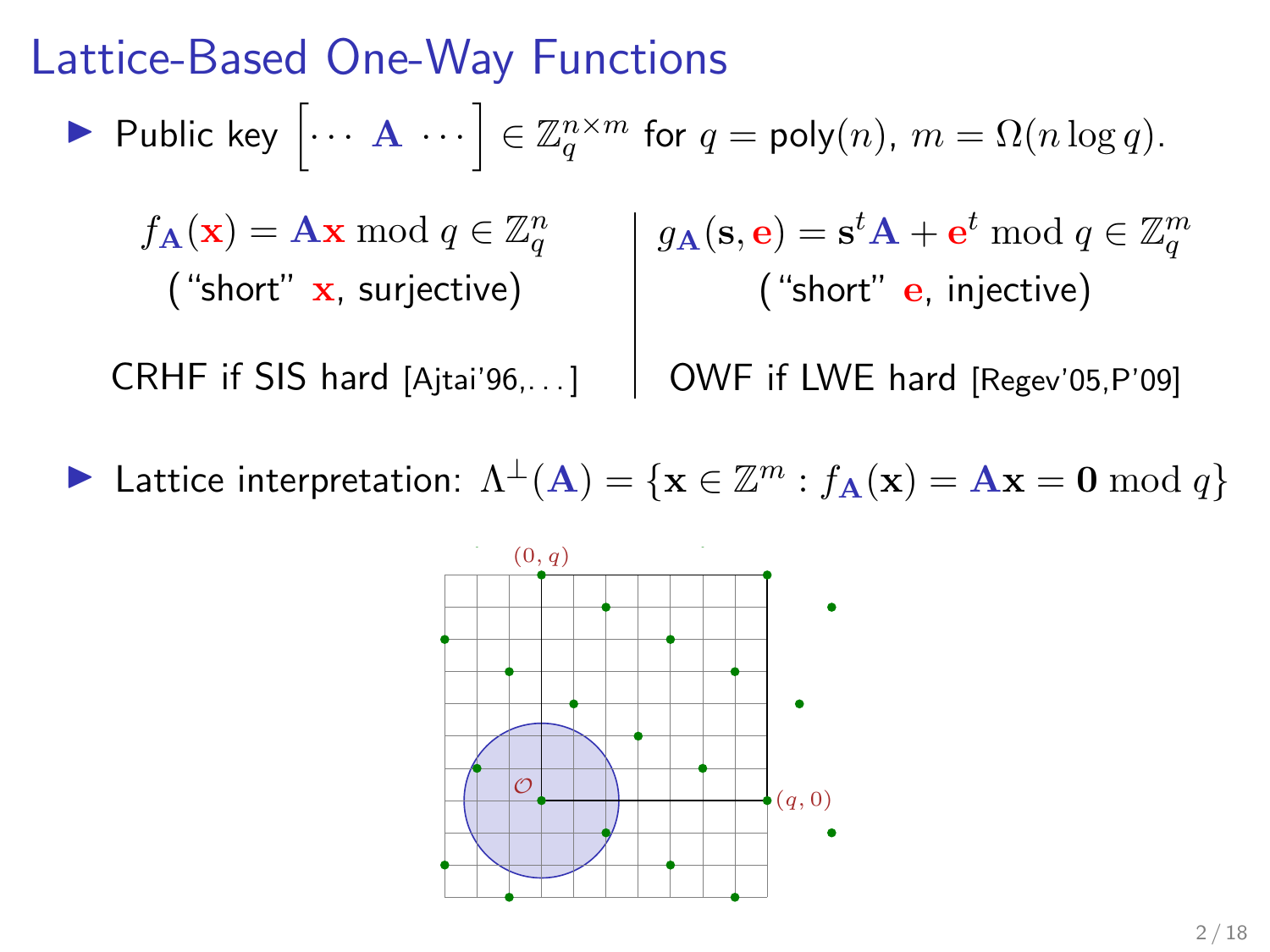# Lattice-Based One-Way Functions

- Public key $\begin{bmatrix} \cdots & \mathbf{A} & \cdots \end{bmatrix} \in \mathbb{Z}_q^{n \times m}$ for $q = \text{poly}(n)$, $m = \Omega(n \log q)$.

$$f_{\mathbf{A}}(\mathbf{x}) = \mathbf{A}\mathbf{x} \bmod q \in \mathbb{Z}_q^n$$

("short" $\mathbf{x}$, surjective)

CRHF if SIS hard [Ajtai'96,...]

$$g_{\mathbf{A}}(\mathbf{s}, \mathbf{e}) = \mathbf{s}^t \mathbf{A} + \mathbf{e}^t \bmod q \in \mathbb{Z}_q^m$$

("short" $\mathbf{e}$, injective)

OWF if LWE hard [Regev'05,P'09]

- Lattice interpretation: $\Lambda^\perp(\mathbf{A}) = \{\mathbf{x} \in \mathbb{Z}^m : f_{\mathbf{A}}(\mathbf{x}) = \mathbf{A}\mathbf{x} = \mathbf{0} \bmod q\}$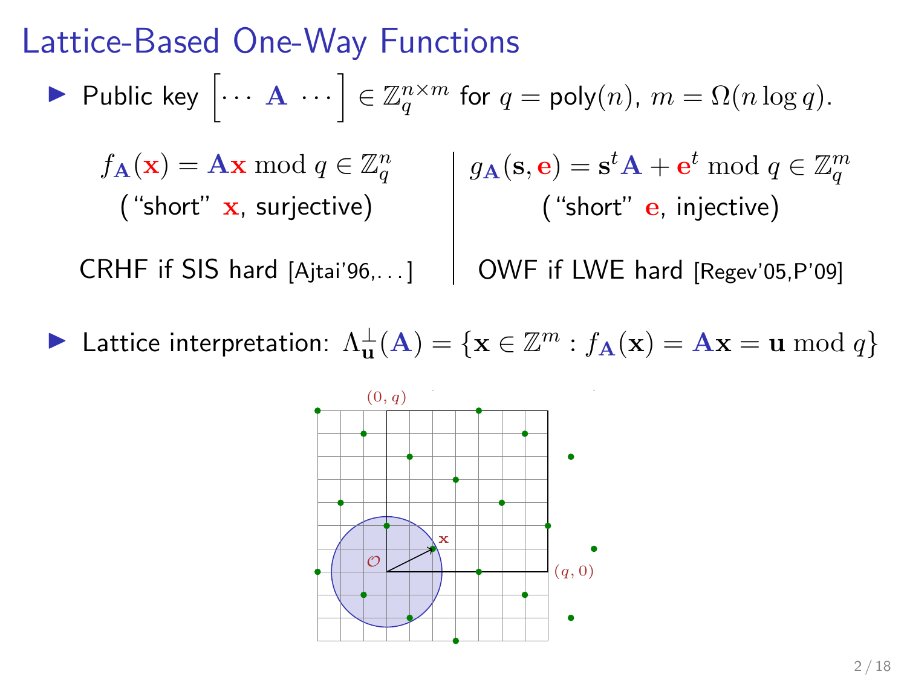# Lattice-Based One-Way Functions

- Public key $\begin{bmatrix} \cdots & \mathbf{A} & \cdots \end{bmatrix} \in \mathbb{Z}_q^{n \times m}$ for $q = \text{poly}(n)$, $m = \Omega(n \log q)$.

$$f_{\mathbf{A}}(\mathbf{x}) = \mathbf{A}\mathbf{x} \bmod q \in \mathbb{Z}_q^n$$

("short" $\mathbf{x}$, surjective)

CRHF if SIS hard [Ajtai'96,...]

$$g_{\mathbf{A}}(\mathbf{s}, \mathbf{e}) = \mathbf{s}^t \mathbf{A} + \mathbf{e}^t \bmod q \in \mathbb{Z}_q^m$$

("short" $\mathbf{e}$, injective)

OWF if LWE hard [Regev'05,P'09]

- Lattice interpretation: $\Lambda_{\mathbf{u}}^{\perp}(\mathbf{A}) = \{\mathbf{x} \in \mathbb{Z}^m : f_{\mathbf{A}}(\mathbf{x}) = \mathbf{A}\mathbf{x} = \mathbf{u} \bmod q\}$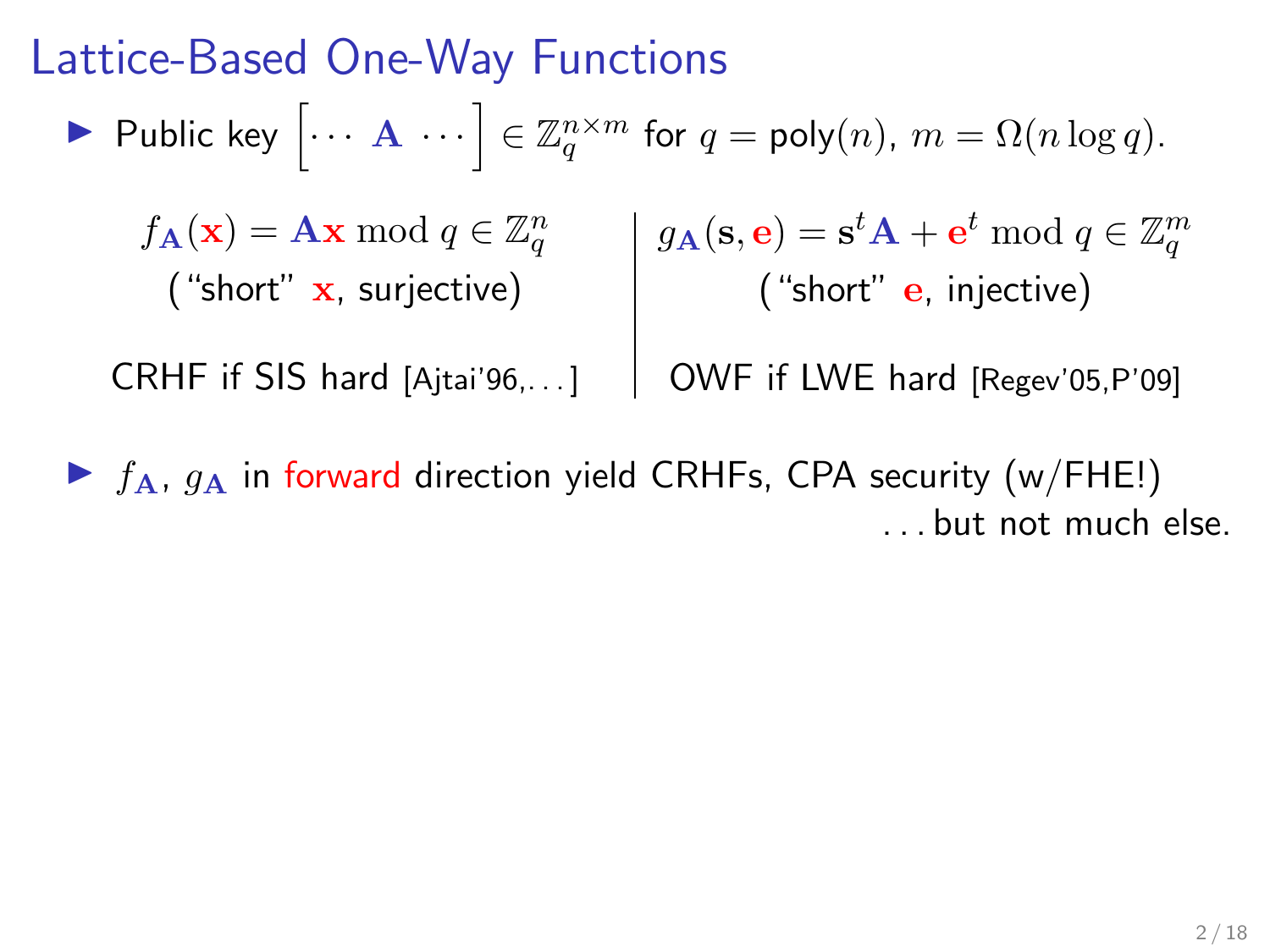# Lattice-Based One-Way Functions

- Public key $\left[\cdots \ \mathbf{A} \ \cdots\right] \in \mathbb{Z}_q^{n \times m}$ for $q = \mathsf{poly}(n)$, $m = \Omega(n \log q)$.

$f_{\mathbf{A}}(\mathbf{x}) = \mathbf{A}\mathbf{x} \bmod q \in \mathbb{Z}_q^n$

("short" $\mathbf{x}$, surjective)

CRHF if SIS hard [Ajtai'96,...]

$g_{\mathbf{A}}(\mathbf{s}, \mathbf{e}) = \mathbf{s}^t\mathbf{A} + \mathbf{e}^t \bmod q \in \mathbb{Z}_q^m$

("short" $\mathbf{e}$, injective)

OWF if LWE hard [Regev'05,P'09]

- $f_{\mathbf{A}}$, $g_{\mathbf{A}}$ in forward direction yield CRHFs, CPA security (w/FHE!)

  ...but not much else.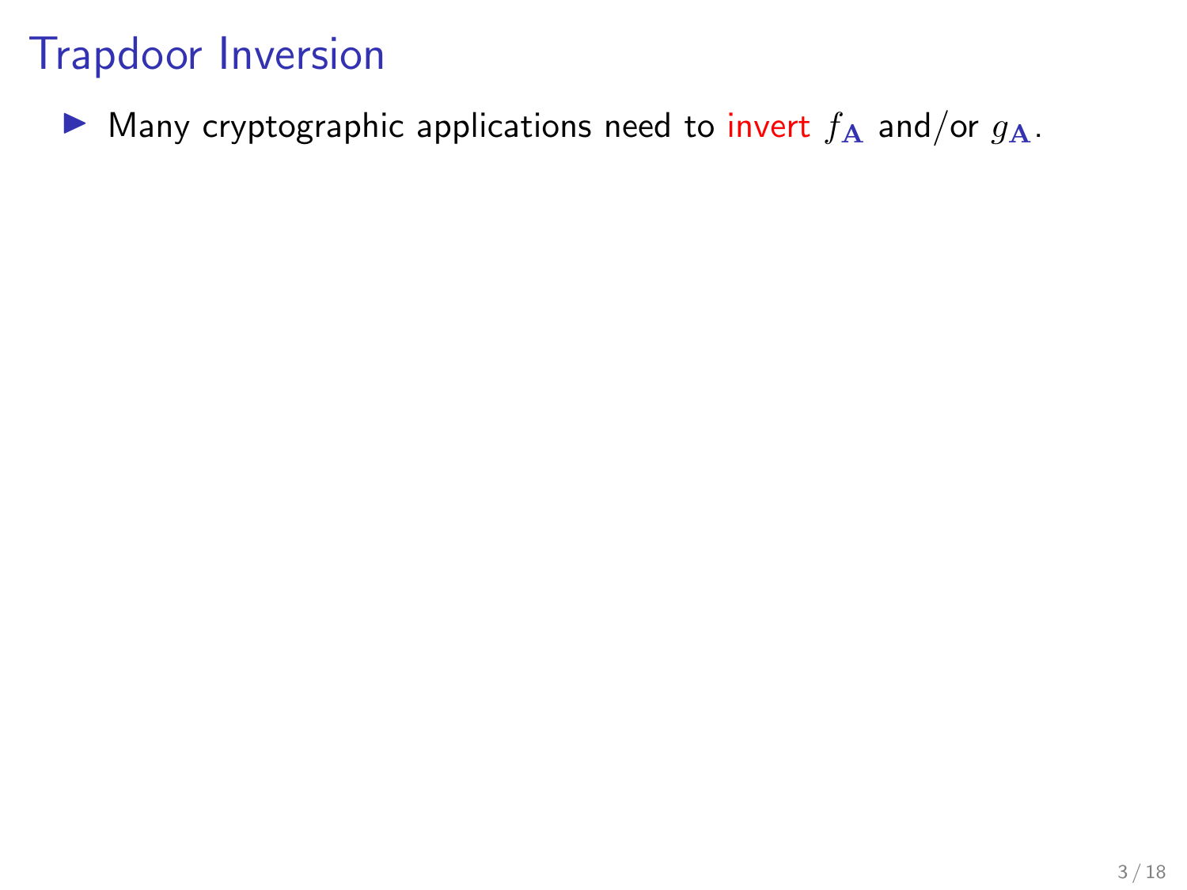# Trapdoor Inversion

- Many cryptographic applications need to invert $f_{\mathbf{A}}$ and/or $g_{\mathbf{A}}$.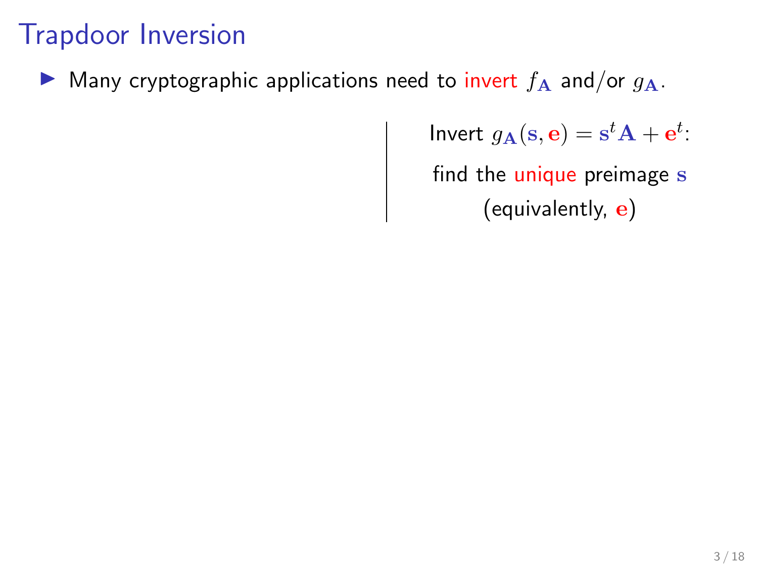# Trapdoor Inversion

- Many cryptographic applications need to invert $f_{\mathbf{A}}$ and/or $g_{\mathbf{A}}$.

Invert $g_{\mathbf{A}}(\mathbf{s}, \mathbf{e}) = \mathbf{s}^t \mathbf{A} + \mathbf{e}^t$:

find the unique preimage $\mathbf{s}$

(equivalently, $\mathbf{e}$)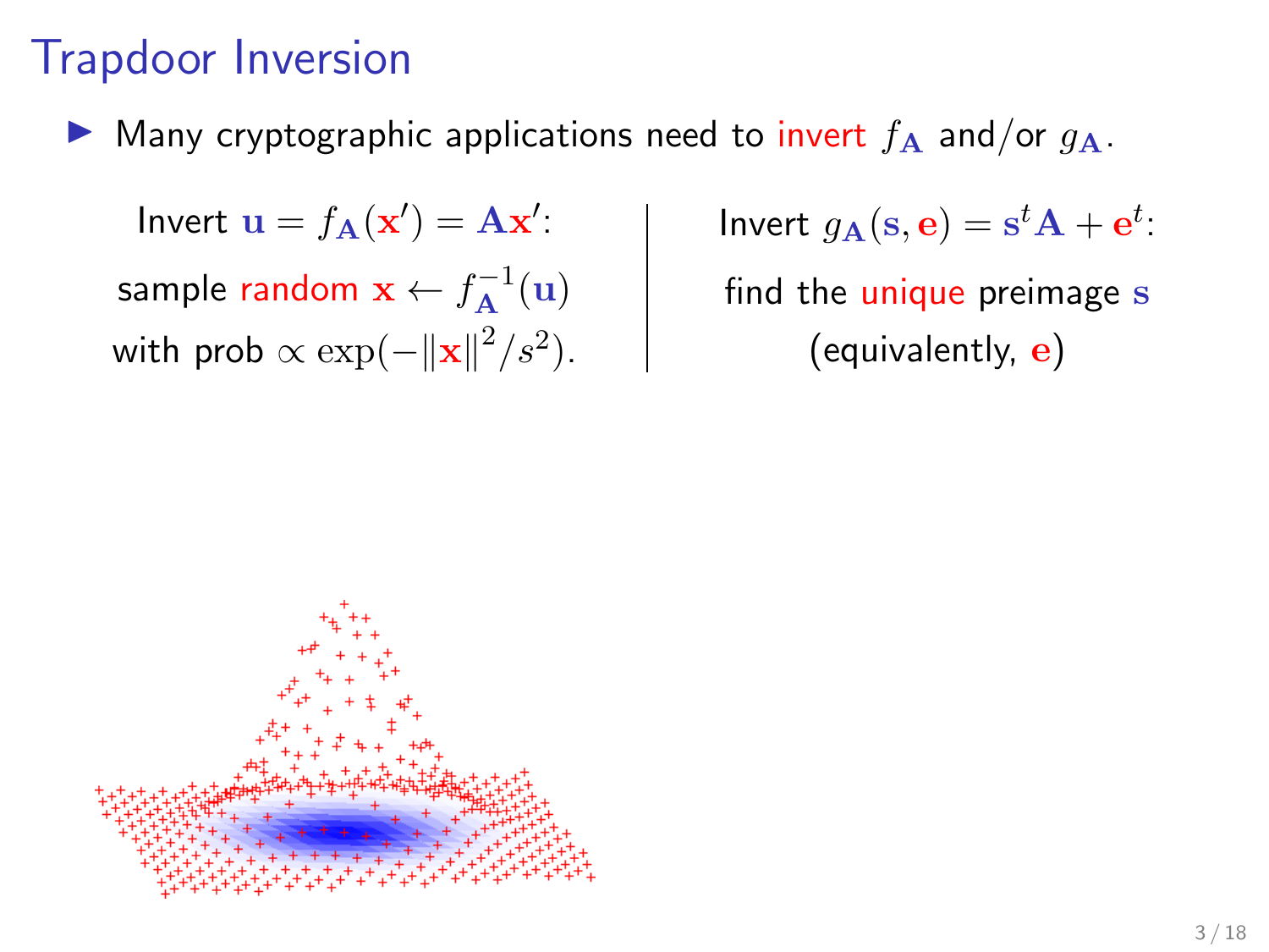# Trapdoor Inversion

- Many cryptographic applications need to invert $f_{\mathbf{A}}$ and/or $g_{\mathbf{A}}$.

Invert $\mathbf{u} = f_{\mathbf{A}}(\mathbf{x}') = \mathbf{A}\mathbf{x}'$:

sample random $\mathbf{x} \leftarrow f_{\mathbf{A}}^{-1}(\mathbf{u})$

with prob $\propto \exp(-\|\mathbf{x}\|^2/s^2)$.

Invert $g_{\mathbf{A}}(\mathbf{s}, \mathbf{e}) = \mathbf{s}^t\mathbf{A} + \mathbf{e}^t$:

find the unique preimage $\mathbf{s}$

(equivalently, $\mathbf{e}$)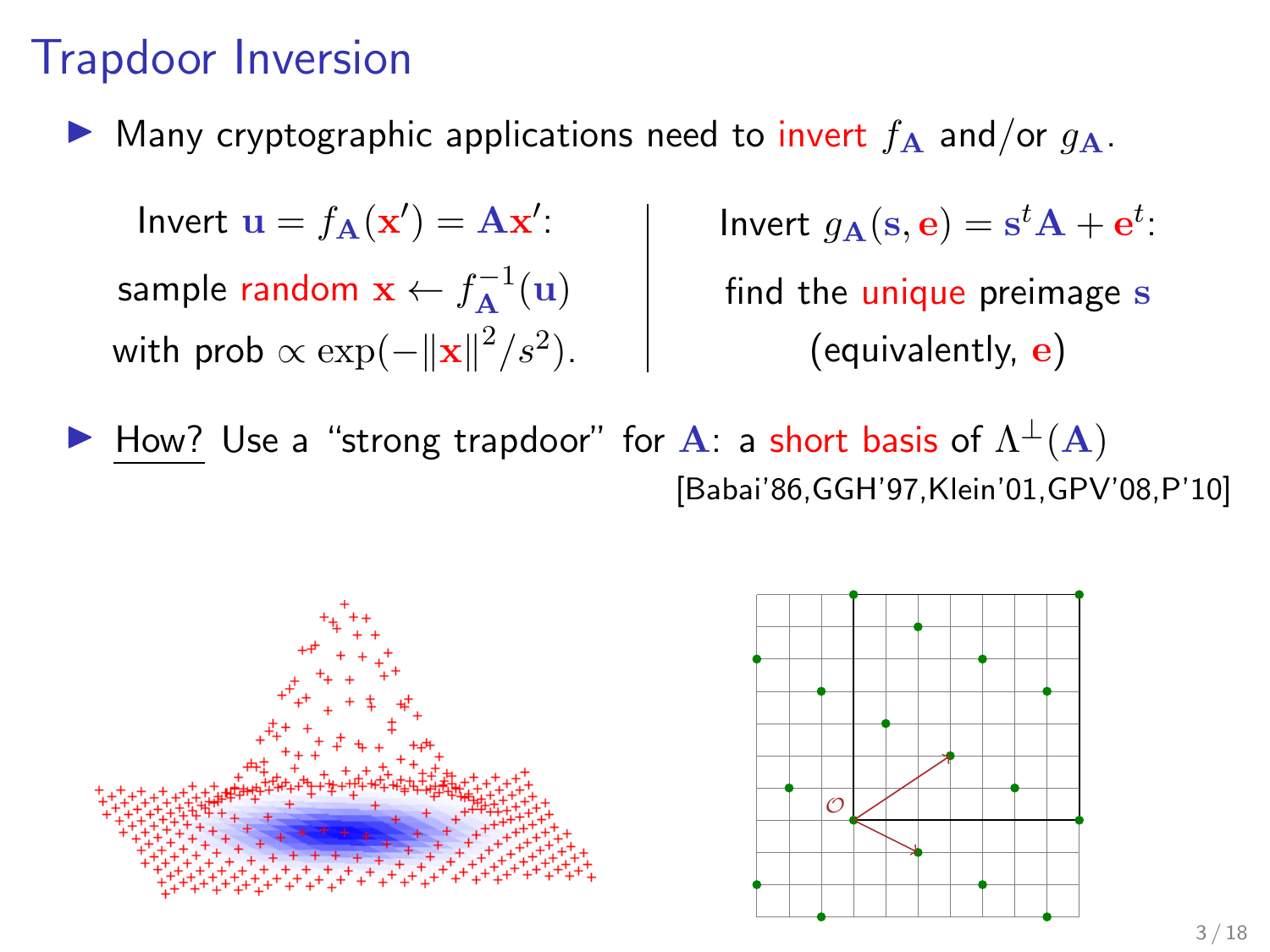# Trapdoor Inversion

- Many cryptographic applications need to invert $f_{\mathbf{A}}$ and/or $g_{\mathbf{A}}$.

Invert $\mathbf{u} = f_{\mathbf{A}}(\mathbf{x}') = \mathbf{A}\mathbf{x}'$:
sample random $\mathbf{x} \leftarrow f_{\mathbf{A}}^{-1}(\mathbf{u})$
with prob $\propto \exp(-\|\mathbf{x}\|^2/s^2)$.

Invert $g_{\mathbf{A}}(\mathbf{s}, \mathbf{e}) = \mathbf{s}^t\mathbf{A} + \mathbf{e}^t$:
find the unique preimage $\mathbf{s}$
(equivalently, $\mathbf{e}$)

- How? Use a "strong trapdoor" for $\mathbf{A}$: a short basis of $\Lambda^{\perp}(\mathbf{A})$
  [Babai'86,GGH'97,Klein'01,GPV'08,P'10]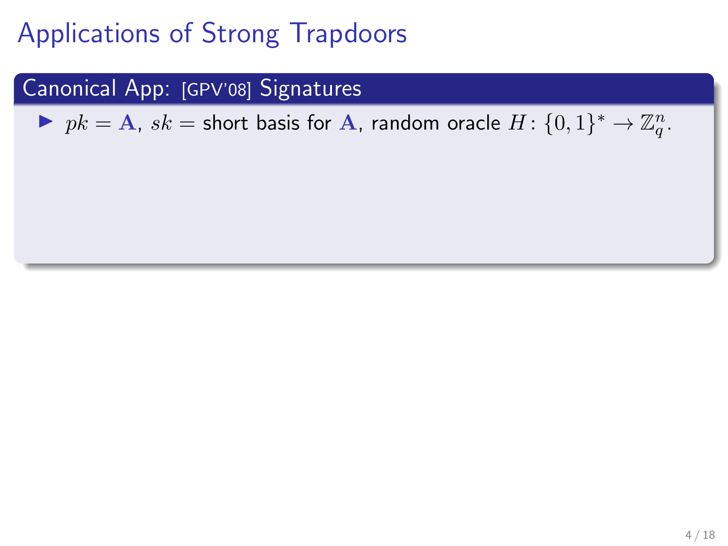# Applications of Strong Trapdoors

## Canonical App: [GPV'08] Signatures

- $pk = \mathbf{A}$, $sk =$ short basis for $\mathbf{A}$, random oracle $H \colon \{0,1\}^* \to \mathbb{Z}_q^n$.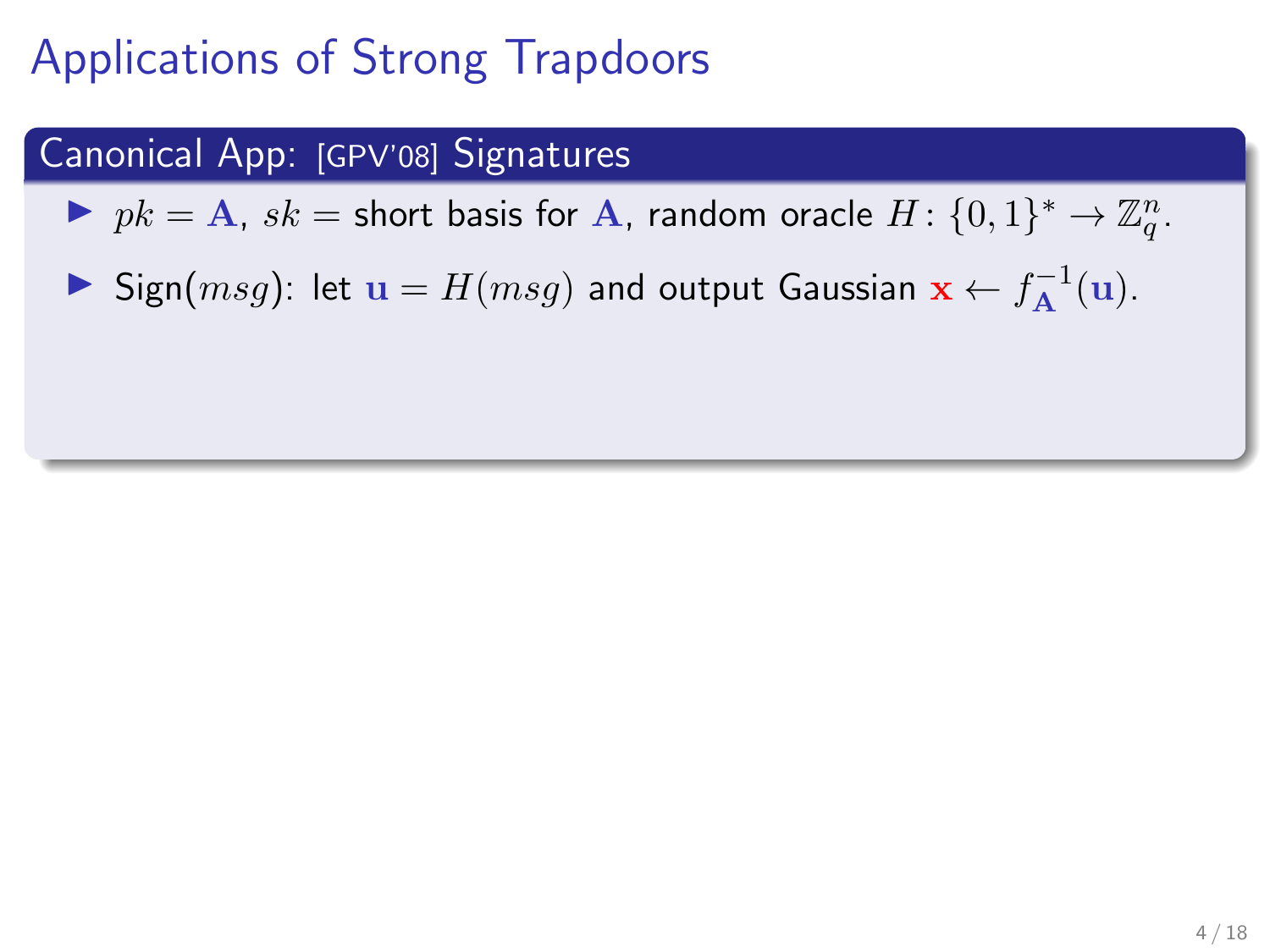# Applications of Strong Trapdoors

## Canonical App: [GPV'08] Signatures

- $pk = \mathbf{A}$, $sk =$ short basis for $\mathbf{A}$, random oracle $H \colon \{0,1\}^* \to \mathbb{Z}_q^n$.
- Sign($msg$): let $\mathbf{u} = H(msg)$ and output Gaussian $\mathbf{x} \leftarrow f_{\mathbf{A}}^{-1}(\mathbf{u})$.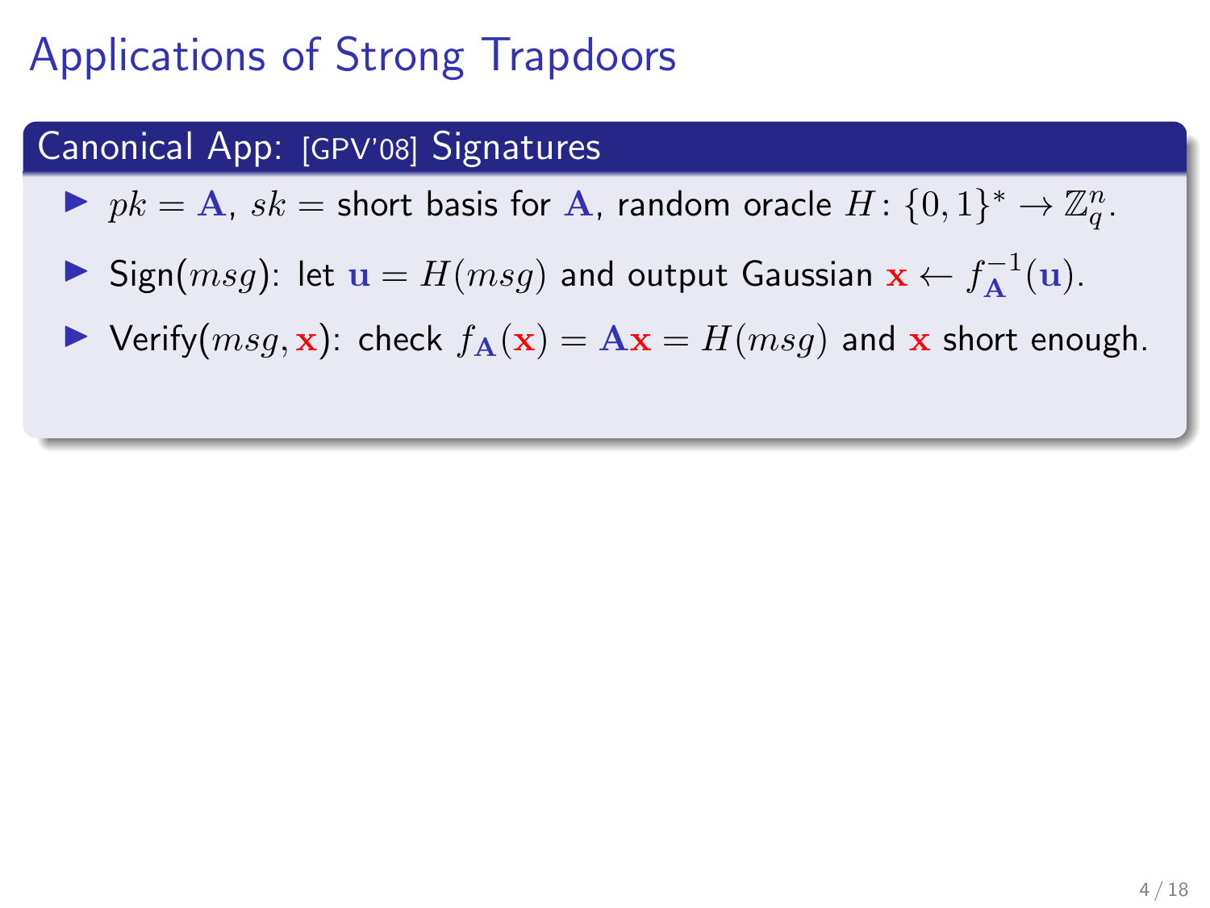# Applications of Strong Trapdoors

## Canonical App: [GPV'08] Signatures

- $pk = \mathbf{A}$, $sk =$ short basis for $\mathbf{A}$, random oracle $H \colon \{0,1\}^* \to \mathbb{Z}_q^n$.
- Sign($msg$): let $\mathbf{u} = H(msg)$ and output Gaussian $\mathbf{x} \leftarrow f_{\mathbf{A}}^{-1}(\mathbf{u})$.
- Verify($msg, \mathbf{x}$): check $f_{\mathbf{A}}(\mathbf{x}) = \mathbf{A}\mathbf{x} = H(msg)$ and $\mathbf{x}$ short enough.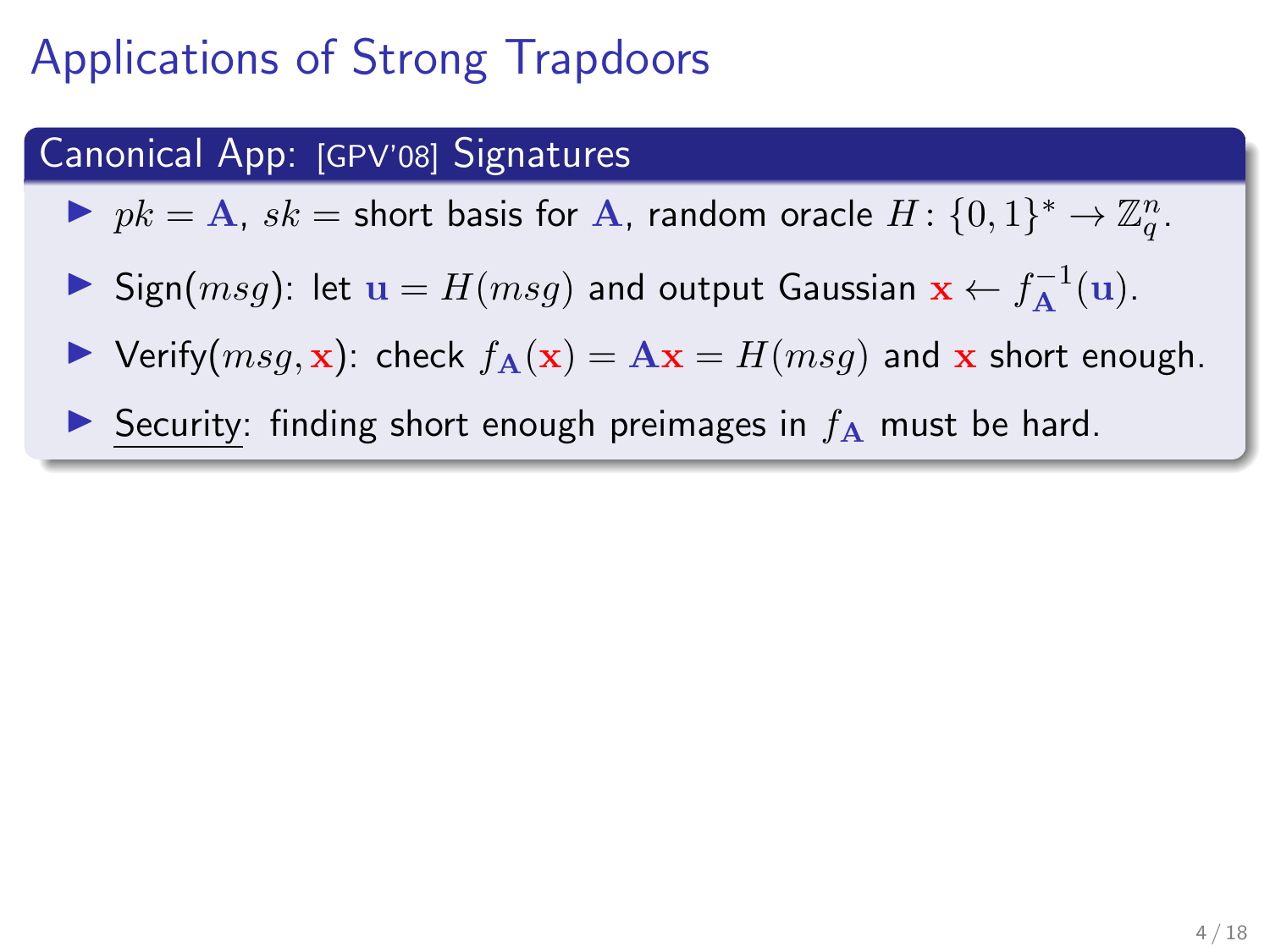# Applications of Strong Trapdoors

## Canonical App: [GPV'08] Signatures

- $pk = \mathbf{A}$, $sk =$ short basis for $\mathbf{A}$, random oracle $H \colon \{0,1\}^* \to \mathbb{Z}_q^n$.
- Sign($msg$): let $\mathbf{u} = H(msg)$ and output Gaussian $\mathbf{x} \leftarrow f_{\mathbf{A}}^{-1}(\mathbf{u})$.
- Verify($msg, \mathbf{x}$): check $f_{\mathbf{A}}(\mathbf{x}) = \mathbf{A}\mathbf{x} = H(msg)$ and $\mathbf{x}$ short enough.
- <u>Security</u>: finding short enough preimages in $f_{\mathbf{A}}$ must be hard.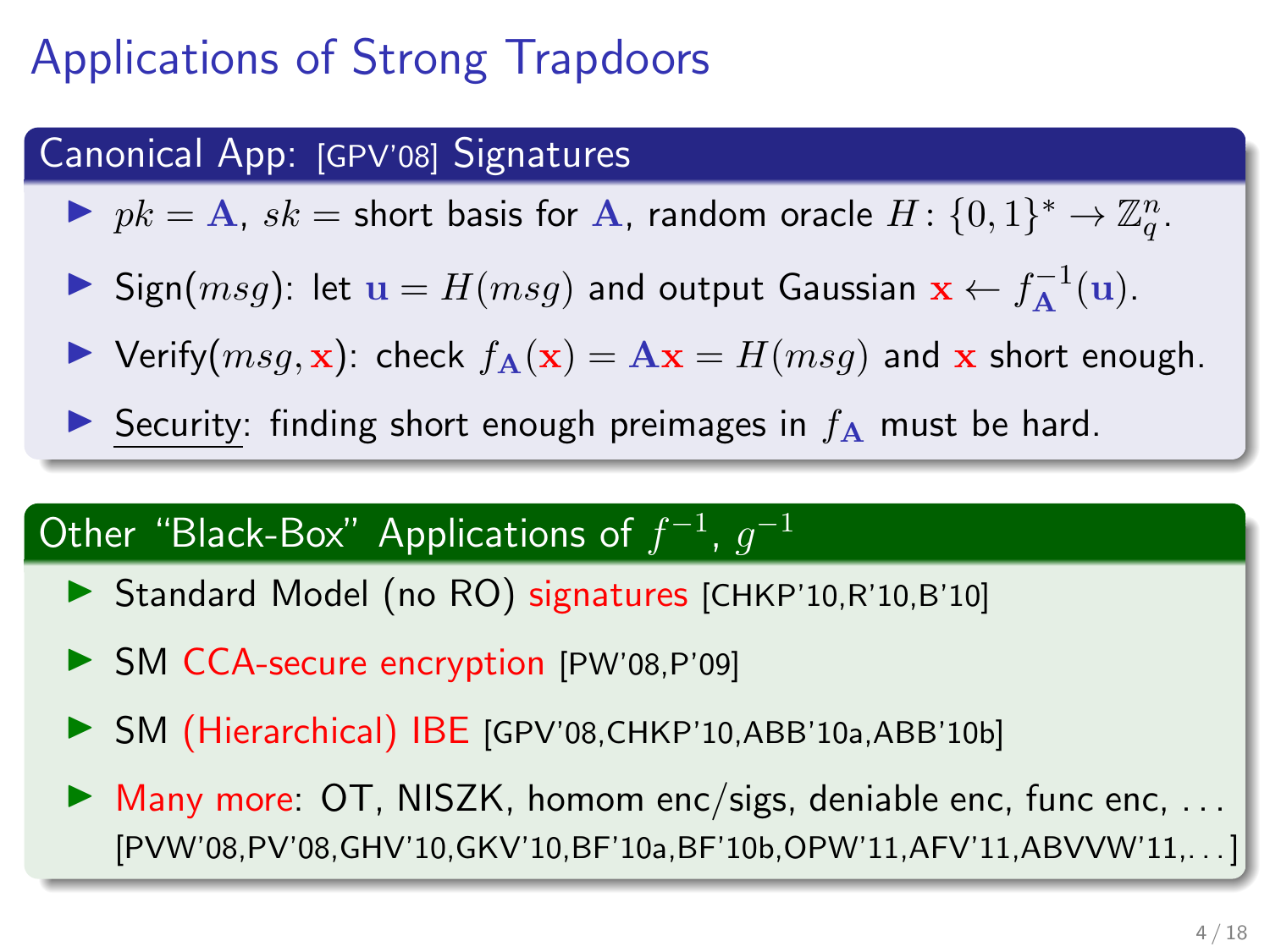# Applications of Strong Trapdoors

## Canonical App: [GPV'08] Signatures

- $pk = \mathbf{A}$, $sk =$ short basis for $\mathbf{A}$, random oracle $H \colon \{0,1\}^* \to \mathbb{Z}_q^n$.
- Sign($msg$): let $\mathbf{u} = H(msg)$ and output Gaussian $\mathbf{x} \leftarrow f_{\mathbf{A}}^{-1}(\mathbf{u})$.
- Verify($msg, \mathbf{x}$): check $f_{\mathbf{A}}(\mathbf{x}) = \mathbf{A}\mathbf{x} = H(msg)$ and $\mathbf{x}$ short enough.
- Security: finding short enough preimages in $f_{\mathbf{A}}$ must be hard.

## Other "Black-Box" Applications of $f^{-1}$, $g^{-1}$

- Standard Model (no RO) signatures [CHKP'10,R'10,B'10]
- SM CCA-secure encryption [PW'08,P'09]
- SM (Hierarchical) IBE [GPV'08,CHKP'10,ABB'10a,ABB'10b]
- Many more: OT, NISZK, homom enc/sigs, deniable enc, func enc, ... [PVW'08,PV'08,GHV'10,GKV'10,BF'10a,BF'10b,OPW'11,AFV'11,ABVVW'11,...]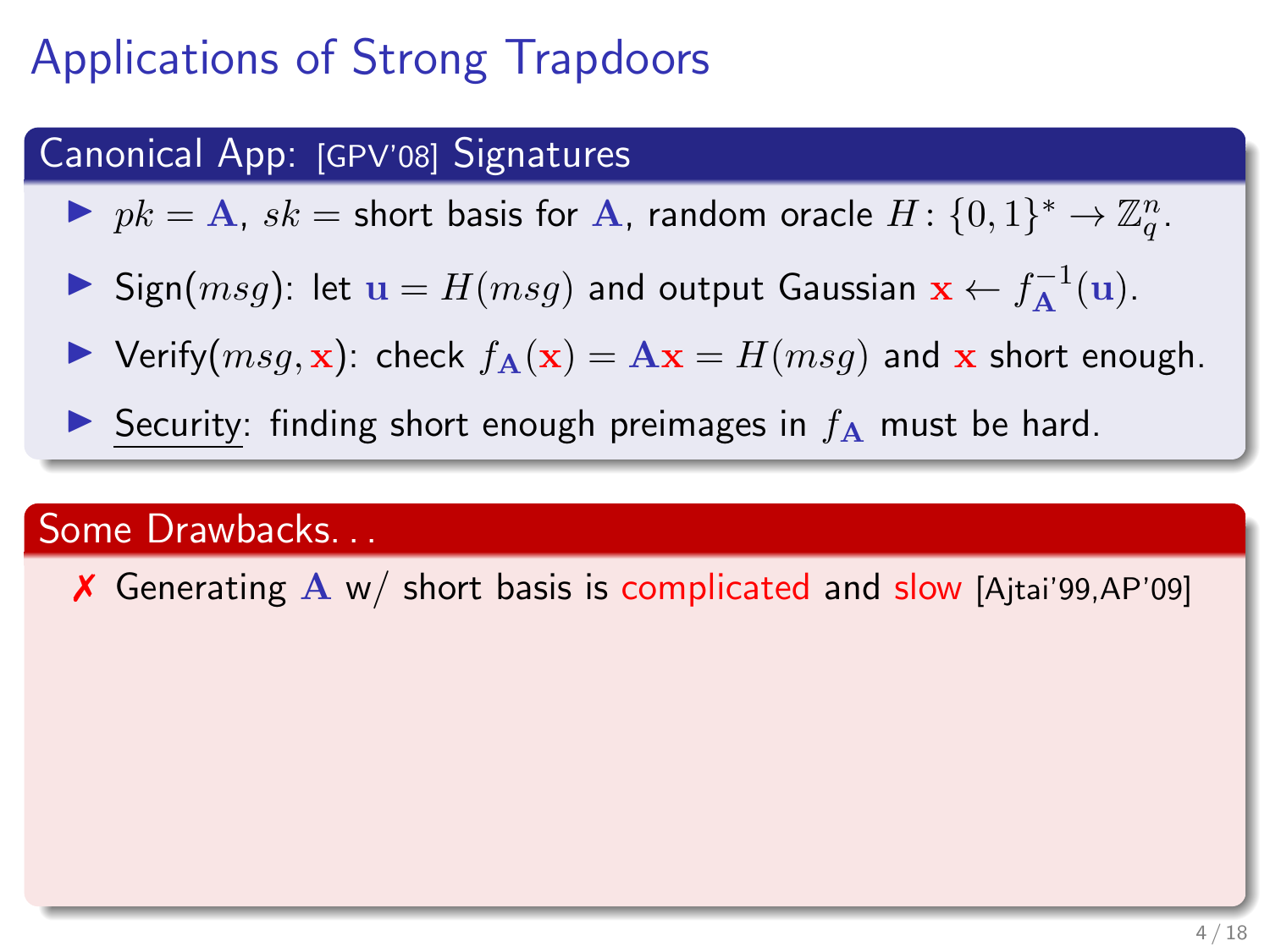# Applications of Strong Trapdoors

## Canonical App: [GPV'08] Signatures

- $pk = \mathbf{A}$, $sk =$ short basis for $\mathbf{A}$, random oracle $H \colon \{0,1\}^* \to \mathbb{Z}_q^n$.
- Sign($msg$): let $\mathbf{u} = H(msg)$ and output Gaussian $\mathbf{x} \leftarrow f_{\mathbf{A}}^{-1}(\mathbf{u})$.
- Verify($msg, \mathbf{x}$): check $f_{\mathbf{A}}(\mathbf{x}) = \mathbf{A}\mathbf{x} = H(msg)$ and $\mathbf{x}$ short enough.
- Security: finding short enough preimages in $f_{\mathbf{A}}$ must be hard.

## Some Drawbacks. . .

✗ Generating $\mathbf{A}$ w/ short basis is complicated and slow [Ajtai'99,AP'09]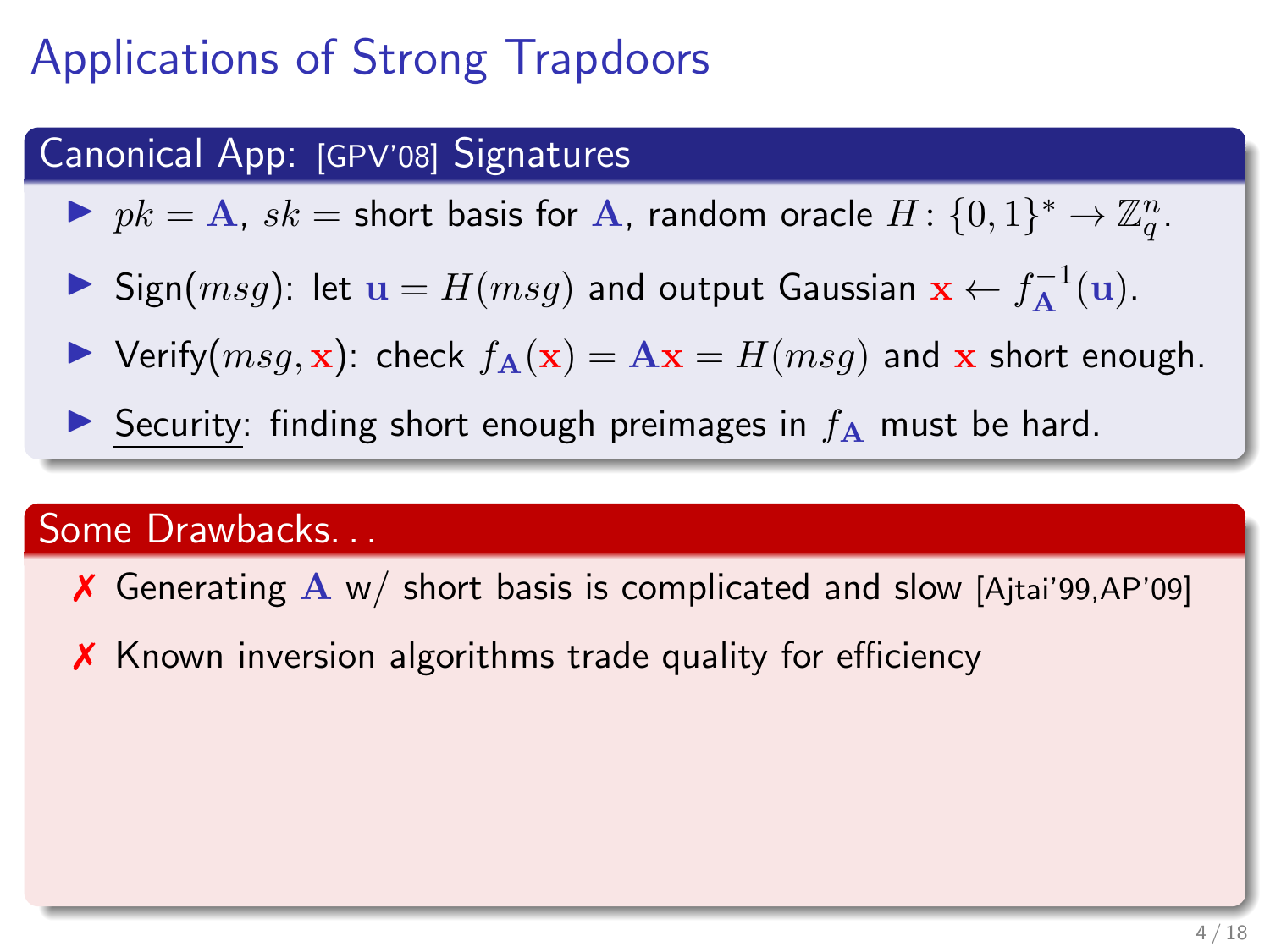# Applications of Strong Trapdoors

## Canonical App: [GPV'08] Signatures

- $pk = \mathbf{A}$, $sk =$ short basis for $\mathbf{A}$, random oracle $H\colon \{0,1\}^* \to \mathbb{Z}_q^n$.
- Sign($msg$): let $\mathbf{u} = H(msg)$ and output Gaussian $\mathbf{x} \leftarrow f_{\mathbf{A}}^{-1}(\mathbf{u})$.
- Verify($msg, \mathbf{x}$): check $f_{\mathbf{A}}(\mathbf{x}) = \mathbf{A}\mathbf{x} = H(msg)$ and $\mathbf{x}$ short enough.
- Security: finding short enough preimages in $f_{\mathbf{A}}$ must be hard.

## Some Drawbacks. . .

- ✗ Generating $\mathbf{A}$ w/ short basis is complicated and slow [Ajtai'99,AP'09]
- ✗ Known inversion algorithms trade quality for efficiency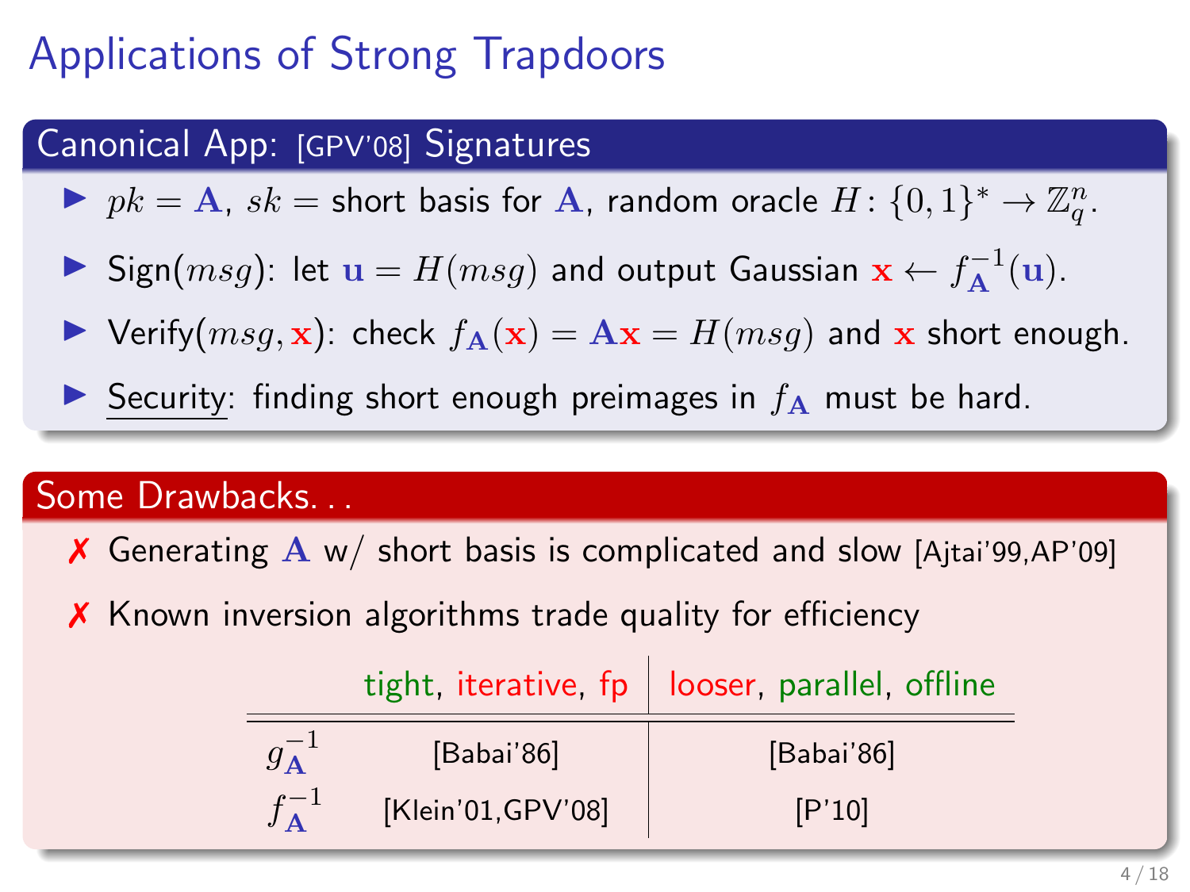# Applications of Strong Trapdoors

## Canonical App: [GPV'08] Signatures

- $pk = \mathbf{A}$, $sk =$ short basis for $\mathbf{A}$, random oracle $H \colon \{0,1\}^* \to \mathbb{Z}_q^n$.
- Sign($msg$): let $\mathbf{u} = H(msg)$ and output Gaussian $\mathbf{x} \leftarrow f_{\mathbf{A}}^{-1}(\mathbf{u})$.
- Verify($msg, \mathbf{x}$): check $f_{\mathbf{A}}(\mathbf{x}) = \mathbf{A}\mathbf{x} = H(msg)$ and $\mathbf{x}$ short enough.
- <u>Security</u>: finding short enough preimages in $f_{\mathbf{A}}$ must be hard.

## Some Drawbacks...

✗ Generating $\mathbf{A}$ w/ short basis is complicated and slow [Ajtai'99,AP'09]

✗ Known inversion algorithms trade quality for efficiency

| | tight, iterative, fp | looser, parallel, offline |
|---|---|---|
| $g_{\mathbf{A}}^{-1}$ | [Babai'86] | [Babai'86] |
| $f_{\mathbf{A}}^{-1}$ | [Klein'01,GPV'08] | [P'10] |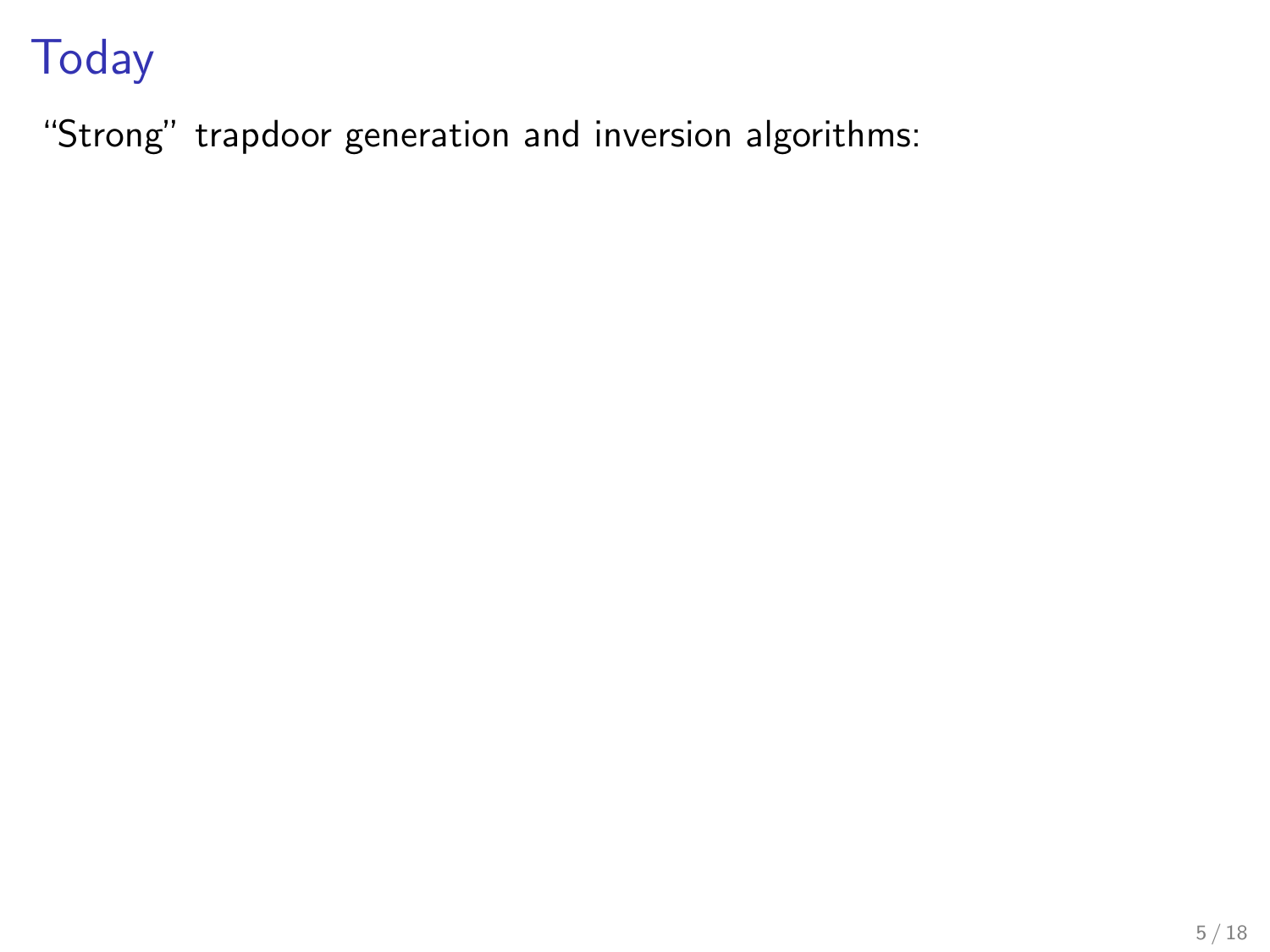# Today

"Strong" trapdoor generation and inversion algorithms: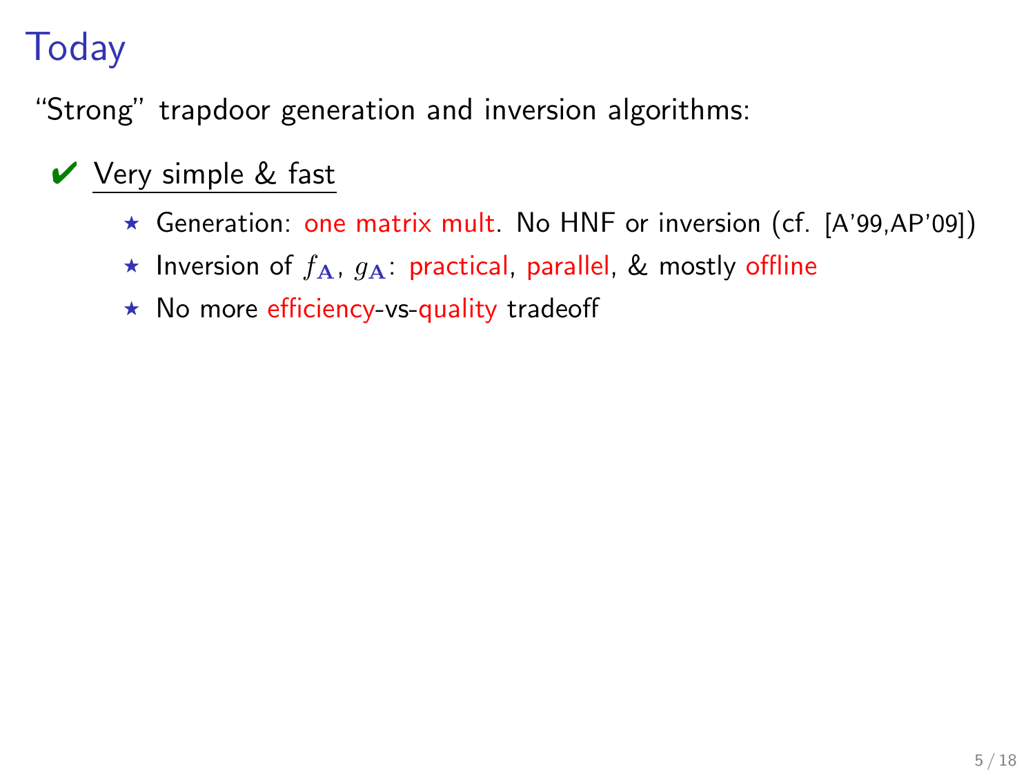# Today

"Strong" trapdoor generation and inversion algorithms:

✔ Very simple & fast

- ⋆ Generation: one matrix mult. No HNF or inversion (cf. [A'99,AP'09])
- ⋆ Inversion of $f_{\mathbf{A}}$, $g_{\mathbf{A}}$: practical, parallel, & mostly offline
- ⋆ No more efficiency-vs-quality tradeoff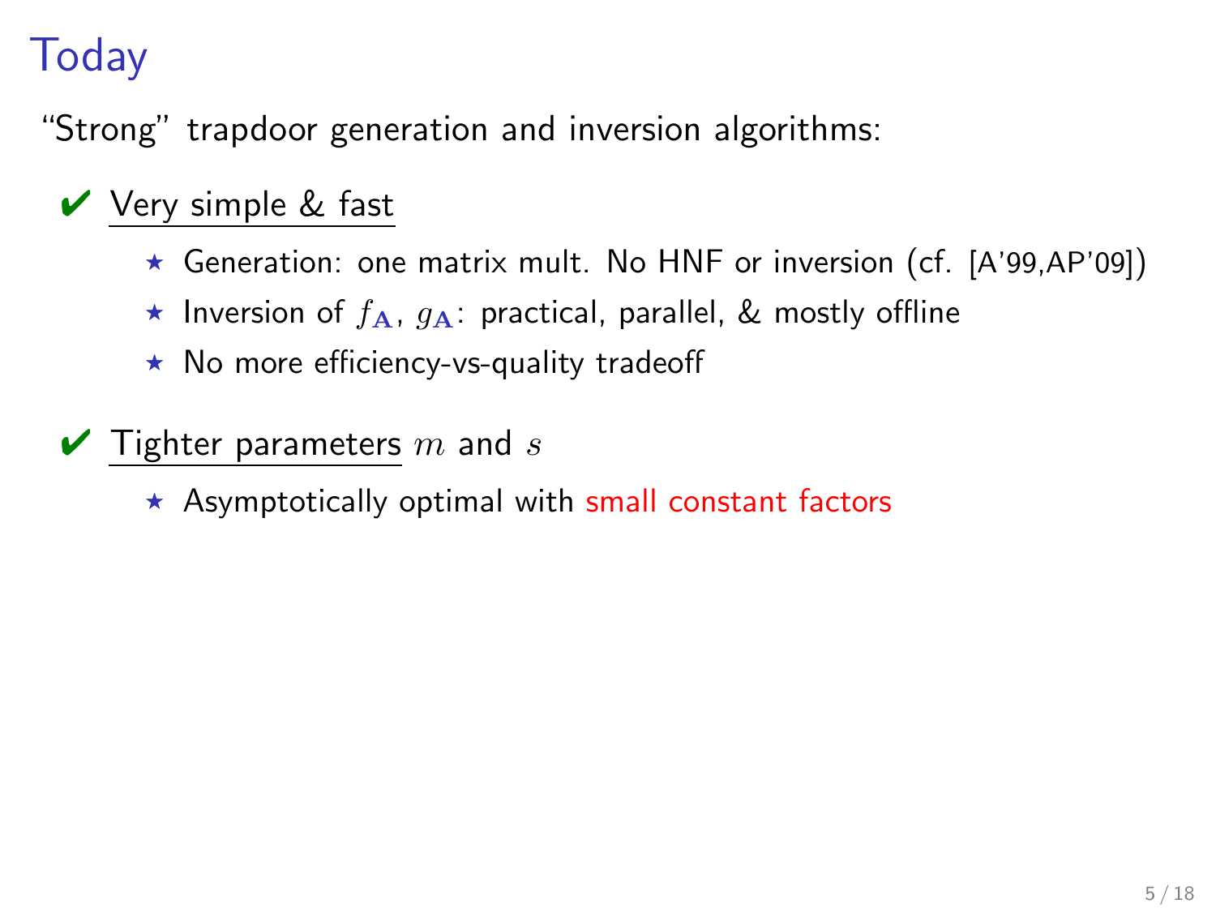# Today

"Strong" trapdoor generation and inversion algorithms:

- ✔ Very simple & fast
  - Generation: one matrix mult. No HNF or inversion (cf. [A'99,AP'09])
  - Inversion of $f_{\mathbf{A}}$, $g_{\mathbf{A}}$: practical, parallel, & mostly offline
  - No more efficiency-vs-quality tradeoff
- ✔ Tighter parameters $m$ and $s$
  - Asymptotically optimal with small constant factors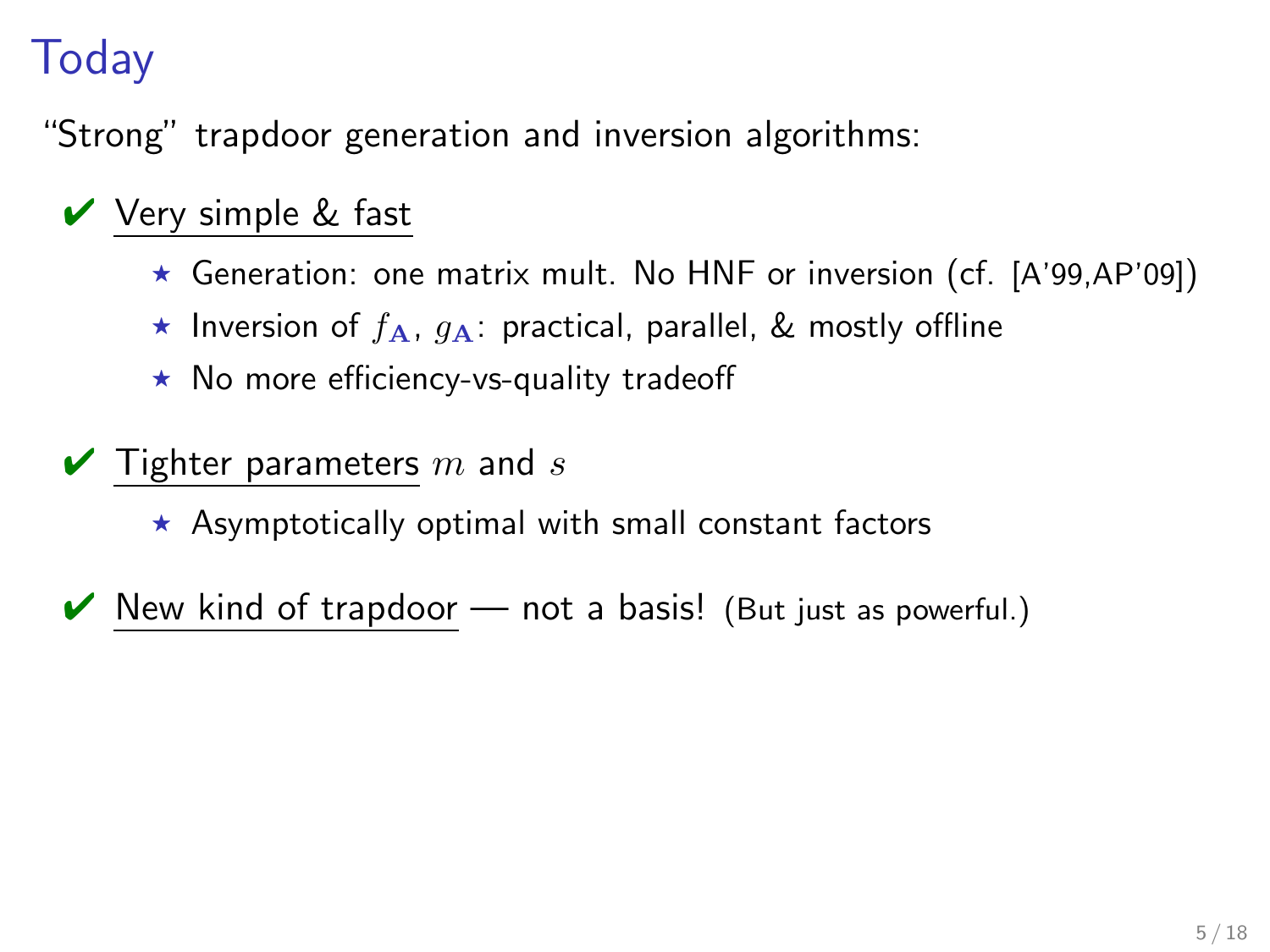# Today

"Strong" trapdoor generation and inversion algorithms:

- ✔ <u>Very simple & fast</u>
  - ⋆ Generation: one matrix mult. No HNF or inversion (cf. [A'99,AP'09])
  - ⋆ Inversion of $f_{\mathbf{A}}$, $g_{\mathbf{A}}$: practical, parallel, & mostly offline
  - ⋆ No more efficiency-vs-quality tradeoff
- ✔ <u>Tighter parameters</u> $m$ and $s$
  - ⋆ Asymptotically optimal with small constant factors
- ✔ <u>New kind of trapdoor</u> — not a basis! (But just as powerful.)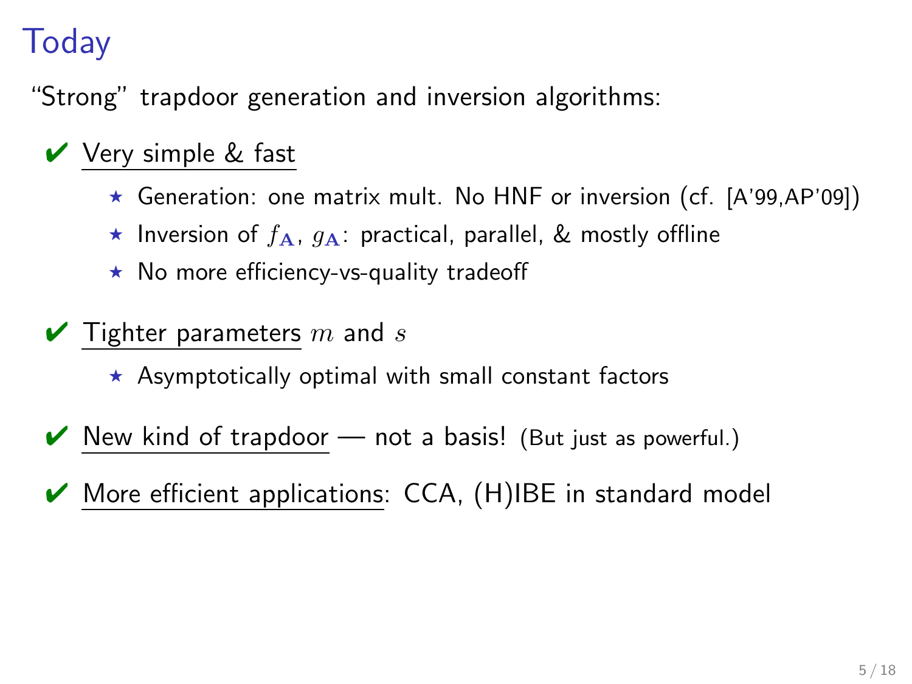# Today

"Strong" trapdoor generation and inversion algorithms:

- ✔ Very simple & fast
  - ⋆ Generation: one matrix mult. No HNF or inversion (cf. [A'99,AP'09])
  - ⋆ Inversion of $f_{\mathbf{A}}$, $g_{\mathbf{A}}$: practical, parallel, & mostly offline
  - ⋆ No more efficiency-vs-quality tradeoff
- ✔ Tighter parameters $m$ and $s$
  - ⋆ Asymptotically optimal with small constant factors
- ✔ New kind of trapdoor — not a basis! (But just as powerful.)
- ✔ More efficient applications: CCA, (H)IBE in standard model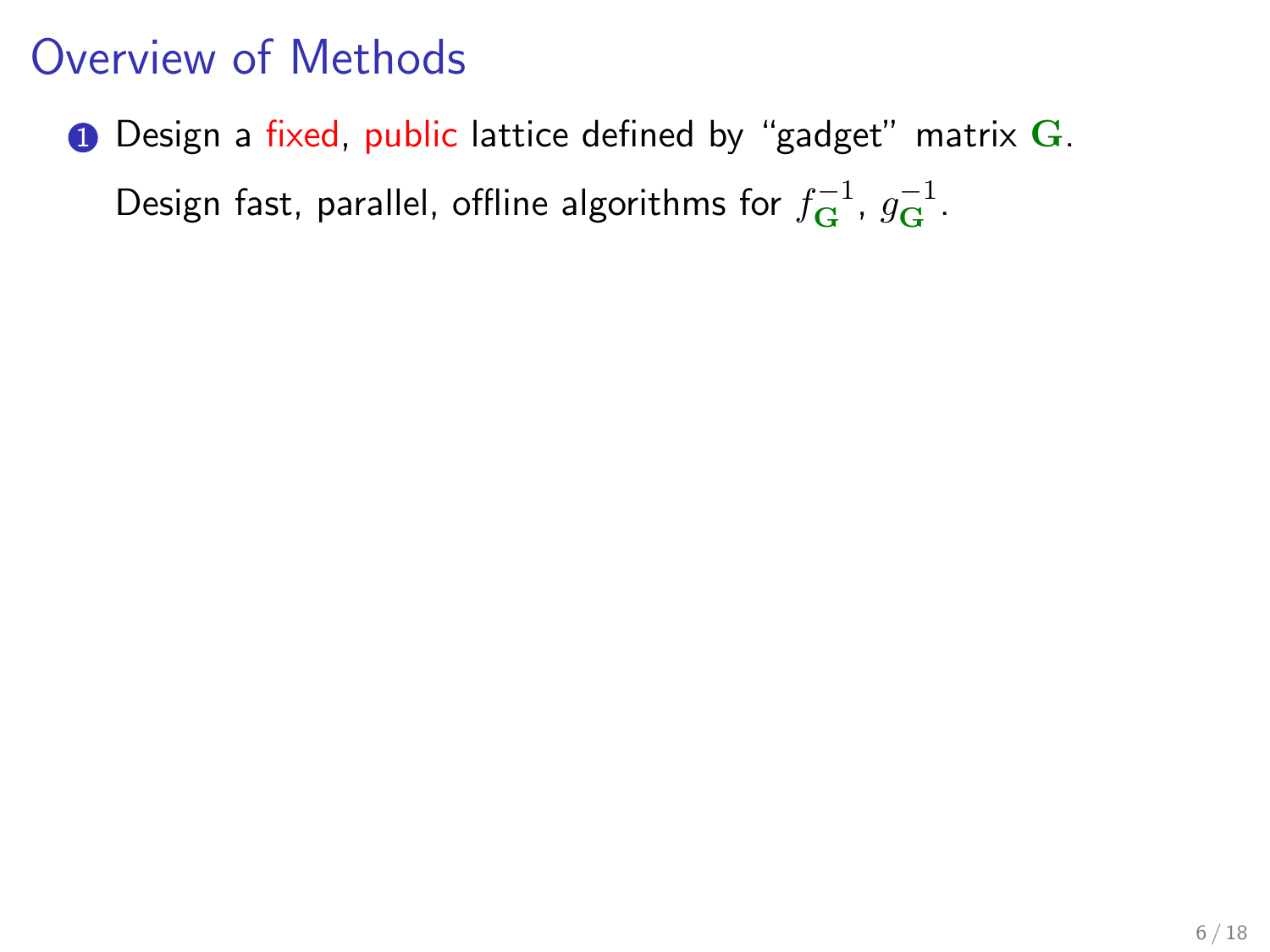# Overview of Methods

1. Design a fixed, public lattice defined by "gadget" matrix $\mathbf{G}$.

   Design fast, parallel, offline algorithms for $f_{\mathbf{G}}^{-1}$, $g_{\mathbf{G}}^{-1}$.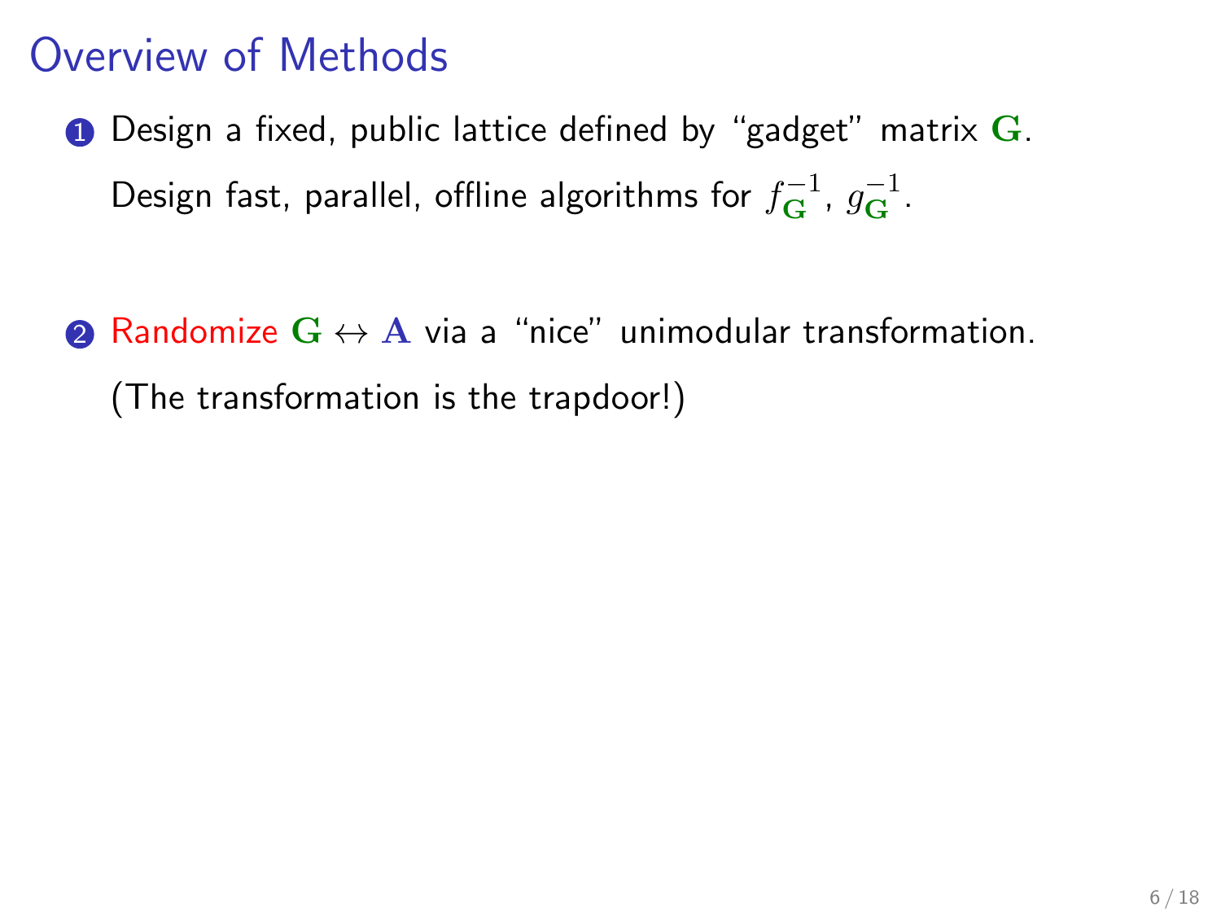# Overview of Methods

1. Design a fixed, public lattice defined by "gadget" matrix $\mathbf{G}$.

   Design fast, parallel, offline algorithms for $f_{\mathbf{G}}^{-1}$, $g_{\mathbf{G}}^{-1}$.

2. Randomize $\mathbf{G} \leftrightarrow \mathbf{A}$ via a "nice" unimodular transformation.

   (The transformation is the trapdoor!)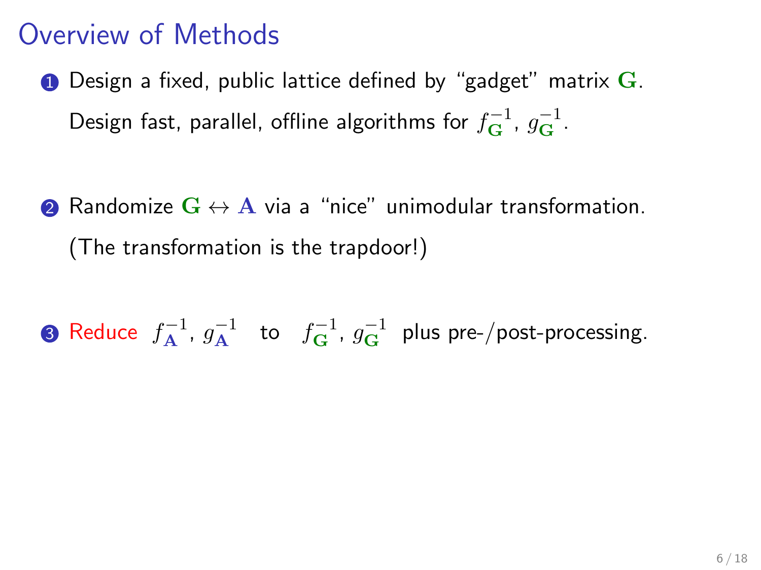# Overview of Methods

1. Design a fixed, public lattice defined by "gadget" matrix $\mathbf{G}$.

   Design fast, parallel, offline algorithms for $f_{\mathbf{G}}^{-1}$, $g_{\mathbf{G}}^{-1}$.

2. Randomize $\mathbf{G} \leftrightarrow \mathbf{A}$ via a "nice" unimodular transformation.

   (The transformation is the trapdoor!)

3. Reduce $f_{\mathbf{A}}^{-1}$, $g_{\mathbf{A}}^{-1}$ to $f_{\mathbf{G}}^{-1}$, $g_{\mathbf{G}}^{-1}$ plus pre-/post-processing.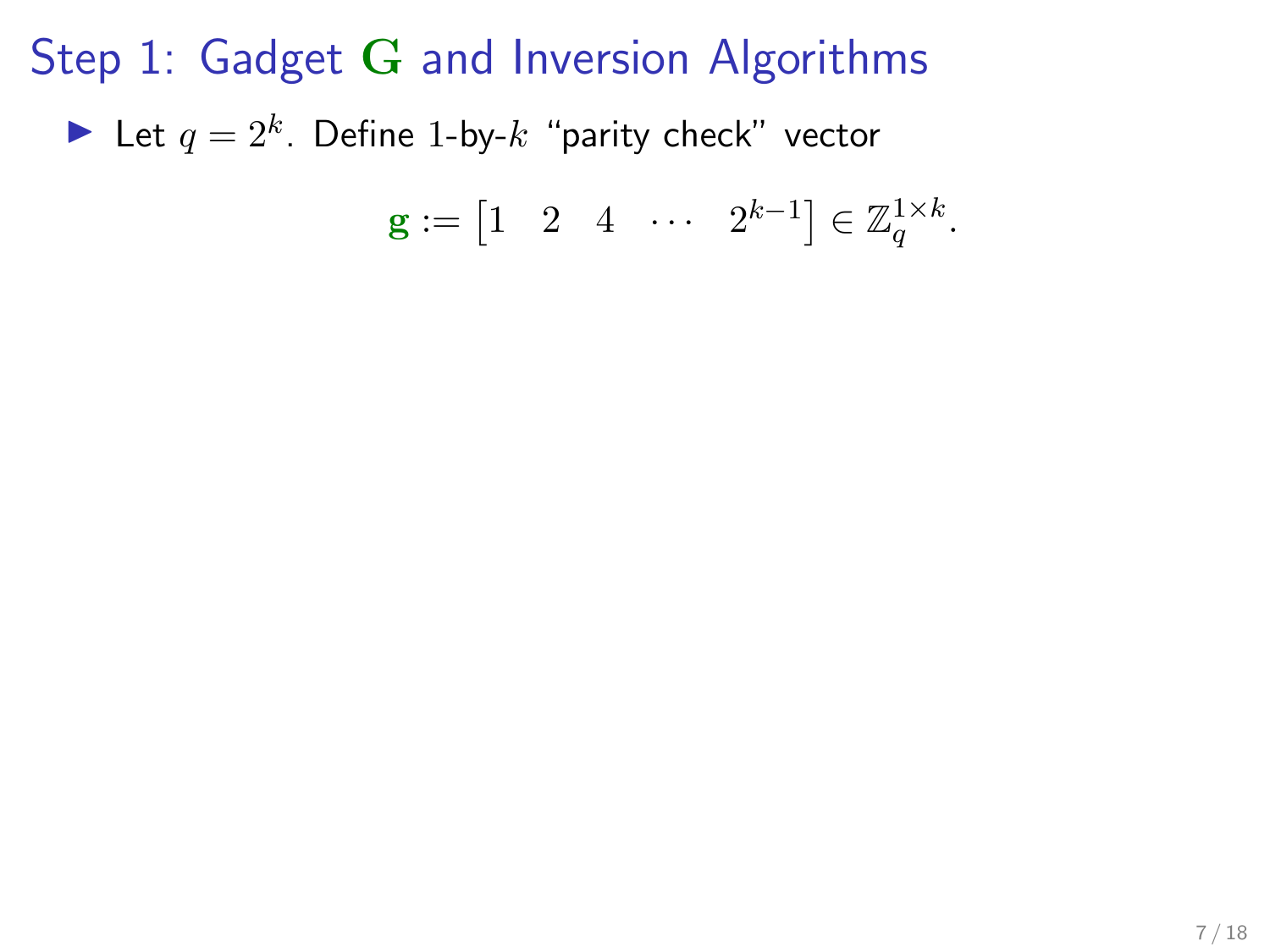# Step 1: Gadget $\mathbf{G}$ and Inversion Algorithms

- Let $q = 2^k$. Define $1$-by-$k$ "parity check" vector

$$\mathbf{g} := \begin{bmatrix} 1 & 2 & 4 & \cdots & 2^{k-1} \end{bmatrix} \in \mathbb{Z}_q^{1 \times k}.$$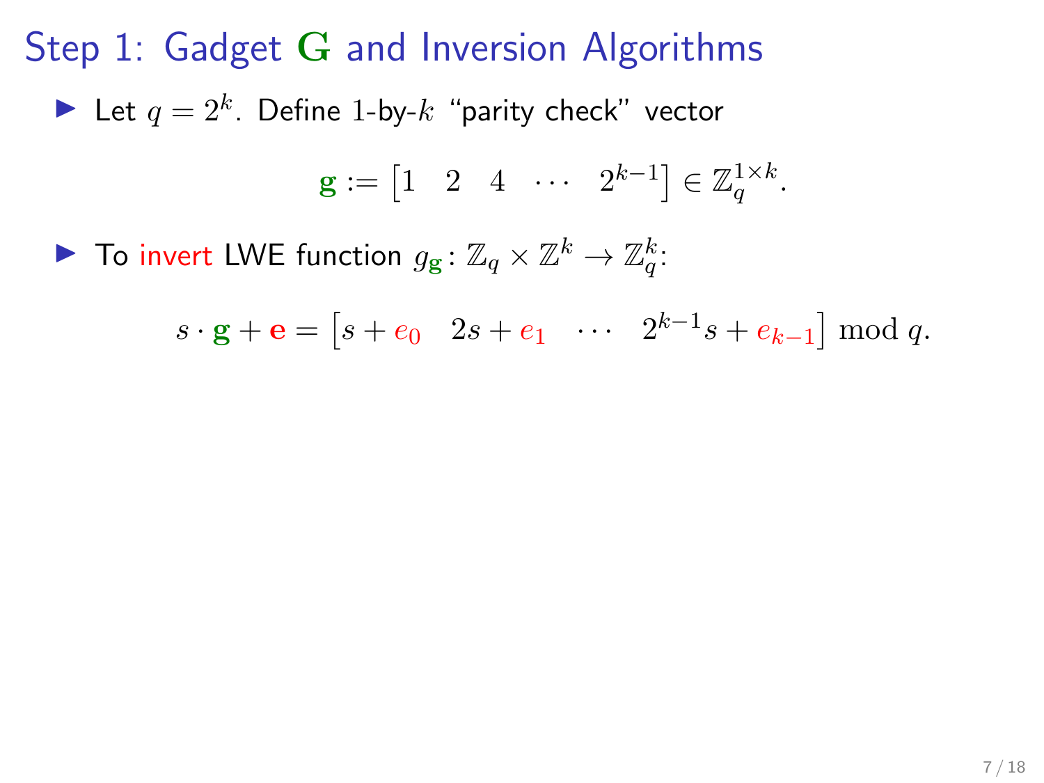# Step 1: Gadget $\mathbf{G}$ and Inversion Algorithms

- Let $q = 2^k$. Define $1$-by-$k$ "parity check" vector

$$\mathbf{g} := \begin{bmatrix} 1 & 2 & 4 & \cdots & 2^{k-1} \end{bmatrix} \in \mathbb{Z}_q^{1 \times k}.$$

- To invert LWE function $g_{\mathbf{g}} \colon \mathbb{Z}_q \times \mathbb{Z}^k \to \mathbb{Z}_q^k$:

$$s \cdot \mathbf{g} + \mathbf{e} = \begin{bmatrix} s + e_0 & 2s + e_1 & \cdots & 2^{k-1}s + e_{k-1} \end{bmatrix} \bmod q.$$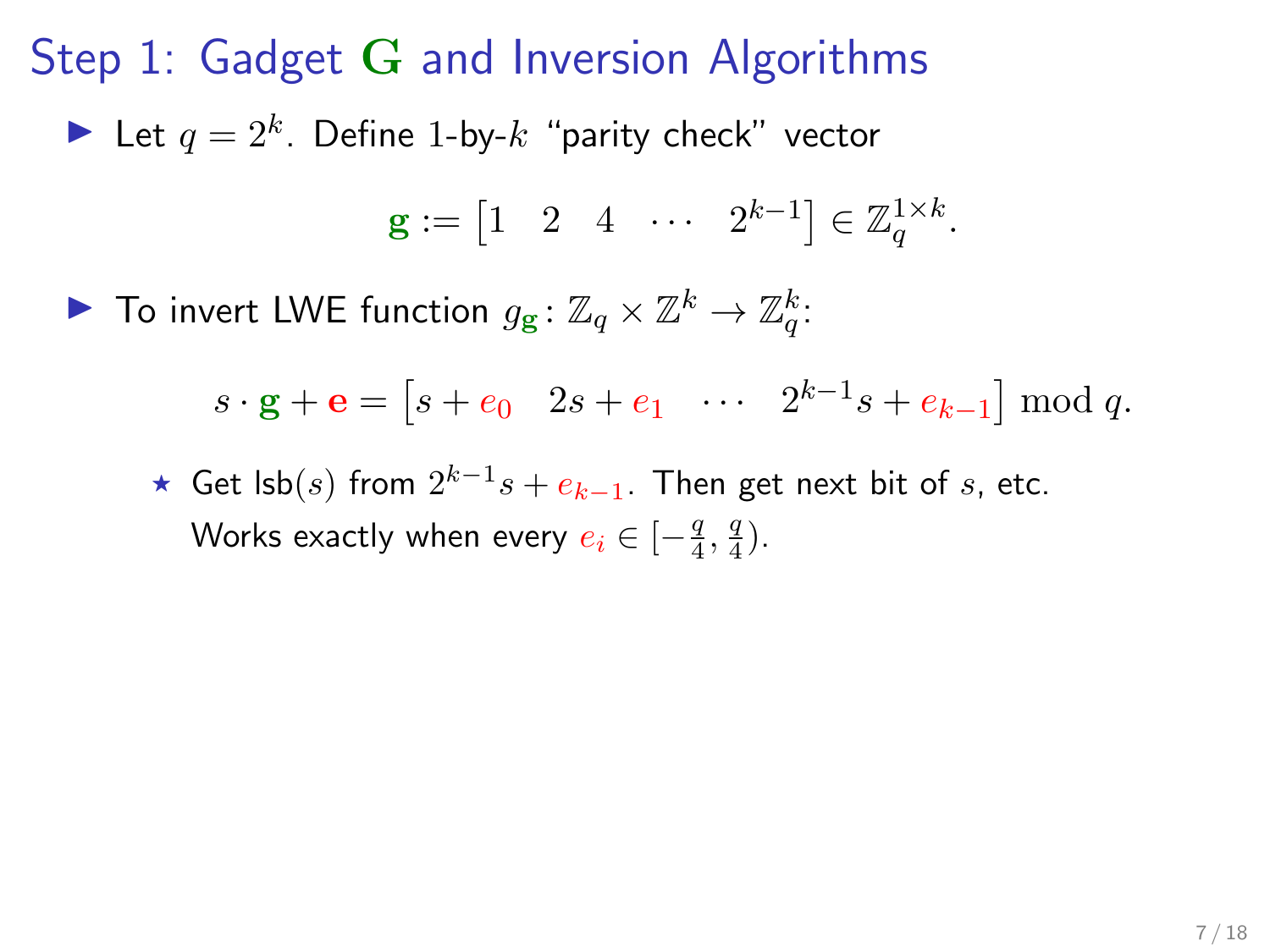# Step 1: Gadget $\mathbf{G}$ and Inversion Algorithms

- Let $q = 2^k$. Define $1$-by-$k$ "parity check" vector

$$\mathbf{g} := \begin{bmatrix} 1 & 2 & 4 & \cdots & 2^{k-1} \end{bmatrix} \in \mathbb{Z}_q^{1 \times k}.$$

- To invert LWE function $g_{\mathbf{g}} \colon \mathbb{Z}_q \times \mathbb{Z}^k \to \mathbb{Z}_q^k$:

$$s \cdot \mathbf{g} + \mathbf{e} = \begin{bmatrix} s + e_0 & 2s + e_1 & \cdots & 2^{k-1}s + e_{k-1} \end{bmatrix} \bmod q.$$

  - ⋆ Get $\mathsf{lsb}(s)$ from $2^{k-1}s + e_{k-1}$. Then get next bit of $s$, etc. Works exactly when every $e_i \in [-\frac{q}{4}, \frac{q}{4})$.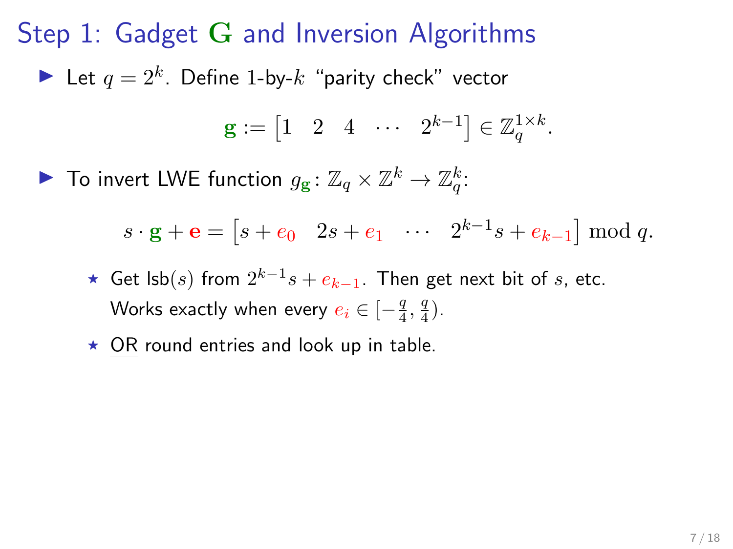# Step 1: Gadget $\mathbf{G}$ and Inversion Algorithms

- Let $q = 2^k$. Define 1-by-$k$ "parity check" vector

$$\mathbf{g} := \begin{bmatrix} 1 & 2 & 4 & \cdots & 2^{k-1} \end{bmatrix} \in \mathbb{Z}_q^{1 \times k}.$$

- To invert LWE function $g_{\mathbf{g}} \colon \mathbb{Z}_q \times \mathbb{Z}^k \to \mathbb{Z}_q^k$:

$$s \cdot \mathbf{g} + \mathbf{e} = \begin{bmatrix} s + e_0 & 2s + e_1 & \cdots & 2^{k-1}s + e_{k-1} \end{bmatrix} \bmod q.$$

  - ⋆ Get $\mathsf{lsb}(s)$ from $2^{k-1}s + e_{k-1}$. Then get next bit of $s$, etc. Works exactly when every $e_i \in [-\frac{q}{4}, \frac{q}{4})$.
  - ⋆ OR round entries and look up in table.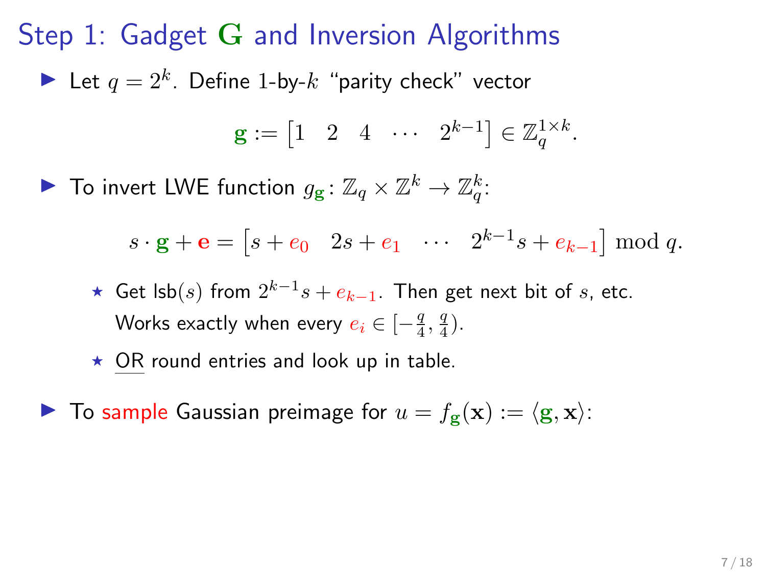# Step 1: Gadget $\mathbf{G}$ and Inversion Algorithms

- Let $q = 2^k$. Define 1-by-$k$ "parity check" vector

$$\mathbf{g} := \begin{bmatrix} 1 & 2 & 4 & \cdots & 2^{k-1} \end{bmatrix} \in \mathbb{Z}_q^{1 \times k}.$$

- To invert LWE function $g_{\mathbf{g}} \colon \mathbb{Z}_q \times \mathbb{Z}^k \to \mathbb{Z}_q^k$:

$$s \cdot \mathbf{g} + \mathbf{e} = \begin{bmatrix} s + e_0 & 2s + e_1 & \cdots & 2^{k-1}s + e_{k-1} \end{bmatrix} \bmod q.$$

  - ⋆ Get lsb$(s)$ from $2^{k-1}s + e_{k-1}$. Then get next bit of $s$, etc. Works exactly when every $e_i \in [-\frac{q}{4}, \frac{q}{4})$.
  - ⋆ <u>OR</u> round entries and look up in table.

- To sample Gaussian preimage for $u = f_{\mathbf{g}}(\mathbf{x}) := \langle \mathbf{g}, \mathbf{x} \rangle$: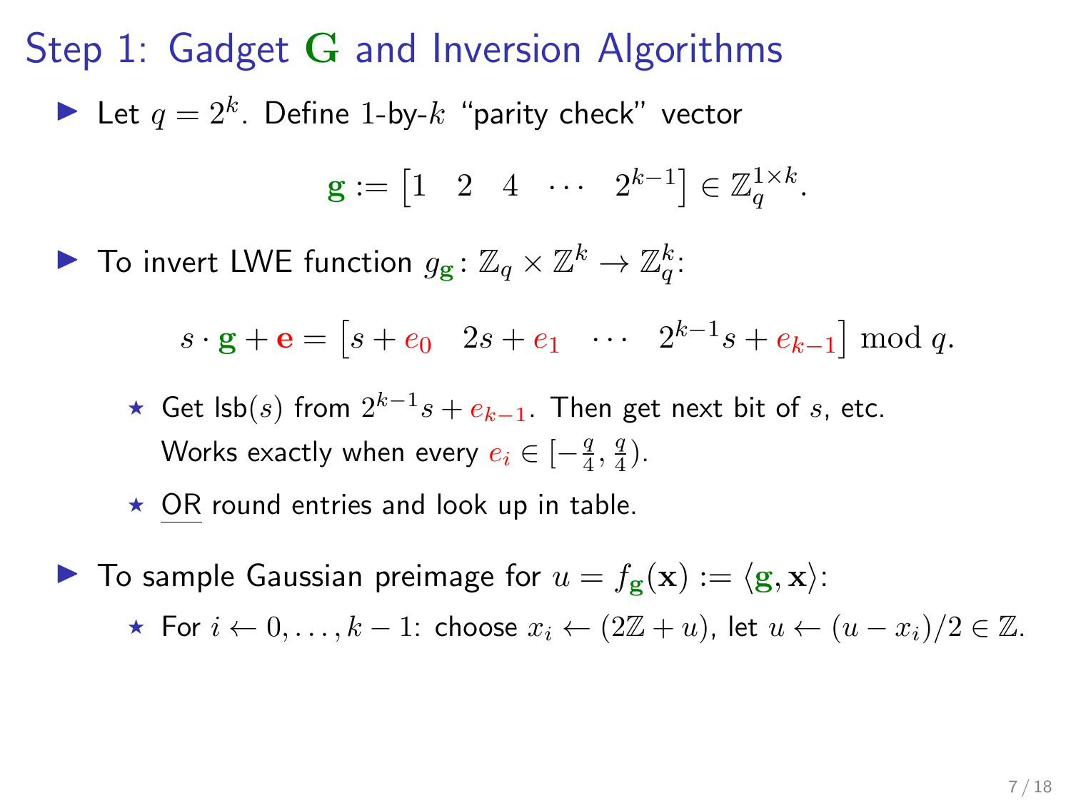# Step 1: Gadget $\mathbf{G}$ and Inversion Algorithms

- Let $q = 2^k$. Define 1-by-$k$ "parity check" vector

$$\mathbf{g} := \begin{bmatrix} 1 & 2 & 4 & \cdots & 2^{k-1} \end{bmatrix} \in \mathbb{Z}_q^{1 \times k}.$$

- To invert LWE function $g_{\mathbf{g}} \colon \mathbb{Z}_q \times \mathbb{Z}^k \to \mathbb{Z}_q^k$:

$$s \cdot \mathbf{g} + \mathbf{e} = \begin{bmatrix} s + e_0 & 2s + e_1 & \cdots & 2^{k-1}s + e_{k-1} \end{bmatrix} \bmod q.$$

  - ⋆ Get lsb$(s)$ from $2^{k-1}s + e_{k-1}$. Then get next bit of $s$, etc. Works exactly when every $e_i \in [-\frac{q}{4}, \frac{q}{4})$.
  - ⋆ OR round entries and look up in table.

- To sample Gaussian preimage for $u = f_{\mathbf{g}}(\mathbf{x}) := \langle \mathbf{g}, \mathbf{x} \rangle$:
  - ⋆ For $i \leftarrow 0, \ldots, k-1$: choose $x_i \leftarrow (2\mathbb{Z} + u)$, let $u \leftarrow (u - x_i)/2 \in \mathbb{Z}$.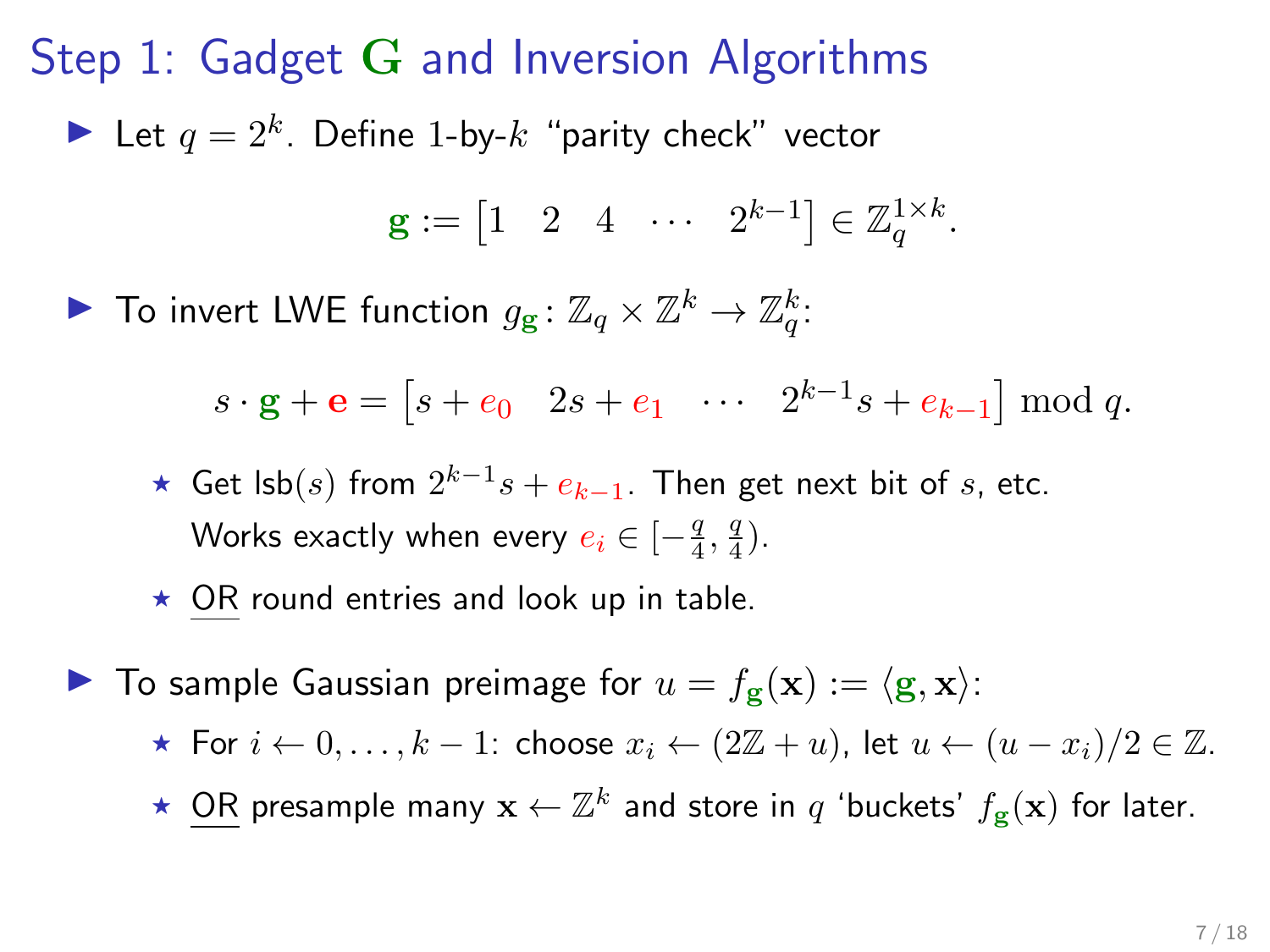# Step 1: Gadget $\mathbf{G}$ and Inversion Algorithms

- Let $q = 2^k$. Define 1-by-$k$ "parity check" vector

$$\mathbf{g} := \begin{bmatrix} 1 & 2 & 4 & \cdots & 2^{k-1} \end{bmatrix} \in \mathbb{Z}_q^{1 \times k}.$$

- To invert LWE function $g_{\mathbf{g}} \colon \mathbb{Z}_q \times \mathbb{Z}^k \to \mathbb{Z}_q^k$:

$$s \cdot \mathbf{g} + \mathbf{e} = \begin{bmatrix} s + e_0 & 2s + e_1 & \cdots & 2^{k-1}s + e_{k-1} \end{bmatrix} \bmod q.$$

  - Get $\mathsf{lsb}(s)$ from $2^{k-1}s + e_{k-1}$. Then get next bit of $s$, etc. Works exactly when every $e_i \in [-\frac{q}{4}, \frac{q}{4})$.
  - OR round entries and look up in table.

- To sample Gaussian preimage for $u = f_{\mathbf{g}}(\mathbf{x}) := \langle \mathbf{g}, \mathbf{x} \rangle$:
  - For $i \leftarrow 0, \ldots, k-1$: choose $x_i \leftarrow (2\mathbb{Z} + u)$, let $u \leftarrow (u - x_i)/2 \in \mathbb{Z}$.
  - OR presample many $\mathbf{x} \leftarrow \mathbb{Z}^k$ and store in $q$ 'buckets' $f_{\mathbf{g}}(\mathbf{x})$ for later.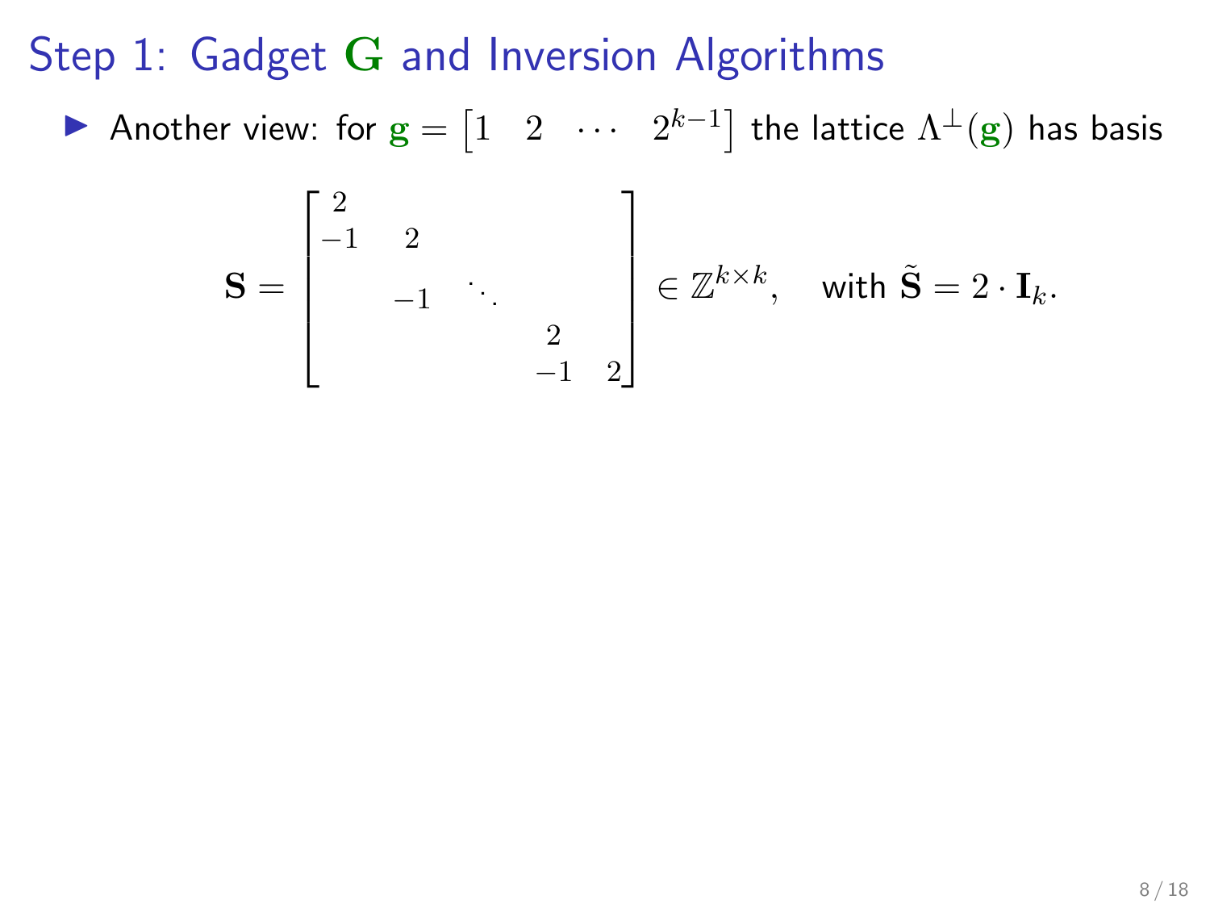# Step 1: Gadget $\mathbf{G}$ and Inversion Algorithms

- Another view: for $\mathbf{g} = \begin{bmatrix} 1 & 2 & \cdots & 2^{k-1} \end{bmatrix}$ the lattice $\Lambda^{\perp}(\mathbf{g})$ has basis

$$\mathbf{S} = \begin{bmatrix} 2 & & & & \\ -1 & 2 & & & \\ & -1 & \ddots & & \\ & & & 2 & \\ & & & -1 & 2 \end{bmatrix} \in \mathbb{Z}^{k \times k}, \quad \text{with } \tilde{\mathbf{S}} = 2 \cdot \mathbf{I}_k.$$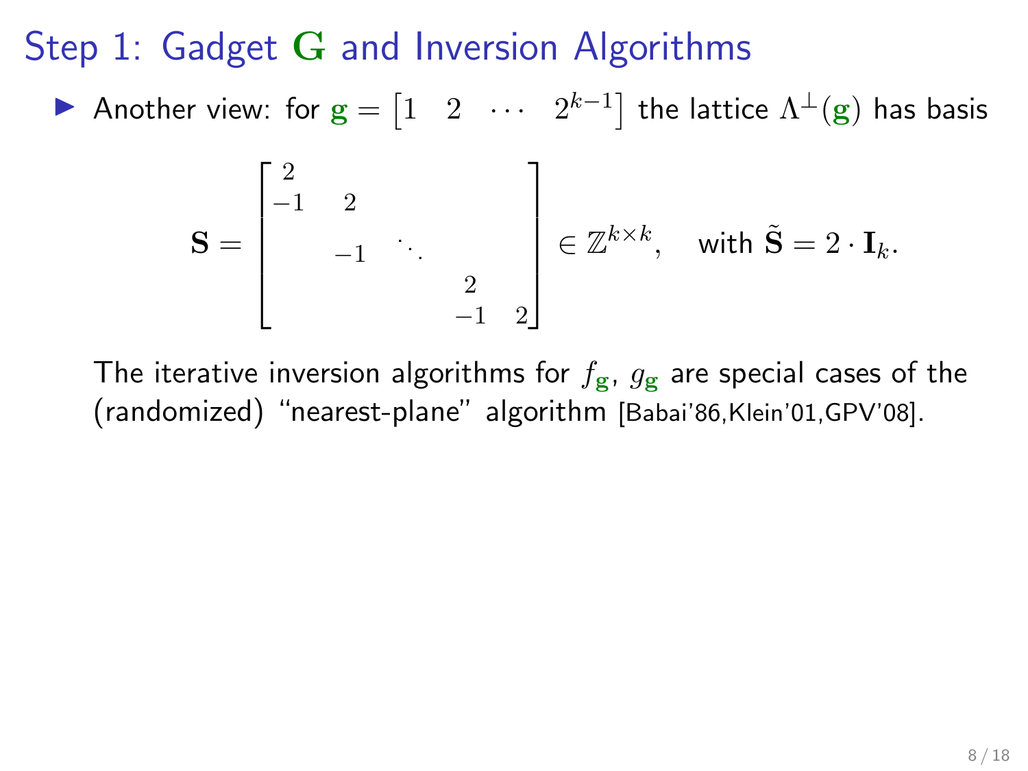# Step 1: Gadget $\mathbf{G}$ and Inversion Algorithms

- Another view: for $\mathbf{g} = \begin{bmatrix} 1 & 2 & \cdots & 2^{k-1} \end{bmatrix}$ the lattice $\Lambda^{\perp}(\mathbf{g})$ has basis

$$\mathbf{S} = \begin{bmatrix} 2 & & & & \\ -1 & 2 & & & \\ & -1 & \ddots & & \\ & & & 2 & \\ & & & -1 & 2 \end{bmatrix} \in \mathbb{Z}^{k \times k}, \quad \text{with } \tilde{\mathbf{S}} = 2 \cdot \mathbf{I}_k.$$

The iterative inversion algorithms for $f_{\mathbf{g}}$, $g_{\mathbf{g}}$ are special cases of the (randomized) "nearest-plane" algorithm [Babai'86,Klein'01,GPV'08].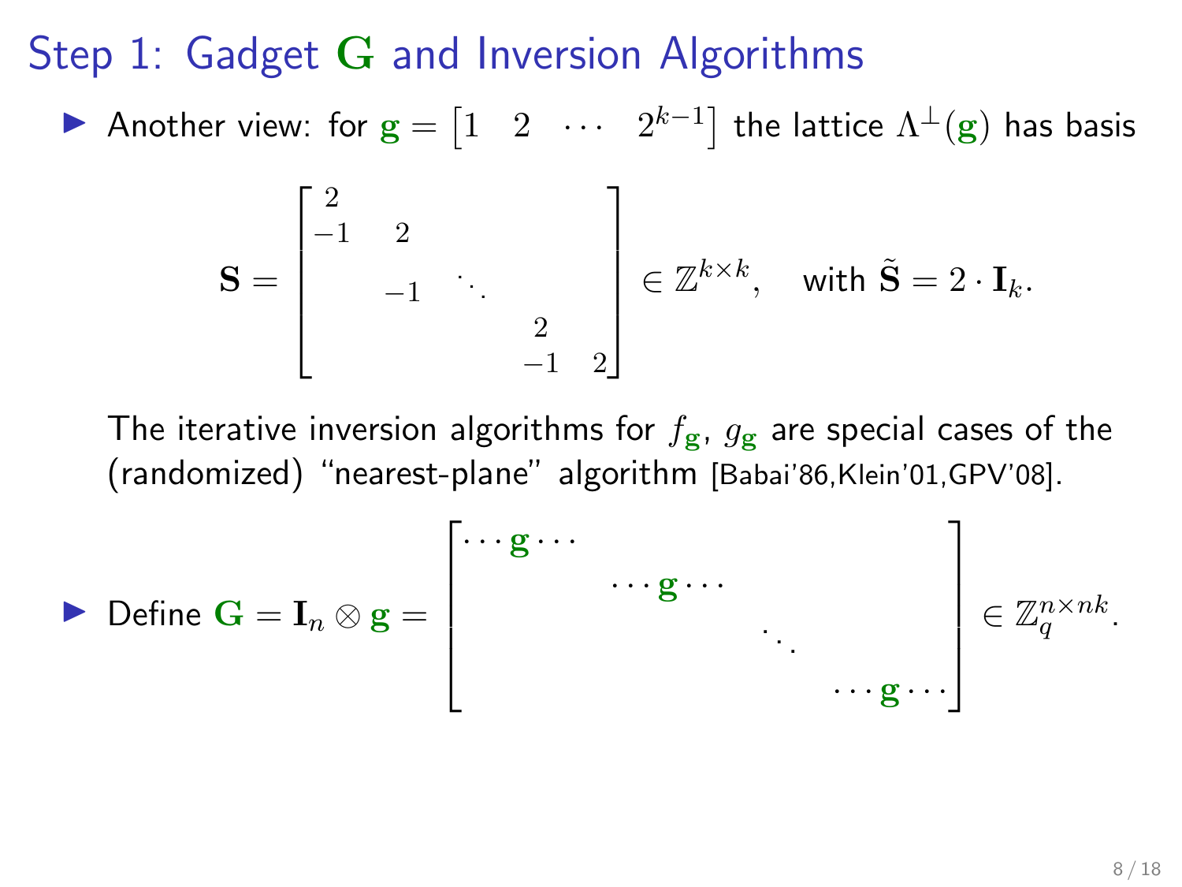# Step 1: Gadget $\mathbf{G}$ and Inversion Algorithms

- Another view: for $\mathbf{g} = \begin{bmatrix} 1 & 2 & \cdots & 2^{k-1} \end{bmatrix}$ the lattice $\Lambda^\perp(\mathbf{g})$ has basis

$$\mathbf{S} = \begin{bmatrix} 2 & & & & \\ -1 & 2 & & & \\ & -1 & \ddots & & \\ & & & 2 & \\ & & & -1 & 2 \end{bmatrix} \in \mathbb{Z}^{k \times k}, \quad \text{with } \tilde{\mathbf{S}} = 2 \cdot \mathbf{I}_k.$$

  The iterative inversion algorithms for $f_{\mathbf{g}}$, $g_{\mathbf{g}}$ are special cases of the (randomized) "nearest-plane" algorithm [Babai'86,Klein'01,GPV'08].

- Define $\mathbf{G} = \mathbf{I}_n \otimes \mathbf{g} = \begin{bmatrix} \cdots \mathbf{g} \cdots & & & \\ & \cdots \mathbf{g} \cdots & & \\ & & \ddots & \\ & & & \cdots \mathbf{g} \cdots \end{bmatrix} \in \mathbb{Z}_q^{n \times nk}$.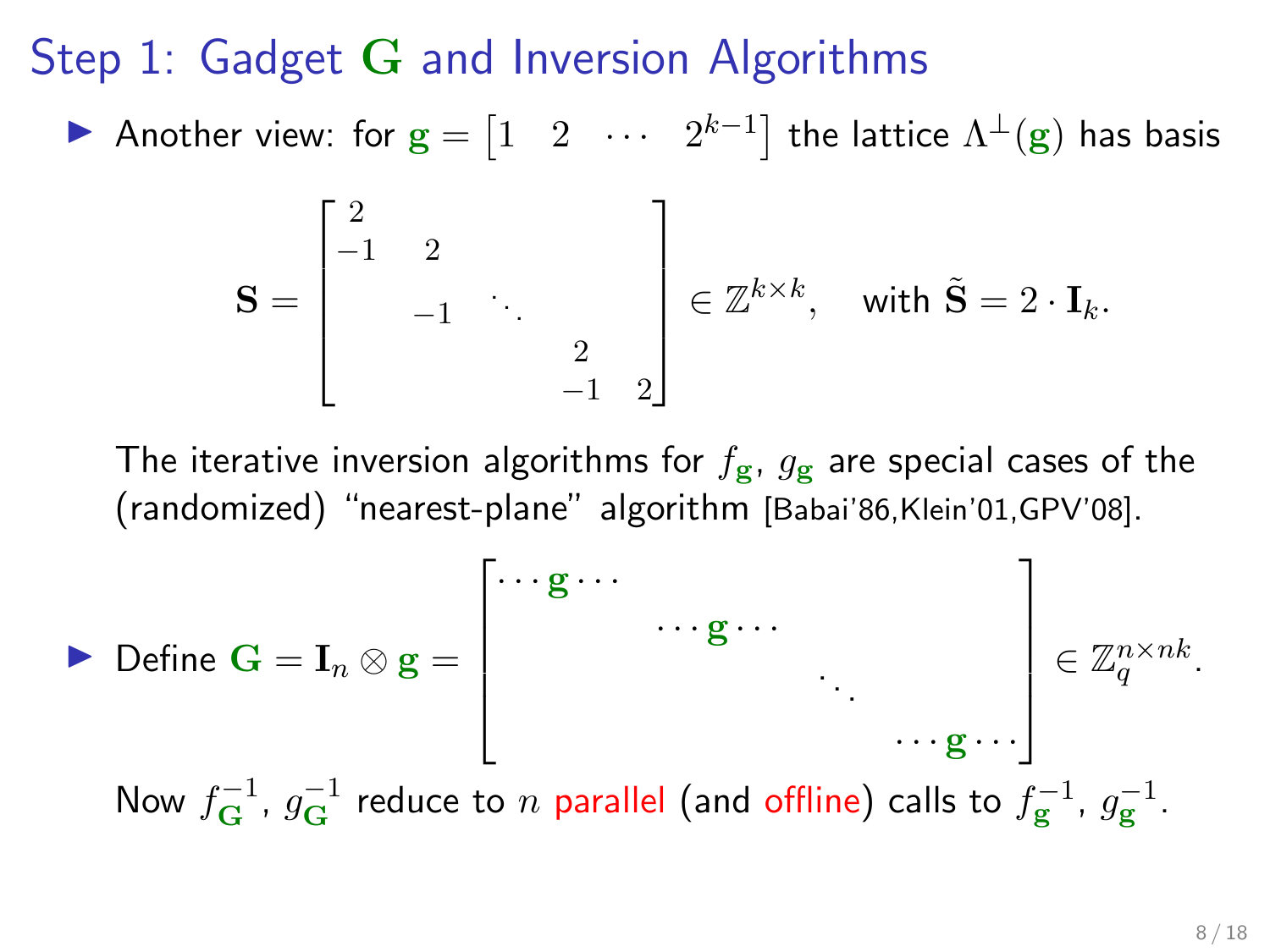# Step 1: Gadget $\mathbf{G}$ and Inversion Algorithms

- Another view: for $\mathbf{g} = \begin{bmatrix} 1 & 2 & \cdots & 2^{k-1} \end{bmatrix}$ the lattice $\Lambda^\perp(\mathbf{g})$ has basis

$$\mathbf{S} = \begin{bmatrix} 2 & & & & \\ -1 & 2 & & & \\ & -1 & \ddots & & \\ & & & 2 & \\ & & & -1 & 2 \end{bmatrix} \in \mathbb{Z}^{k \times k}, \quad \text{with } \tilde{\mathbf{S}} = 2 \cdot \mathbf{I}_k.$$

  The iterative inversion algorithms for $f_{\mathbf{g}}$, $g_{\mathbf{g}}$ are special cases of the (randomized) "nearest-plane" algorithm [Babai'86,Klein'01,GPV'08].

- Define $\mathbf{G} = \mathbf{I}_n \otimes \mathbf{g} = \begin{bmatrix} \cdots \mathbf{g} \cdots & & & \\ & \cdots \mathbf{g} \cdots & & \\ & & \ddots & \\ & & & \cdots \mathbf{g} \cdots \end{bmatrix} \in \mathbb{Z}_q^{n \times nk}$.

  Now $f_{\mathbf{G}}^{-1}$, $g_{\mathbf{G}}^{-1}$ reduce to $n$ parallel (and offline) calls to $f_{\mathbf{g}}^{-1}$, $g_{\mathbf{g}}^{-1}$.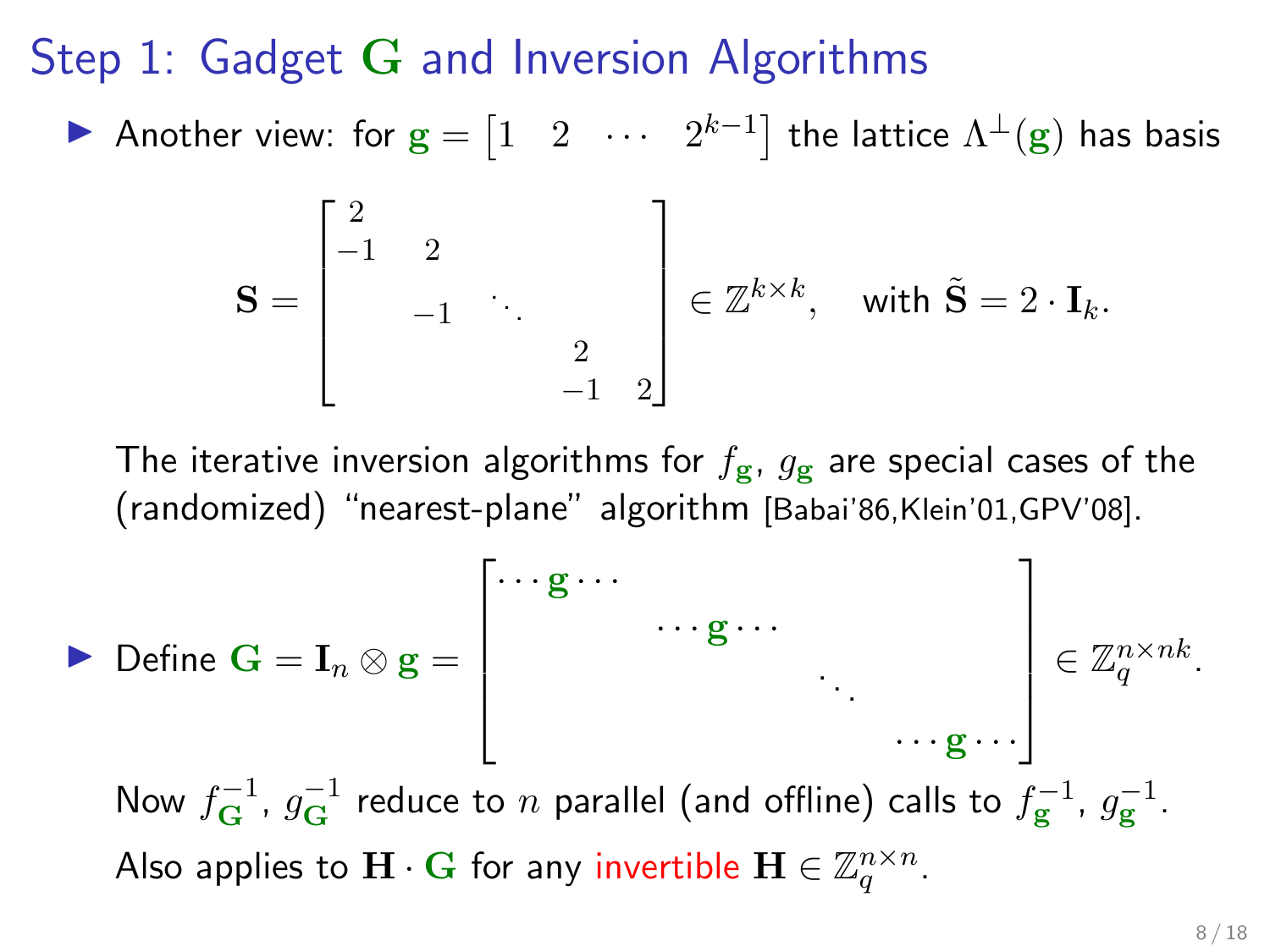# Step 1: Gadget $\mathbf{G}$ and Inversion Algorithms

- Another view: for $\mathbf{g} = \begin{bmatrix} 1 & 2 & \cdots & 2^{k-1} \end{bmatrix}$ the lattice $\Lambda^{\perp}(\mathbf{g})$ has basis

$$\mathbf{S} = \begin{bmatrix} 2 & & & & \\ -1 & 2 & & & \\ & -1 & \ddots & & \\ & & & 2 & \\ & & & -1 & 2 \end{bmatrix} \in \mathbb{Z}^{k \times k}, \quad \text{with } \tilde{\mathbf{S}} = 2 \cdot \mathbf{I}_k.$$

  The iterative inversion algorithms for $f_{\mathbf{g}}$, $g_{\mathbf{g}}$ are special cases of the (randomized) "nearest-plane" algorithm [Babai'86,Klein'01,GPV'08].

- Define $\mathbf{G} = \mathbf{I}_n \otimes \mathbf{g} = \begin{bmatrix} \cdots \mathbf{g} \cdots & & & \\ & \cdots \mathbf{g} \cdots & & \\ & & \ddots & \\ & & & \cdots \mathbf{g} \cdots \end{bmatrix} \in \mathbb{Z}_q^{n \times nk}$.

  Now $f_{\mathbf{G}}^{-1}$, $g_{\mathbf{G}}^{-1}$ reduce to $n$ parallel (and offline) calls to $f_{\mathbf{g}}^{-1}$, $g_{\mathbf{g}}^{-1}$.

  Also applies to $\mathbf{H} \cdot \mathbf{G}$ for any invertible $\mathbf{H} \in \mathbb{Z}_q^{n \times n}$.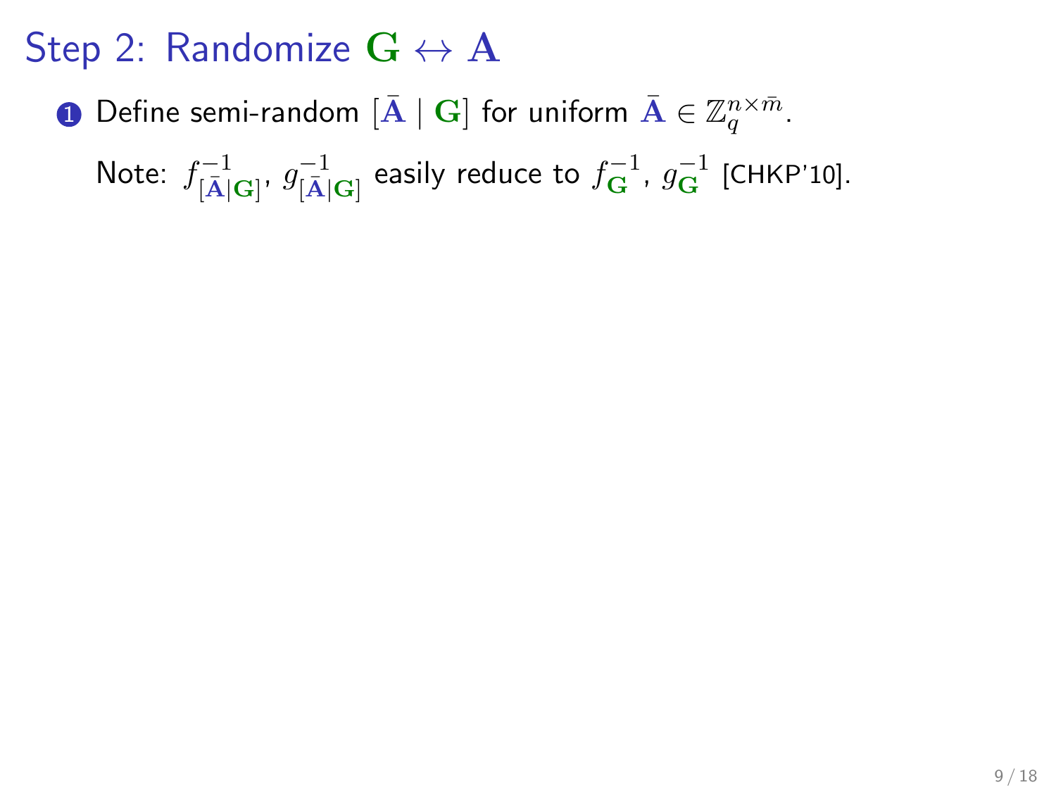# Step 2: Randomize $\mathbf{G} \leftrightarrow \mathbf{A}$

1. Define semi-random $[\bar{\mathbf{A}} \mid \mathbf{G}]$ for uniform $\bar{\mathbf{A}} \in \mathbb{Z}_q^{n \times \bar{m}}$.

   Note: $f^{-1}_{[\bar{\mathbf{A}}|\mathbf{G}]}$, $g^{-1}_{[\bar{\mathbf{A}}|\mathbf{G}]}$ easily reduce to $f^{-1}_{\mathbf{G}}$, $g^{-1}_{\mathbf{G}}$ [CHKP'10].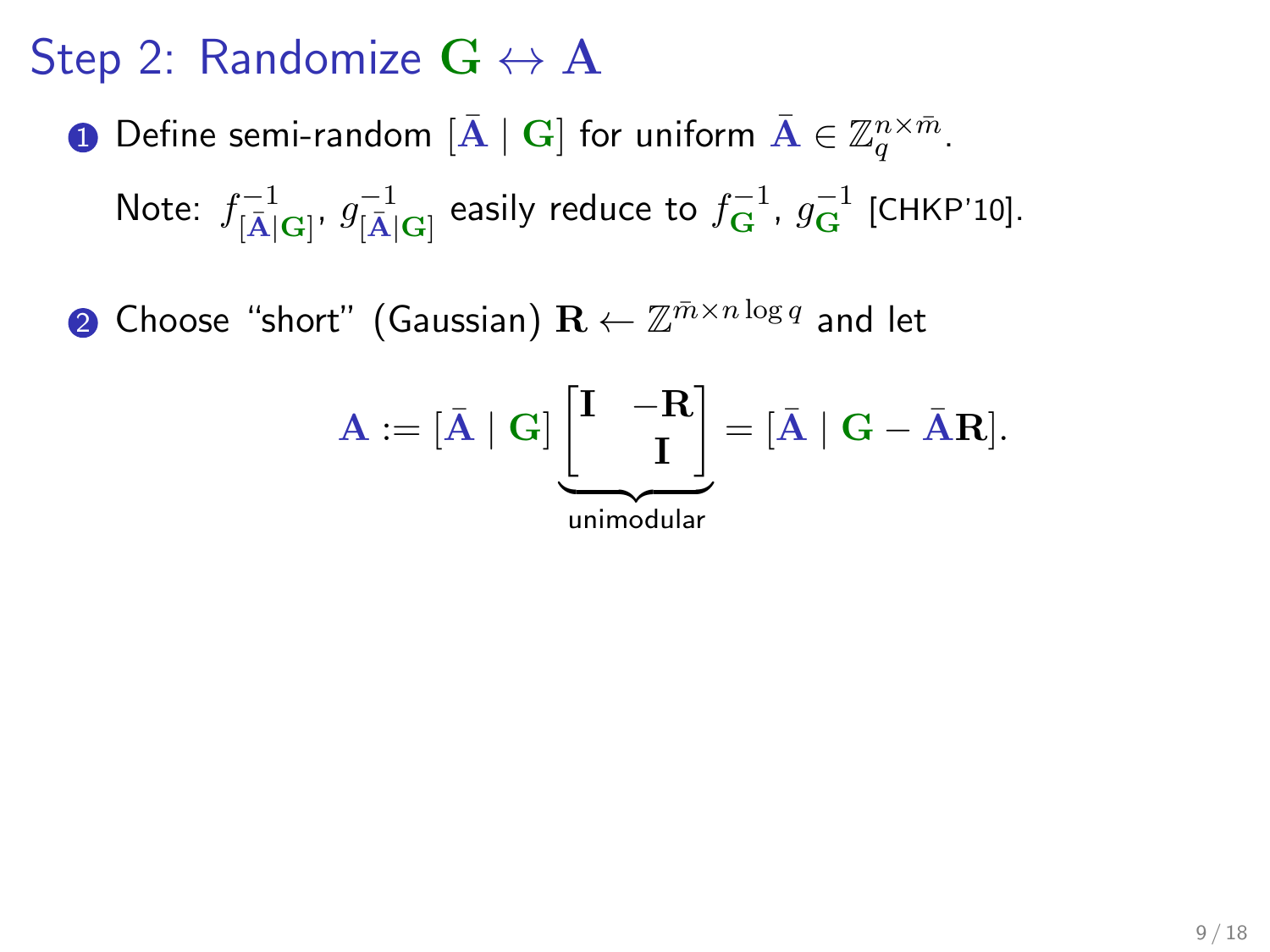# Step 2: Randomize $\mathbf{G} \leftrightarrow \mathbf{A}$

1. Define semi-random $[\bar{\mathbf{A}} \mid \mathbf{G}]$ for uniform $\bar{\mathbf{A}} \in \mathbb{Z}_q^{n \times \bar{m}}$.

   Note: $f^{-1}_{[\bar{\mathbf{A}} \mid \mathbf{G}]}$, $g^{-1}_{[\bar{\mathbf{A}} \mid \mathbf{G}]}$ easily reduce to $f^{-1}_{\mathbf{G}}$, $g^{-1}_{\mathbf{G}}$ [CHKP'10].

2. Choose "short" (Gaussian) $\mathbf{R} \leftarrow \mathbb{Z}^{\bar{m} \times n \log q}$ and let

$$\mathbf{A} := [\bar{\mathbf{A}} \mid \mathbf{G}] \underbrace{\begin{bmatrix} \mathbf{I} & -\mathbf{R} \\ & \mathbf{I} \end{bmatrix}}_{\text{unimodular}} = [\bar{\mathbf{A}} \mid \mathbf{G} - \bar{\mathbf{A}}\mathbf{R}].$$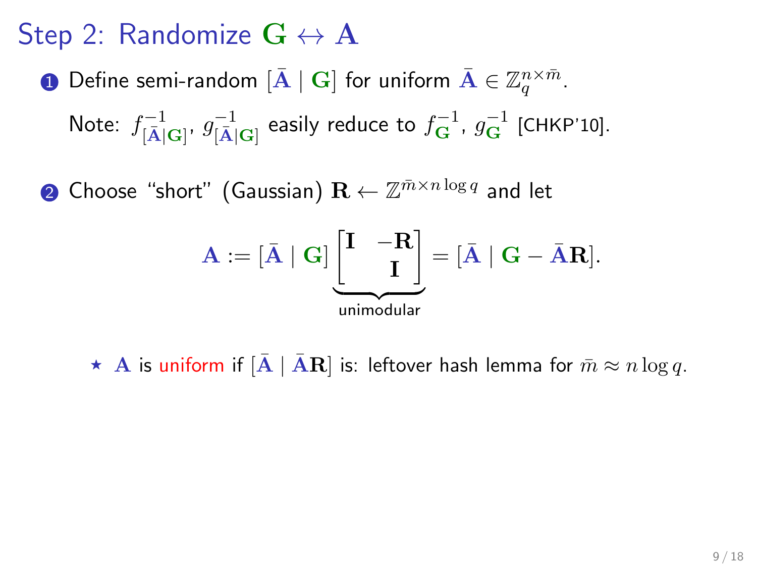# Step 2: Randomize $\mathbf{G} \leftrightarrow \mathbf{A}$

1. Define semi-random $[\bar{\mathbf{A}} \mid \mathbf{G}]$ for uniform $\bar{\mathbf{A}} \in \mathbb{Z}_q^{n \times \bar{m}}$.

   Note: $f^{-1}_{[\bar{\mathbf{A}}|\mathbf{G}]}$, $g^{-1}_{[\bar{\mathbf{A}}|\mathbf{G}]}$ easily reduce to $f^{-1}_{\mathbf{G}}$, $g^{-1}_{\mathbf{G}}$ [CHKP'10].

2. Choose "short" (Gaussian) $\mathbf{R} \leftarrow \mathbb{Z}^{\bar{m} \times n \log q}$ and let

$$\mathbf{A} := [\bar{\mathbf{A}} \mid \mathbf{G}] \underbrace{\begin{bmatrix} \mathbf{I} & -\mathbf{R} \\ & \mathbf{I} \end{bmatrix}}_{\text{unimodular}} = [\bar{\mathbf{A}} \mid \mathbf{G} - \bar{\mathbf{A}}\mathbf{R}].$$

   ⋆ $\mathbf{A}$ is uniform if $[\bar{\mathbf{A}} \mid \bar{\mathbf{A}}\mathbf{R}]$ is: leftover hash lemma for $\bar{m} \approx n \log q$.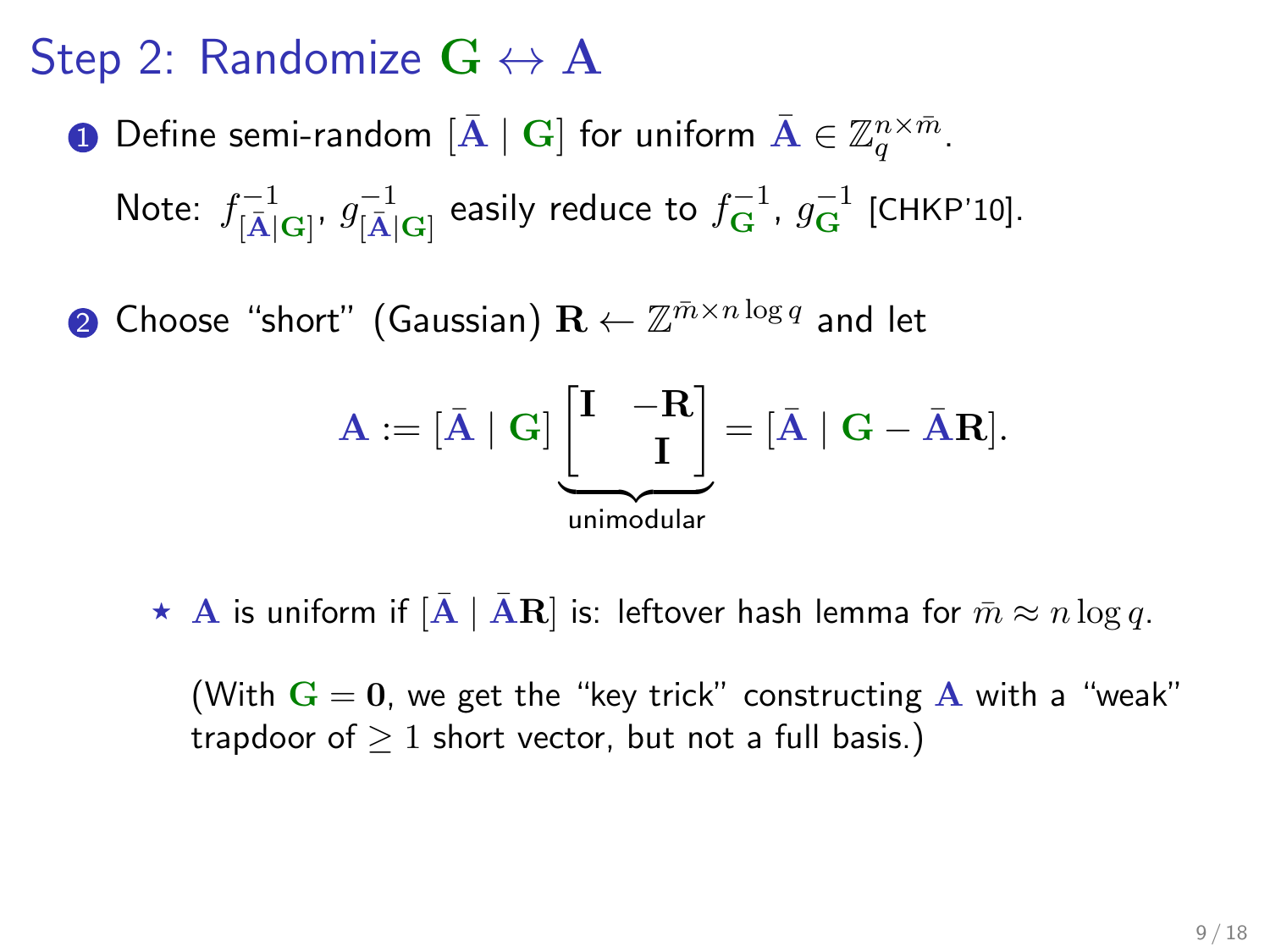## Step 2: Randomize $\mathbf{G} \leftrightarrow \mathbf{A}$

1. Define semi-random $[\bar{\mathbf{A}} \mid \mathbf{G}]$ for uniform $\bar{\mathbf{A}} \in \mathbb{Z}_q^{n \times \bar{m}}$.

   Note: $f^{-1}_{[\bar{\mathbf{A}}|\mathbf{G}]}$, $g^{-1}_{[\bar{\mathbf{A}}|\mathbf{G}]}$ easily reduce to $f^{-1}_{\mathbf{G}}$, $g^{-1}_{\mathbf{G}}$ [CHKP'10].

2. Choose "short" (Gaussian) $\mathbf{R} \leftarrow \mathbb{Z}^{\bar{m} \times n \log q}$ and let

$$\mathbf{A} := [\bar{\mathbf{A}} \mid \mathbf{G}] \underbrace{\begin{bmatrix} \mathbf{I} & -\mathbf{R} \\ & \mathbf{I} \end{bmatrix}}_{\text{unimodular}} = [\bar{\mathbf{A}} \mid \mathbf{G} - \bar{\mathbf{A}}\mathbf{R}].$$

   ⋆ $\mathbf{A}$ is uniform if $[\bar{\mathbf{A}} \mid \bar{\mathbf{A}}\mathbf{R}]$ is: leftover hash lemma for $\bar{m} \approx n \log q$.

   (With $\mathbf{G} = \mathbf{0}$, we get the "key trick" constructing $\mathbf{A}$ with a "weak" trapdoor of $\geq 1$ short vector, but not a full basis.)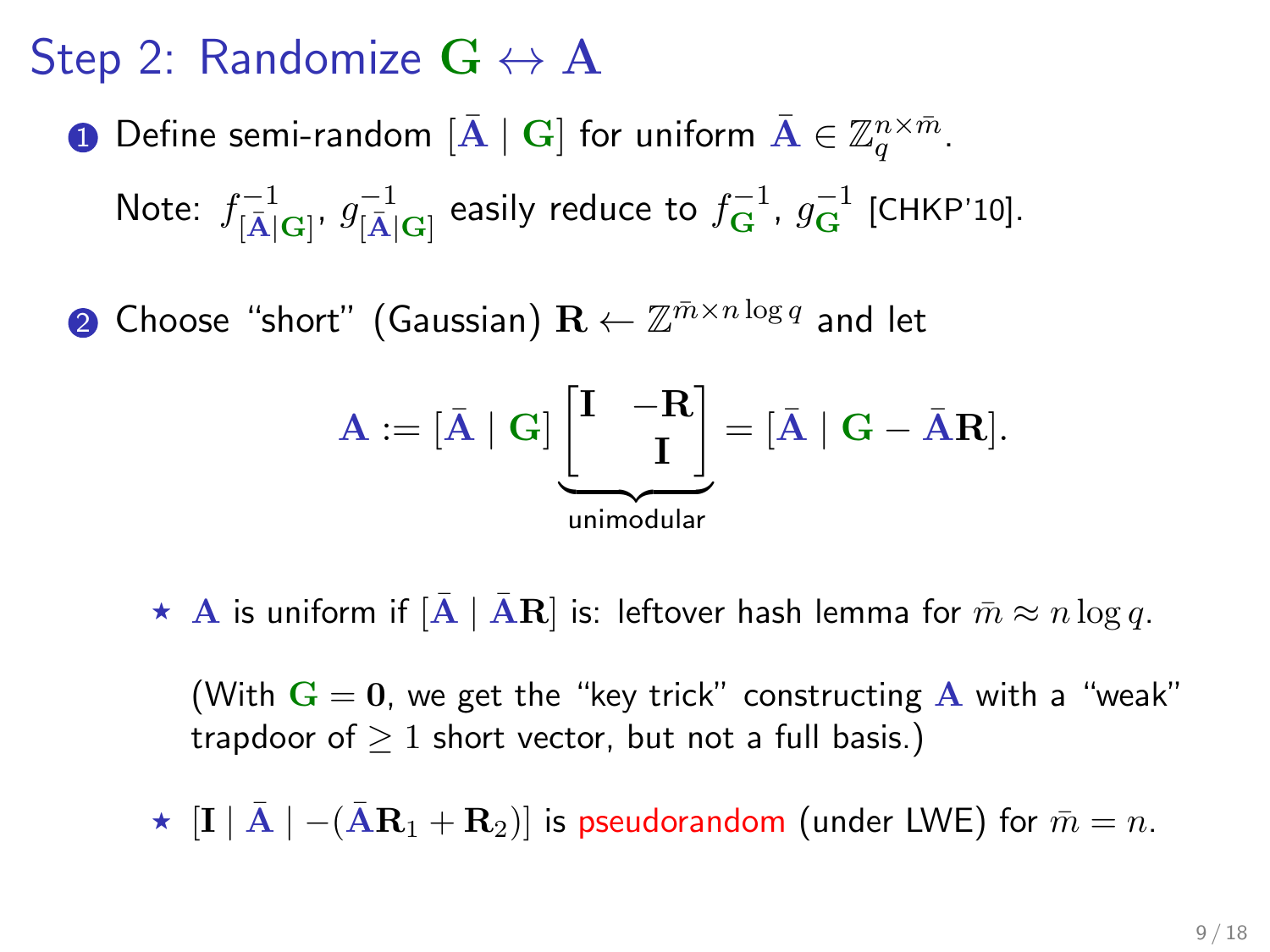# Step 2: Randomize $\mathbf{G} \leftrightarrow \mathbf{A}$

1. Define semi-random $[\bar{\mathbf{A}} \mid \mathbf{G}]$ for uniform $\bar{\mathbf{A}} \in \mathbb{Z}_q^{n \times \bar{m}}$.

   Note: $f^{-1}_{[\bar{\mathbf{A}}|\mathbf{G}]}$, $g^{-1}_{[\bar{\mathbf{A}}|\mathbf{G}]}$ easily reduce to $f^{-1}_{\mathbf{G}}$, $g^{-1}_{\mathbf{G}}$ [CHKP'10].

2. Choose "short" (Gaussian) $\mathbf{R} \leftarrow \mathbb{Z}^{\bar{m} \times n \log q}$ and let

$$\mathbf{A} := [\bar{\mathbf{A}} \mid \mathbf{G}] \underbrace{\begin{bmatrix} \mathbf{I} & -\mathbf{R} \\ & \mathbf{I} \end{bmatrix}}_{\text{unimodular}} = [\bar{\mathbf{A}} \mid \mathbf{G} - \bar{\mathbf{A}}\mathbf{R}].$$

   - ⋆ $\mathbf{A}$ is uniform if $[\bar{\mathbf{A}} \mid \bar{\mathbf{A}}\mathbf{R}]$ is: leftover hash lemma for $\bar{m} \approx n \log q$.

     (With $\mathbf{G} = \mathbf{0}$, we get the "key trick" constructing $\mathbf{A}$ with a "weak" trapdoor of $\geq 1$ short vector, but not a full basis.)

   - ⋆ $[\mathbf{I} \mid \bar{\mathbf{A}} \mid -(\bar{\mathbf{A}}\mathbf{R}_1 + \mathbf{R}_2)]$ is pseudorandom (under LWE) for $\bar{m} = n$.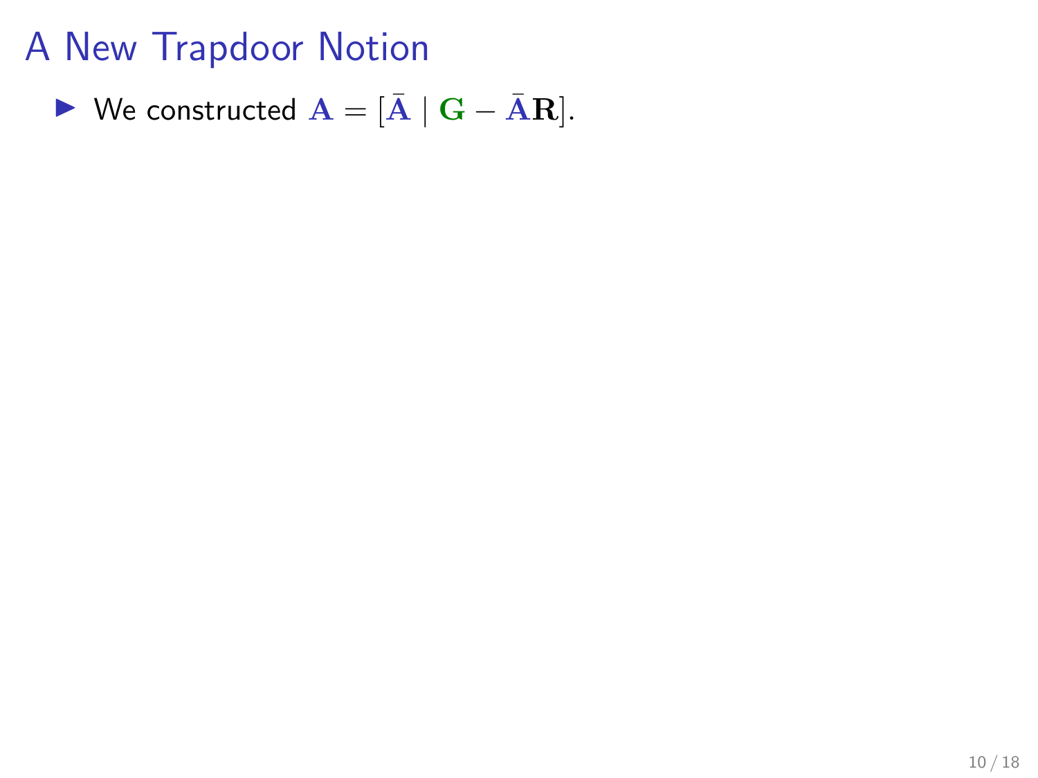# A New Trapdoor Notion

- We constructed $\mathbf{A} = [\bar{\mathbf{A}} \mid \mathbf{G} - \bar{\mathbf{A}}\mathbf{R}]$.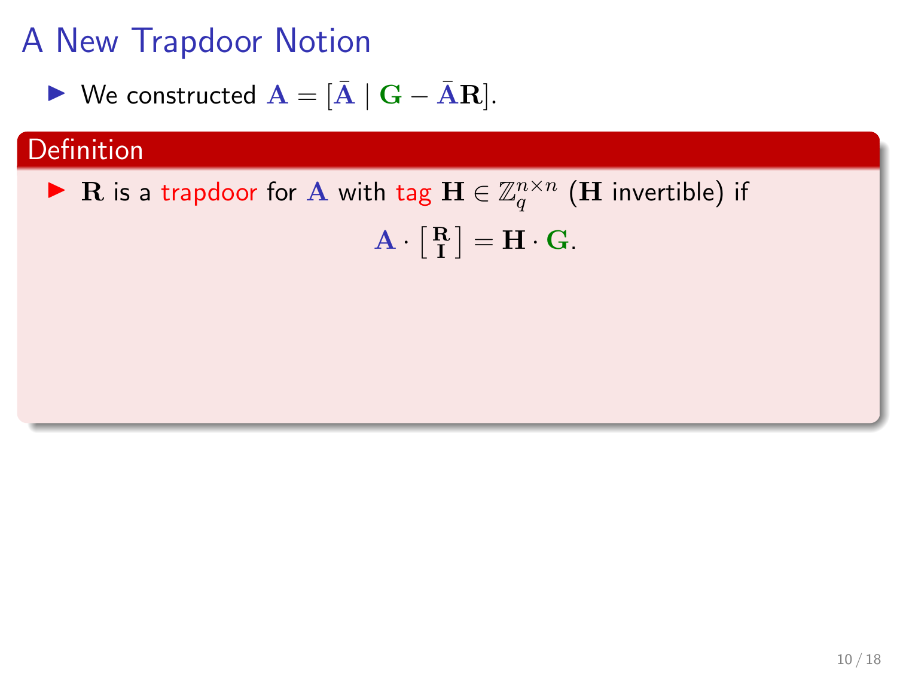# A New Trapdoor Notion

- We constructed $\mathbf{A} = [\bar{\mathbf{A}} \mid \mathbf{G} - \bar{\mathbf{A}}\mathbf{R}]$.

**Definition**

- $\mathbf{R}$ is a trapdoor for $\mathbf{A}$ with tag $\mathbf{H} \in \mathbb{Z}_q^{n \times n}$ ($\mathbf{H}$ invertible) if

$$\mathbf{A} \cdot \left[ \begin{smallmatrix} \mathbf{R} \\ \mathbf{I} \end{smallmatrix} \right] = \mathbf{H} \cdot \mathbf{G}.$$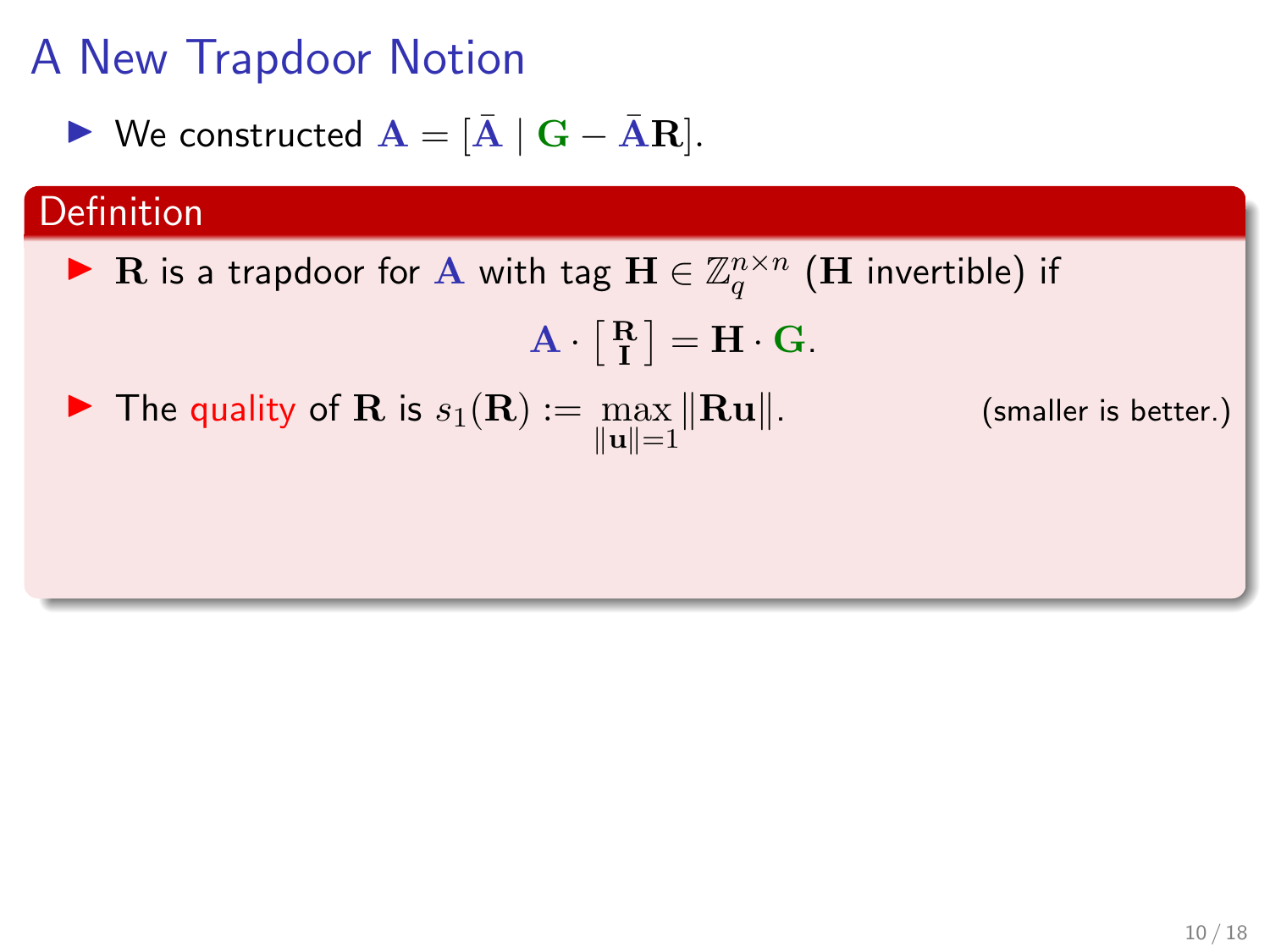# A New Trapdoor Notion

- We constructed $\mathbf{A} = [\bar{\mathbf{A}} \mid \mathbf{G} - \bar{\mathbf{A}}\mathbf{R}]$.

## Definition

- $\mathbf{R}$ is a trapdoor for $\mathbf{A}$ with tag $\mathbf{H} \in \mathbb{Z}_q^{n \times n}$ ($\mathbf{H}$ invertible) if

$$\mathbf{A} \cdot \begin{bmatrix} \mathbf{R} \\ \mathbf{I} \end{bmatrix} = \mathbf{H} \cdot \mathbf{G}.$$

- The quality of $\mathbf{R}$ is $s_1(\mathbf{R}) := \max_{\|\mathbf{u}\|=1} \|\mathbf{R}\mathbf{u}\|$. (smaller is better.)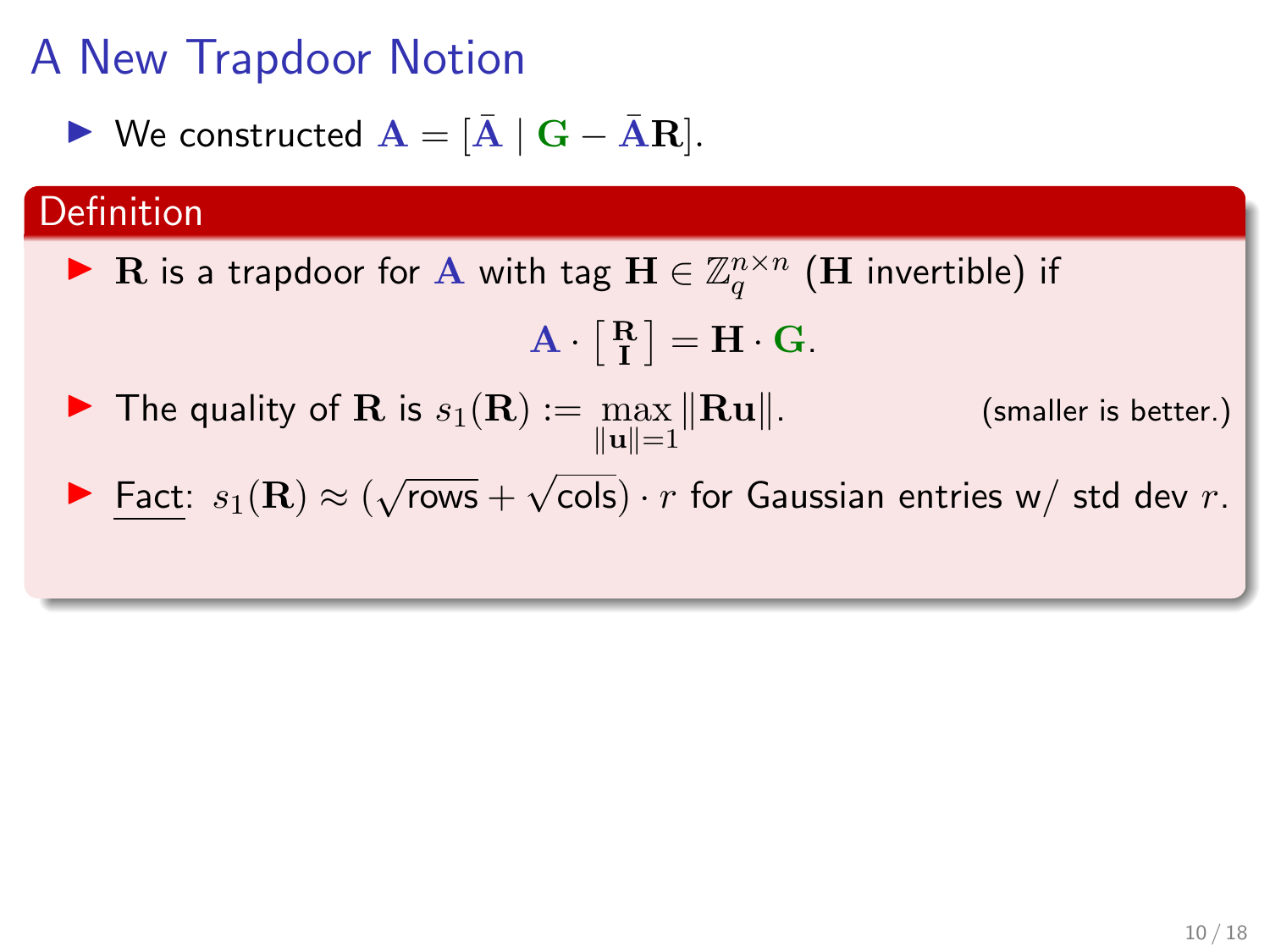# A New Trapdoor Notion

- We constructed $\mathbf{A} = [\bar{\mathbf{A}} \mid \mathbf{G} - \bar{\mathbf{A}}\mathbf{R}]$.

## Definition

- $\mathbf{R}$ is a trapdoor for $\mathbf{A}$ with tag $\mathbf{H} \in \mathbb{Z}_q^{n \times n}$ ($\mathbf{H}$ invertible) if

$$\mathbf{A} \cdot \begin{bmatrix} \mathbf{R} \\ \mathbf{I} \end{bmatrix} = \mathbf{H} \cdot \mathbf{G}.$$

- The quality of $\mathbf{R}$ is $s_1(\mathbf{R}) := \max_{\|\mathbf{u}\|=1} \|\mathbf{R}\mathbf{u}\|$. (smaller is better.)

- Fact: $s_1(\mathbf{R}) \approx (\sqrt{\text{rows}} + \sqrt{\text{cols}}) \cdot r$ for Gaussian entries w/ std dev $r$.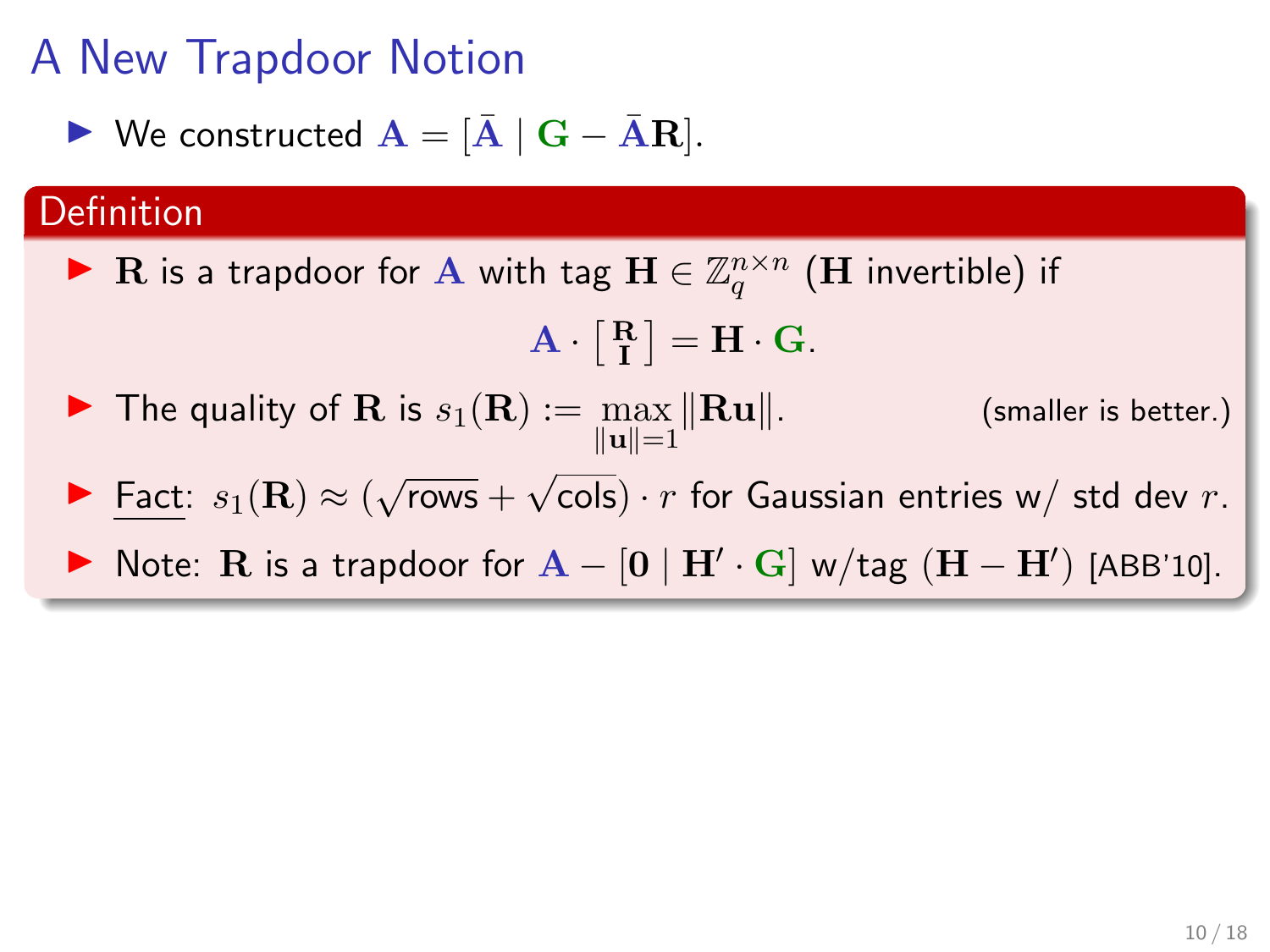# A New Trapdoor Notion

- We constructed $\mathbf{A} = [\bar{\mathbf{A}} \mid \mathbf{G} - \bar{\mathbf{A}}\mathbf{R}]$.

## Definition

- $\mathbf{R}$ is a trapdoor for $\mathbf{A}$ with tag $\mathbf{H} \in \mathbb{Z}_q^{n \times n}$ ($\mathbf{H}$ invertible) if

$$\mathbf{A} \cdot \begin{bmatrix} \mathbf{R} \\ \mathbf{I} \end{bmatrix} = \mathbf{H} \cdot \mathbf{G}.$$

- The quality of $\mathbf{R}$ is $s_1(\mathbf{R}) := \max_{\|\mathbf{u}\|=1} \|\mathbf{R}\mathbf{u}\|$. (smaller is better.)

- Fact: $s_1(\mathbf{R}) \approx (\sqrt{\text{rows}} + \sqrt{\text{cols}}) \cdot r$ for Gaussian entries w/ std dev $r$.

- Note: $\mathbf{R}$ is a trapdoor for $\mathbf{A} - [\mathbf{0} \mid \mathbf{H}' \cdot \mathbf{G}]$ w/tag $(\mathbf{H} - \mathbf{H}')$ [ABB'10].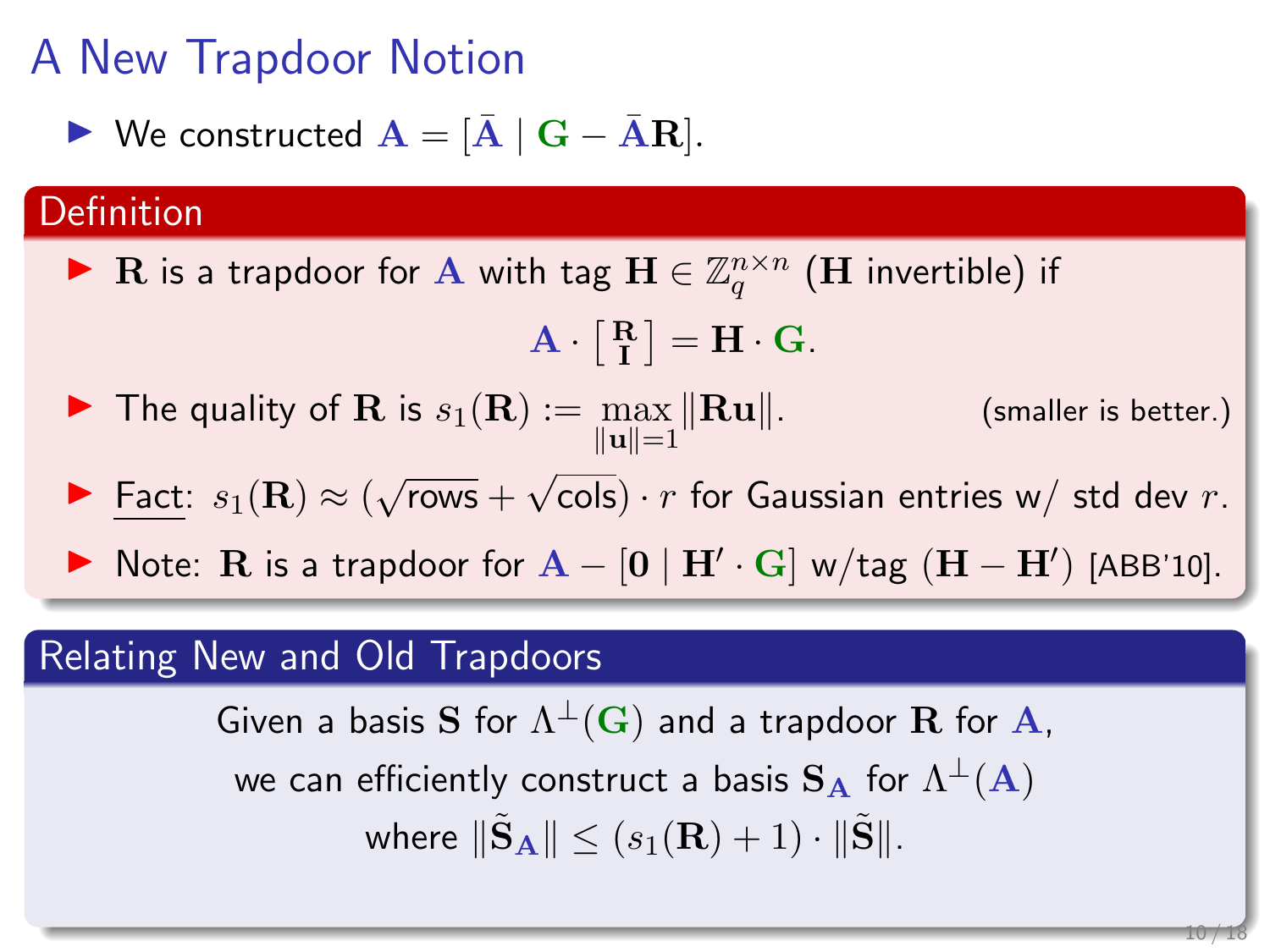# A New Trapdoor Notion

- We constructed $\mathbf{A} = [\bar{\mathbf{A}} \mid \mathbf{G} - \bar{\mathbf{A}}\mathbf{R}]$.

## Definition

- $\mathbf{R}$ is a trapdoor for $\mathbf{A}$ with tag $\mathbf{H} \in \mathbb{Z}_q^{n \times n}$ ($\mathbf{H}$ invertible) if

$$\mathbf{A} \cdot \begin{bmatrix} \mathbf{R} \\ \mathbf{I} \end{bmatrix} = \mathbf{H} \cdot \mathbf{G}.$$

- The quality of $\mathbf{R}$ is $s_1(\mathbf{R}) := \max_{\|\mathbf{u}\|=1} \|\mathbf{R}\mathbf{u}\|$. (smaller is better.)
- Fact: $s_1(\mathbf{R}) \approx (\sqrt{\text{rows}} + \sqrt{\text{cols}}) \cdot r$ for Gaussian entries w/ std dev $r$.
- Note: $\mathbf{R}$ is a trapdoor for $\mathbf{A} - [\mathbf{0} \mid \mathbf{H}' \cdot \mathbf{G}]$ w/tag $(\mathbf{H} - \mathbf{H}')$ [ABB'10].

## Relating New and Old Trapdoors

Given a basis $\mathbf{S}$ for $\Lambda^{\perp}(\mathbf{G})$ and a trapdoor $\mathbf{R}$ for $\mathbf{A}$,
we can efficiently construct a basis $\mathbf{S}_{\mathbf{A}}$ for $\Lambda^{\perp}(\mathbf{A})$
where $\|\tilde{\mathbf{S}}_{\mathbf{A}}\| \leq (s_1(\mathbf{R}) + 1) \cdot \|\tilde{\mathbf{S}}\|$.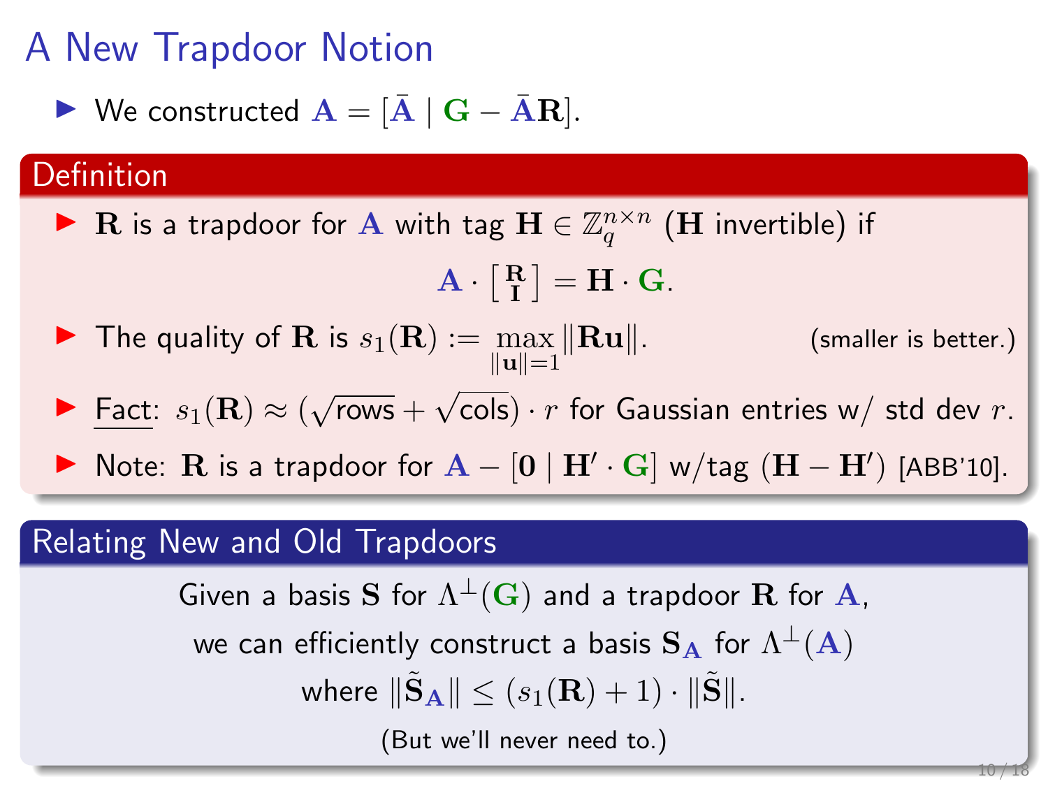# A New Trapdoor Notion

- We constructed $\mathbf{A} = [\bar{\mathbf{A}} \mid \mathbf{G} - \bar{\mathbf{A}}\mathbf{R}]$.

## Definition

- $\mathbf{R}$ is a trapdoor for $\mathbf{A}$ with tag $\mathbf{H} \in \mathbb{Z}_q^{n \times n}$ ($\mathbf{H}$ invertible) if

$$\mathbf{A} \cdot \begin{bmatrix} \mathbf{R} \\ \mathbf{I} \end{bmatrix} = \mathbf{H} \cdot \mathbf{G}.$$

- The quality of $\mathbf{R}$ is $s_1(\mathbf{R}) := \max_{\|\mathbf{u}\|=1} \|\mathbf{R}\mathbf{u}\|$. (smaller is better.)
- Fact: $s_1(\mathbf{R}) \approx (\sqrt{\text{rows}} + \sqrt{\text{cols}}) \cdot r$ for Gaussian entries w/ std dev $r$.
- Note: $\mathbf{R}$ is a trapdoor for $\mathbf{A} - [\mathbf{0} \mid \mathbf{H}' \cdot \mathbf{G}]$ w/tag $(\mathbf{H} - \mathbf{H}')$ [ABB'10].

## Relating New and Old Trapdoors

Given a basis $\mathbf{S}$ for $\Lambda^\perp(\mathbf{G})$ and a trapdoor $\mathbf{R}$ for $\mathbf{A}$,

we can efficiently construct a basis $\mathbf{S_A}$ for $\Lambda^\perp(\mathbf{A})$

where $\|\tilde{\mathbf{S}}_{\mathbf{A}}\| \leq (s_1(\mathbf{R}) + 1) \cdot \|\tilde{\mathbf{S}}\|$.

(But we'll never need to.)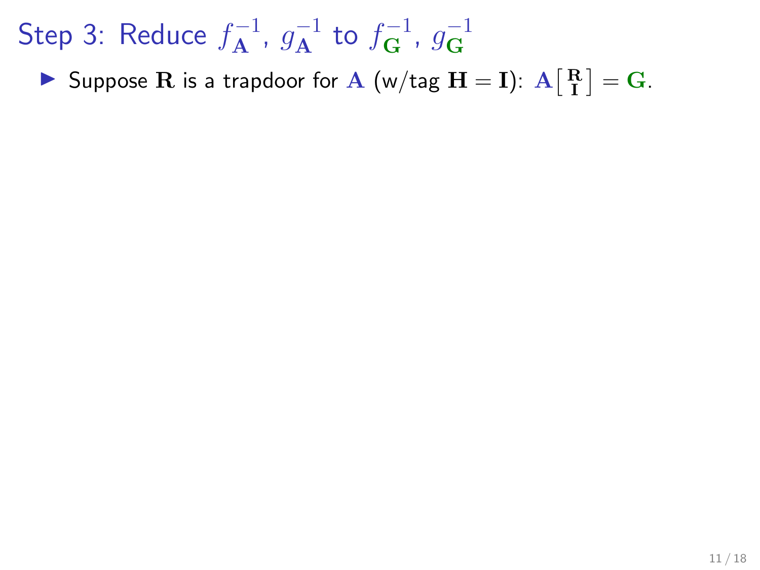# Step 3: Reduce $f_{\mathbf{A}}^{-1}$, $g_{\mathbf{A}}^{-1}$ to $f_{\mathbf{G}}^{-1}$, $g_{\mathbf{G}}^{-1}$

- Suppose $\mathbf{R}$ is a trapdoor for $\mathbf{A}$ (w/tag $\mathbf{H} = \mathbf{I}$): $\mathbf{A}\left[\begin{smallmatrix} \mathbf{R} \\ \mathbf{I} \end{smallmatrix}\right] = \mathbf{G}$.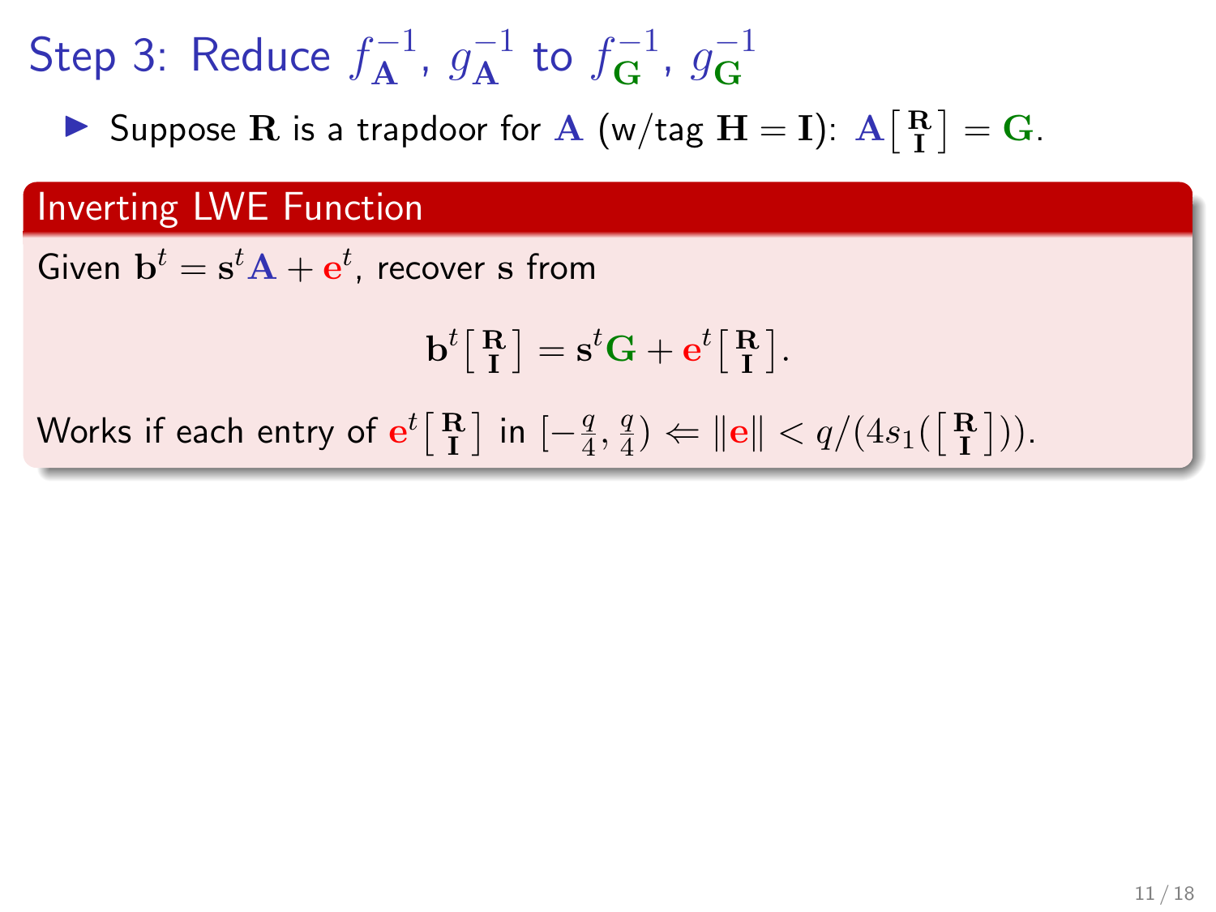# Step 3: Reduce $f_{\mathbf{A}}^{-1}$, $g_{\mathbf{A}}^{-1}$ to $f_{\mathbf{G}}^{-1}$, $g_{\mathbf{G}}^{-1}$

- Suppose $\mathbf{R}$ is a trapdoor for $\mathbf{A}$ (w/tag $\mathbf{H} = \mathbf{I}$): $\mathbf{A}\left[\begin{smallmatrix}\mathbf{R}\\ \mathbf{I}\end{smallmatrix}\right] = \mathbf{G}$.

### Inverting LWE Function

Given $\mathbf{b}^t = \mathbf{s}^t\mathbf{A} + \mathbf{e}^t$, recover $\mathbf{s}$ from

$$\mathbf{b}^t\left[\begin{smallmatrix}\mathbf{R}\\ \mathbf{I}\end{smallmatrix}\right] = \mathbf{s}^t\mathbf{G} + \mathbf{e}^t\left[\begin{smallmatrix}\mathbf{R}\\ \mathbf{I}\end{smallmatrix}\right].$$

Works if each entry of $\mathbf{e}^t\left[\begin{smallmatrix}\mathbf{R}\\ \mathbf{I}\end{smallmatrix}\right]$ in $[-\frac{q}{4}, \frac{q}{4}) \Leftarrow \|\mathbf{e}\| < q/(4s_1(\left[\begin{smallmatrix}\mathbf{R}\\ \mathbf{I}\end{smallmatrix}\right]))$.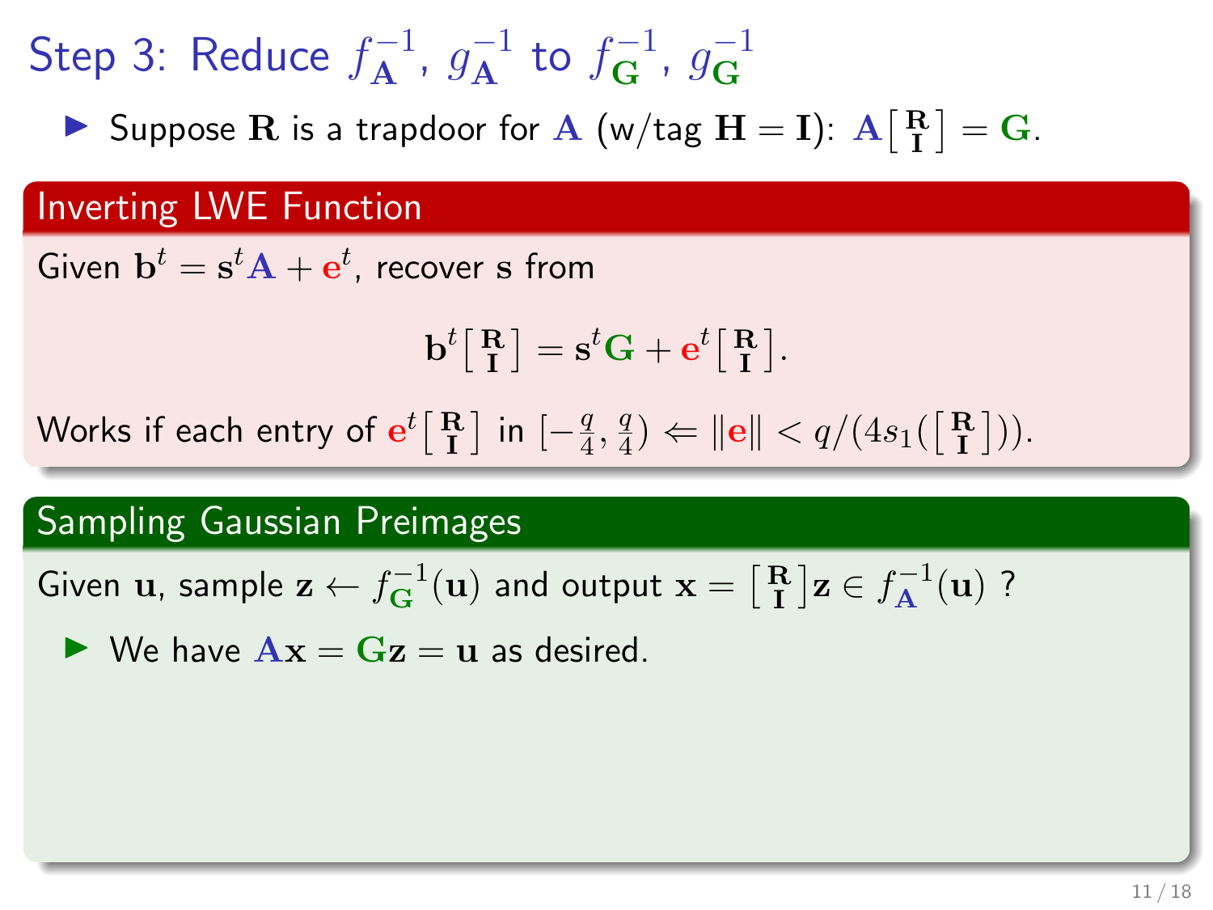# Step 3: Reduce $f_{\mathbf{A}}^{-1}$, $g_{\mathbf{A}}^{-1}$ to $f_{\mathbf{G}}^{-1}$, $g_{\mathbf{G}}^{-1}$

- Suppose $\mathbf{R}$ is a trapdoor for $\mathbf{A}$ (w/tag $\mathbf{H} = \mathbf{I}$): $\mathbf{A}\left[\begin{smallmatrix}\mathbf{R}\\ \mathbf{I}\end{smallmatrix}\right] = \mathbf{G}$.

## Inverting LWE Function

Given $\mathbf{b}^t = \mathbf{s}^t\mathbf{A} + \mathbf{e}^t$, recover $\mathbf{s}$ from

$$\mathbf{b}^t\left[\begin{smallmatrix}\mathbf{R}\\ \mathbf{I}\end{smallmatrix}\right] = \mathbf{s}^t\mathbf{G} + \mathbf{e}^t\left[\begin{smallmatrix}\mathbf{R}\\ \mathbf{I}\end{smallmatrix}\right].$$

Works if each entry of $\mathbf{e}^t\left[\begin{smallmatrix}\mathbf{R}\\ \mathbf{I}\end{smallmatrix}\right]$ in $[-\frac{q}{4}, \frac{q}{4}) \Leftarrow \|\mathbf{e}\| < q/(4s_1(\left[\begin{smallmatrix}\mathbf{R}\\ \mathbf{I}\end{smallmatrix}\right]))$.

## Sampling Gaussian Preimages

Given $\mathbf{u}$, sample $\mathbf{z} \leftarrow f_{\mathbf{G}}^{-1}(\mathbf{u})$ and output $\mathbf{x} = \left[\begin{smallmatrix}\mathbf{R}\\ \mathbf{I}\end{smallmatrix}\right]\mathbf{z} \in f_{\mathbf{A}}^{-1}(\mathbf{u})$ ?

- We have $\mathbf{A}\mathbf{x} = \mathbf{G}\mathbf{z} = \mathbf{u}$ as desired.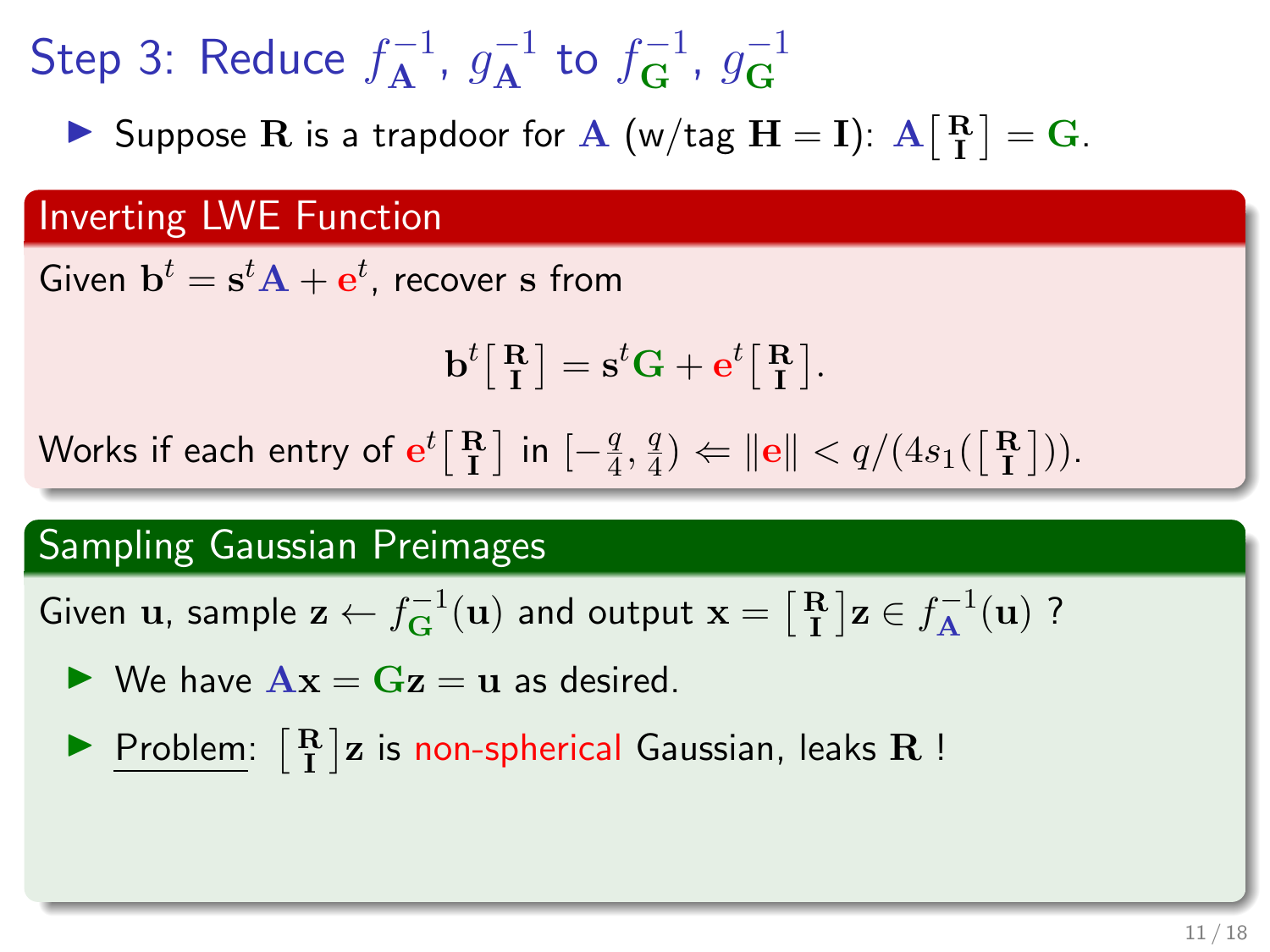# Step 3: Reduce $f_{\mathbf{A}}^{-1}$, $g_{\mathbf{A}}^{-1}$ to $f_{\mathbf{G}}^{-1}$, $g_{\mathbf{G}}^{-1}$

- Suppose $\mathbf{R}$ is a trapdoor for $\mathbf{A}$ (w/tag $\mathbf{H} = \mathbf{I}$): $\mathbf{A}\left[\begin{smallmatrix} \mathbf{R} \\ \mathbf{I} \end{smallmatrix}\right] = \mathbf{G}$.

## Inverting LWE Function

Given $\mathbf{b}^t = \mathbf{s}^t\mathbf{A} + \mathbf{e}^t$, recover $\mathbf{s}$ from

$$\mathbf{b}^t \left[\begin{smallmatrix} \mathbf{R} \\ \mathbf{I} \end{smallmatrix}\right] = \mathbf{s}^t\mathbf{G} + \mathbf{e}^t \left[\begin{smallmatrix} \mathbf{R} \\ \mathbf{I} \end{smallmatrix}\right].$$

Works if each entry of $\mathbf{e}^t \left[\begin{smallmatrix} \mathbf{R} \\ \mathbf{I} \end{smallmatrix}\right]$ in $[-\frac{q}{4}, \frac{q}{4}) \Leftarrow \|\mathbf{e}\| < q/(4s_1(\left[\begin{smallmatrix} \mathbf{R} \\ \mathbf{I} \end{smallmatrix}\right]))$.

## Sampling Gaussian Preimages

Given $\mathbf{u}$, sample $\mathbf{z} \leftarrow f_{\mathbf{G}}^{-1}(\mathbf{u})$ and output $\mathbf{x} = \left[\begin{smallmatrix} \mathbf{R} \\ \mathbf{I} \end{smallmatrix}\right]\mathbf{z} \in f_{\mathbf{A}}^{-1}(\mathbf{u})$ ?

- We have $\mathbf{A}\mathbf{x} = \mathbf{G}\mathbf{z} = \mathbf{u}$ as desired.
- Problem: $\left[\begin{smallmatrix} \mathbf{R} \\ \mathbf{I} \end{smallmatrix}\right]\mathbf{z}$ is non-spherical Gaussian, leaks $\mathbf{R}$ !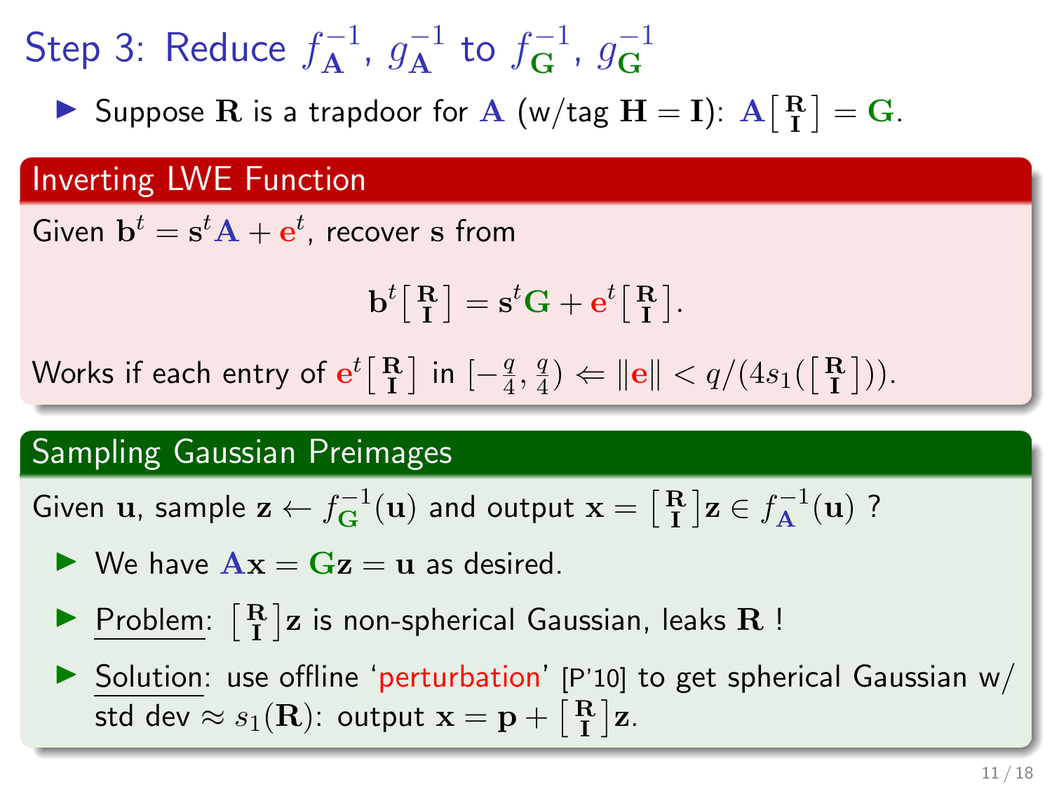# Step 3: Reduce $f_{\mathbf{A}}^{-1}$, $g_{\mathbf{A}}^{-1}$ to $f_{\mathbf{G}}^{-1}$, $g_{\mathbf{G}}^{-1}$

- Suppose $\mathbf{R}$ is a trapdoor for $\mathbf{A}$ (w/tag $\mathbf{H} = \mathbf{I}$): $\mathbf{A}\left[\begin{smallmatrix}\mathbf{R}\\ \mathbf{I}\end{smallmatrix}\right] = \mathbf{G}$.

## Inverting LWE Function

Given $\mathbf{b}^t = \mathbf{s}^t\mathbf{A} + \mathbf{e}^t$, recover $\mathbf{s}$ from

$$\mathbf{b}^t\left[\begin{smallmatrix}\mathbf{R}\\ \mathbf{I}\end{smallmatrix}\right] = \mathbf{s}^t\mathbf{G} + \mathbf{e}^t\left[\begin{smallmatrix}\mathbf{R}\\ \mathbf{I}\end{smallmatrix}\right].$$

Works if each entry of $\mathbf{e}^t\left[\begin{smallmatrix}\mathbf{R}\\ \mathbf{I}\end{smallmatrix}\right]$ in $[-\frac{q}{4}, \frac{q}{4}) \Leftarrow \|\mathbf{e}\| < q/(4s_1(\left[\begin{smallmatrix}\mathbf{R}\\ \mathbf{I}\end{smallmatrix}\right]))$.

## Sampling Gaussian Preimages

Given $\mathbf{u}$, sample $\mathbf{z} \leftarrow f_{\mathbf{G}}^{-1}(\mathbf{u})$ and output $\mathbf{x} = \left[\begin{smallmatrix}\mathbf{R}\\ \mathbf{I}\end{smallmatrix}\right]\mathbf{z} \in f_{\mathbf{A}}^{-1}(\mathbf{u})$ ?

- We have $\mathbf{A}\mathbf{x} = \mathbf{G}\mathbf{z} = \mathbf{u}$ as desired.
- Problem: $\left[\begin{smallmatrix}\mathbf{R}\\ \mathbf{I}\end{smallmatrix}\right]\mathbf{z}$ is non-spherical Gaussian, leaks $\mathbf{R}$ !
- Solution: use offline 'perturbation' [P'10] to get spherical Gaussian w/ std dev $\approx s_1(\mathbf{R})$: output $\mathbf{x} = \mathbf{p} + \left[\begin{smallmatrix}\mathbf{R}\\ \mathbf{I}\end{smallmatrix}\right]\mathbf{z}$.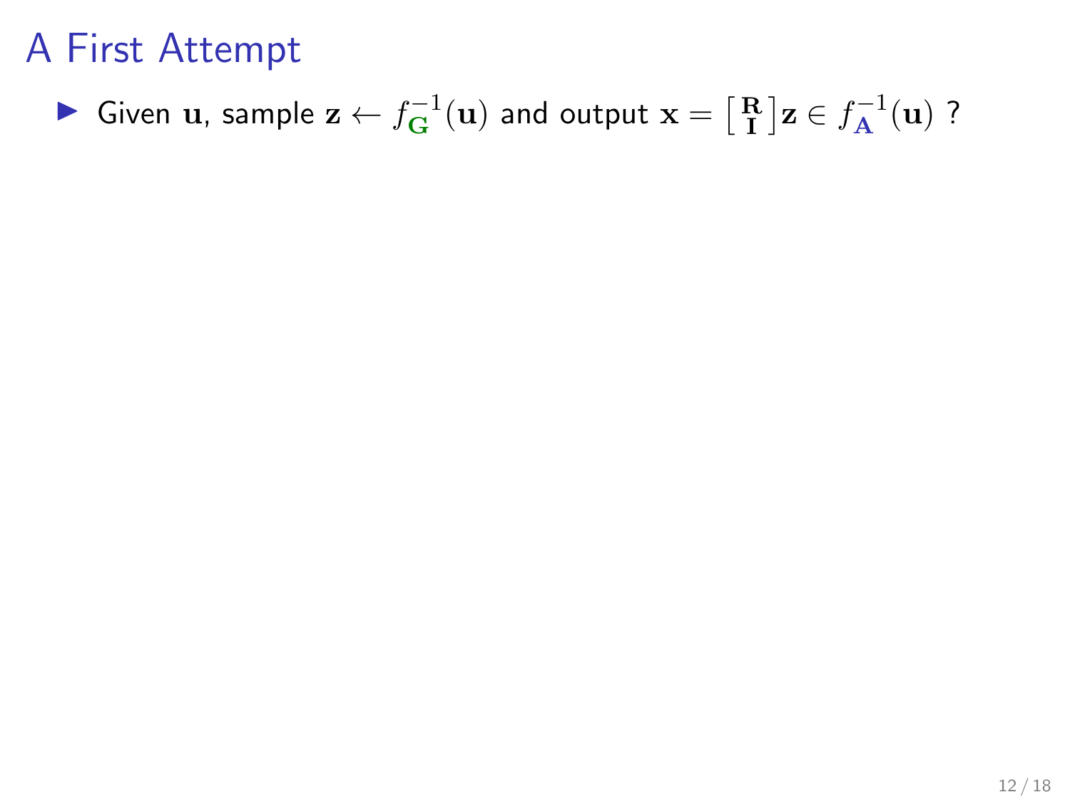# A First Attempt

- Given $\mathbf{u}$, sample $\mathbf{z} \leftarrow f_{\mathbf{G}}^{-1}(\mathbf{u})$ and output $\mathbf{x} = \left[ \begin{smallmatrix} \mathbf{R} \\ \mathbf{I} \end{smallmatrix} \right] \mathbf{z} \in f_{\mathbf{A}}^{-1}(\mathbf{u})$ ?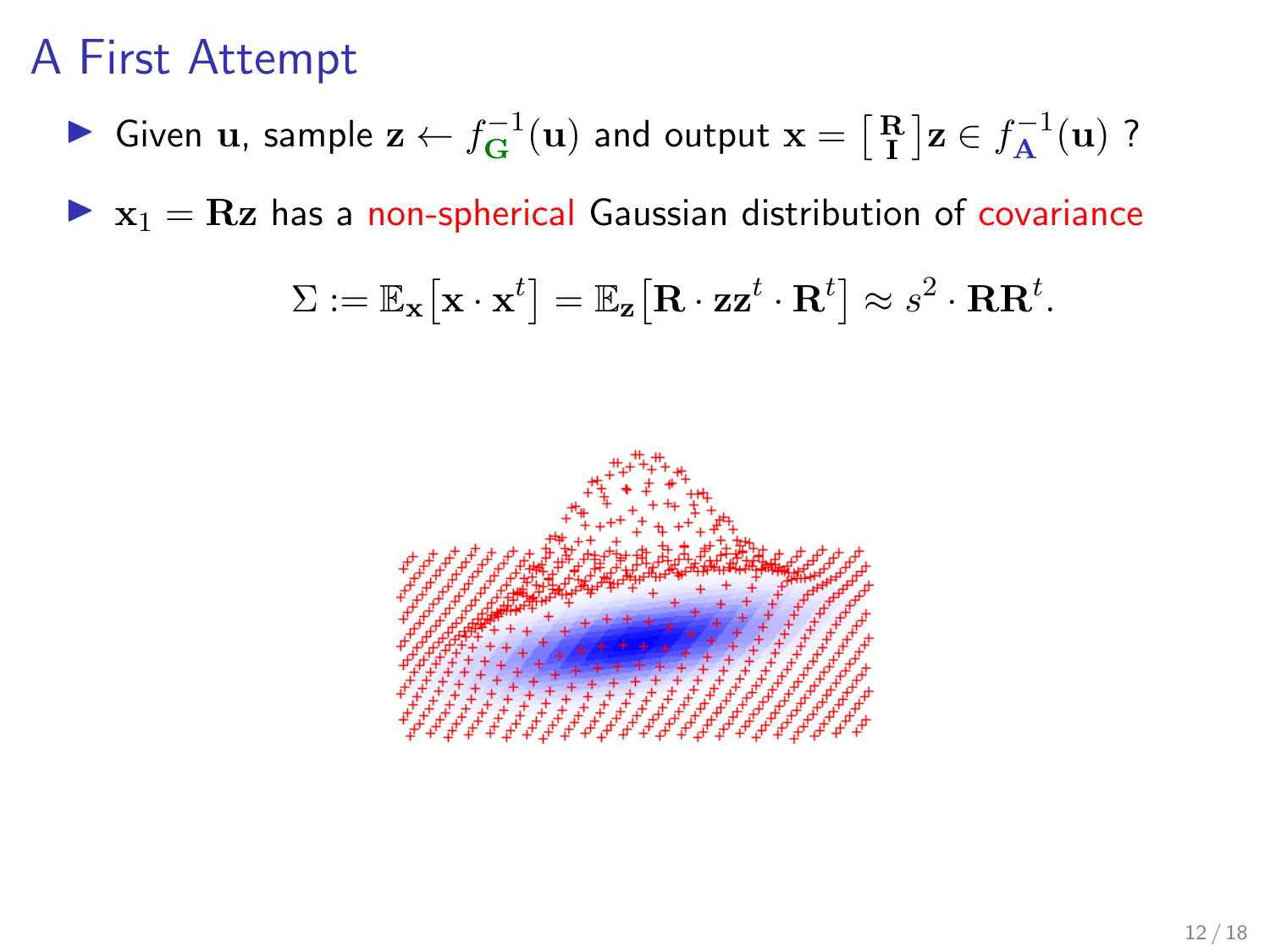# A First Attempt

- Given $\mathbf{u}$, sample $\mathbf{z} \leftarrow f_{\mathbf{G}}^{-1}(\mathbf{u})$ and output $\mathbf{x} = \left[ \begin{smallmatrix} \mathbf{R} \\ \mathbf{I} \end{smallmatrix} \right] \mathbf{z} \in f_{\mathbf{A}}^{-1}(\mathbf{u})$ ?
- $\mathbf{x}_1 = \mathbf{R}\mathbf{z}$ has a non-spherical Gaussian distribution of covariance

$$\Sigma := \mathbb{E}_{\mathbf{x}}\left[\mathbf{x} \cdot \mathbf{x}^t\right] = \mathbb{E}_{\mathbf{z}}\left[\mathbf{R} \cdot \mathbf{z}\mathbf{z}^t \cdot \mathbf{R}^t\right] \approx s^2 \cdot \mathbf{R}\mathbf{R}^t.$$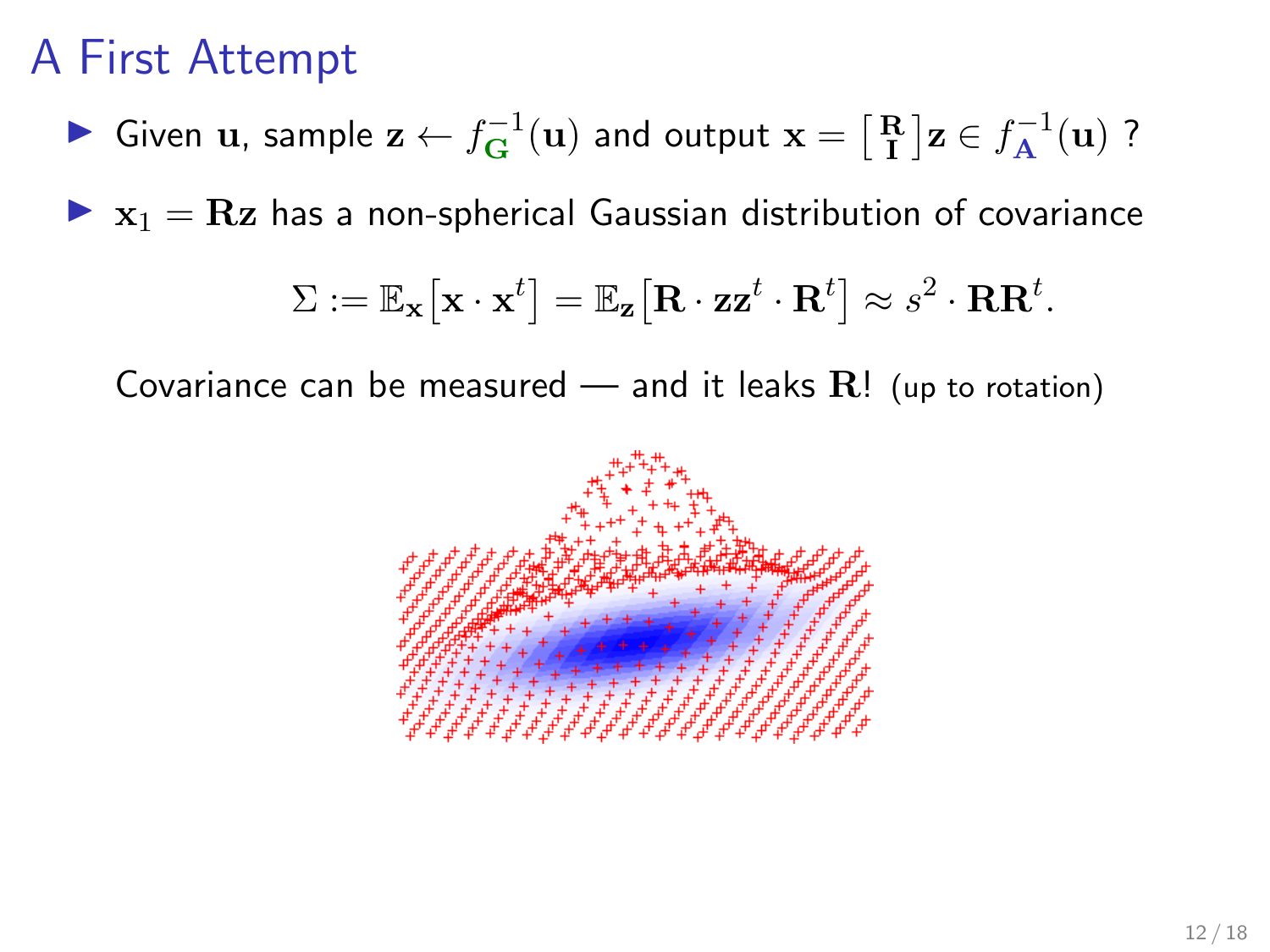# A First Attempt

- Given $\mathbf{u}$, sample $\mathbf{z} \leftarrow f_{\mathbf{G}}^{-1}(\mathbf{u})$ and output $\mathbf{x} = \left[\begin{smallmatrix}\mathbf{R} \\ \mathbf{I}\end{smallmatrix}\right]\mathbf{z} \in f_{\mathbf{A}}^{-1}(\mathbf{u})$ ?
- $\mathbf{x}_1 = \mathbf{R}\mathbf{z}$ has a non-spherical Gaussian distribution of covariance

$$\Sigma := \mathbb{E}_{\mathbf{x}}\left[\mathbf{x} \cdot \mathbf{x}^t\right] = \mathbb{E}_{\mathbf{z}}\left[\mathbf{R} \cdot \mathbf{z}\mathbf{z}^t \cdot \mathbf{R}^t\right] \approx s^2 \cdot \mathbf{R}\mathbf{R}^t.$$

Covariance can be measured — and it leaks $\mathbf{R}$! (up to rotation)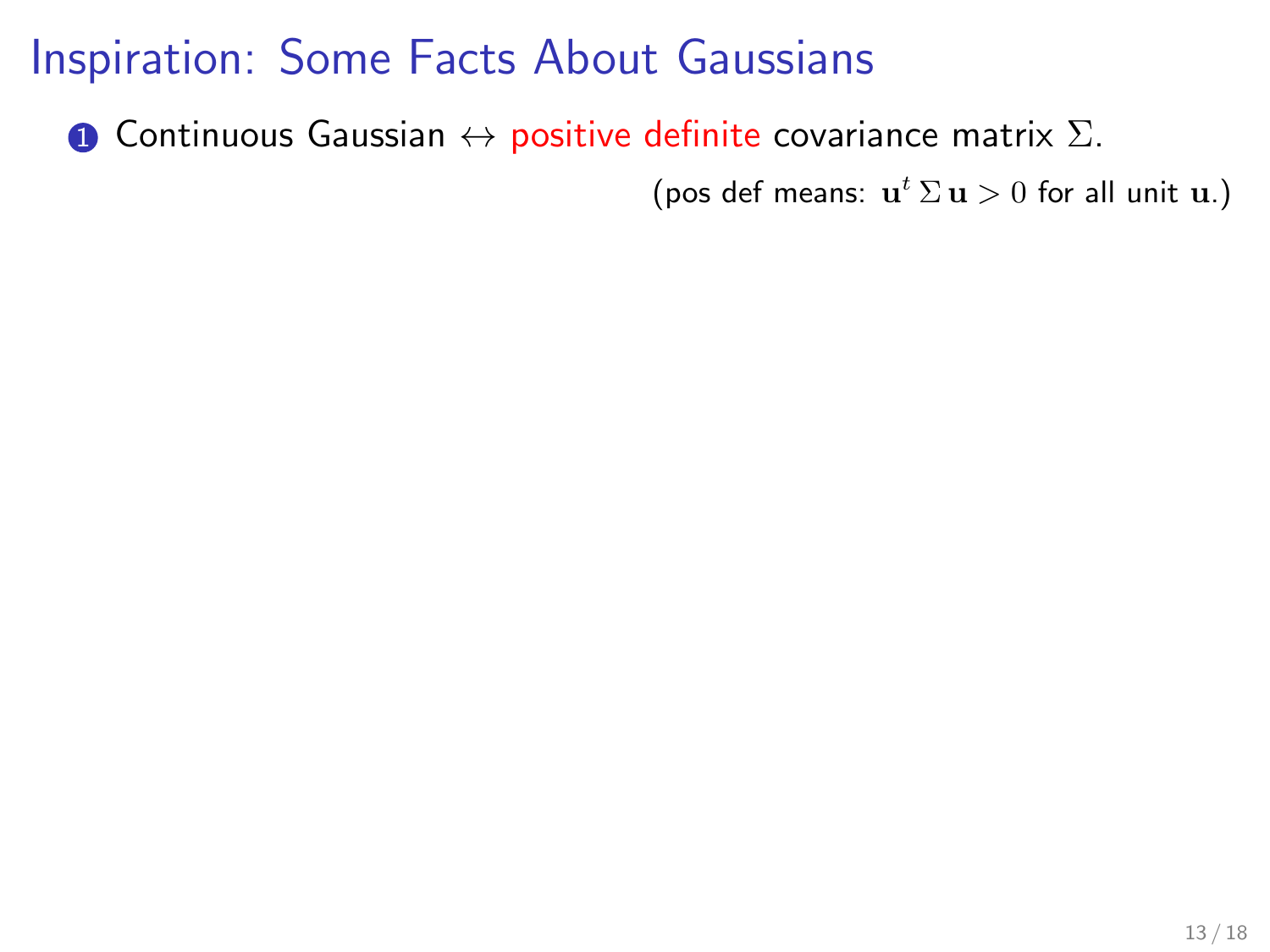# Inspiration: Some Facts About Gaussians

1. Continuous Gaussian $\leftrightarrow$ positive definite covariance matrix $\Sigma$.

   (pos def means: $\mathbf{u}^t \, \Sigma \, \mathbf{u} > 0$ for all unit $\mathbf{u}$.)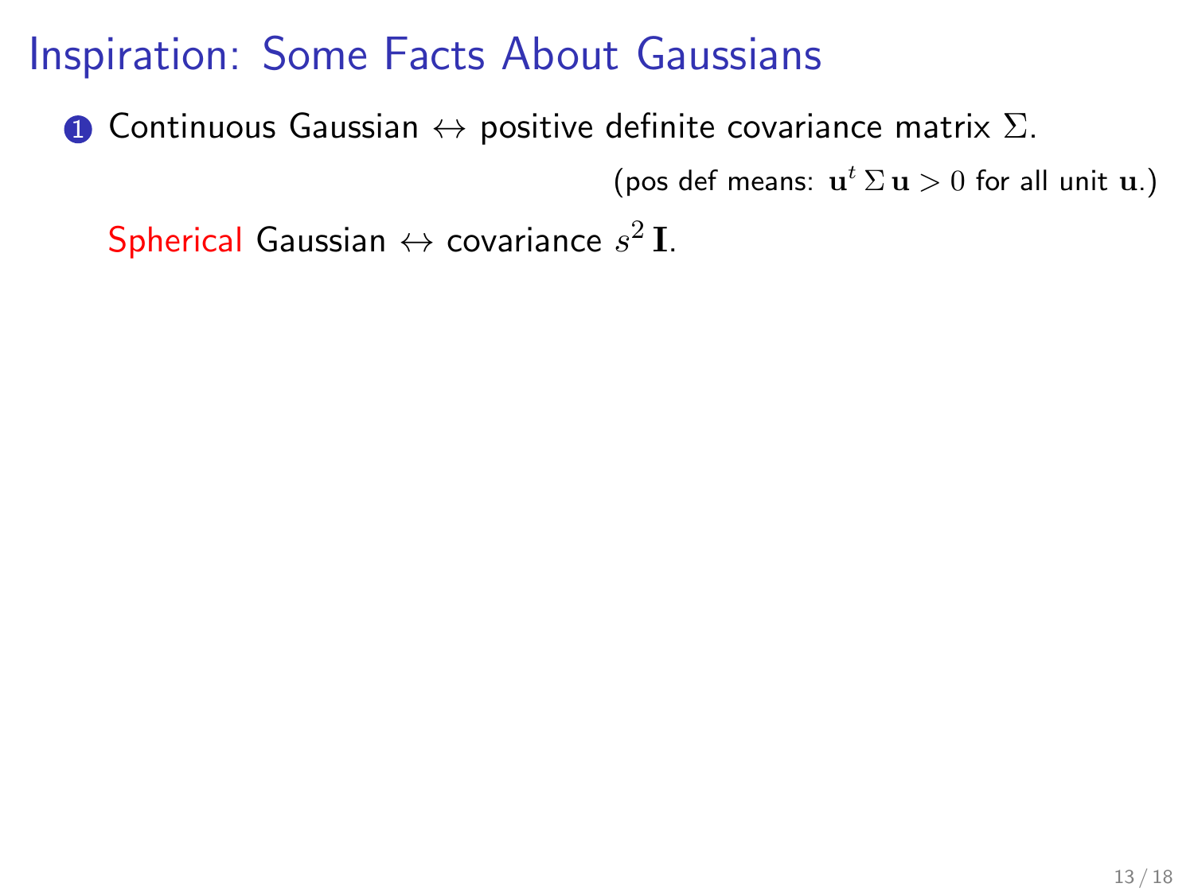# Inspiration: Some Facts About Gaussians

1. Continuous Gaussian $\leftrightarrow$ positive definite covariance matrix $\Sigma$.

   (pos def means: $\mathbf{u}^t \, \Sigma \, \mathbf{u} > 0$ for all unit $\mathbf{u}$.)

   Spherical Gaussian $\leftrightarrow$ covariance $s^2 \, \mathbf{I}$.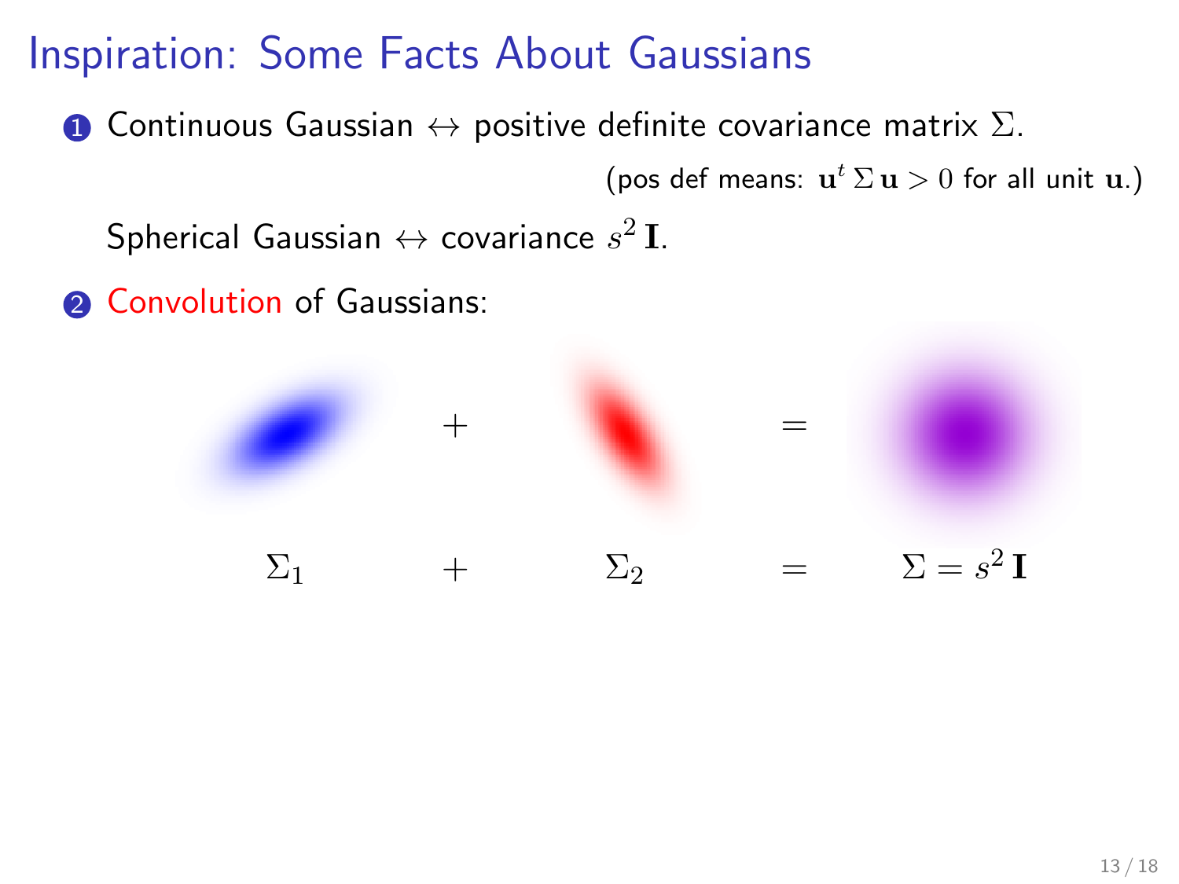# Inspiration: Some Facts About Gaussians

1. Continuous Gaussian $\leftrightarrow$ positive definite covariance matrix $\Sigma$.

   (pos def means: $\mathbf{u}^t \, \Sigma \, \mathbf{u} > 0$ for all unit $\mathbf{u}$.)

   Spherical Gaussian $\leftrightarrow$ covariance $s^2 \, \mathbf{I}$.

2. Convolution of Gaussians:

$$\Sigma_1 \quad + \quad \Sigma_2 \quad = \quad \Sigma = s^2 \, \mathbf{I}$$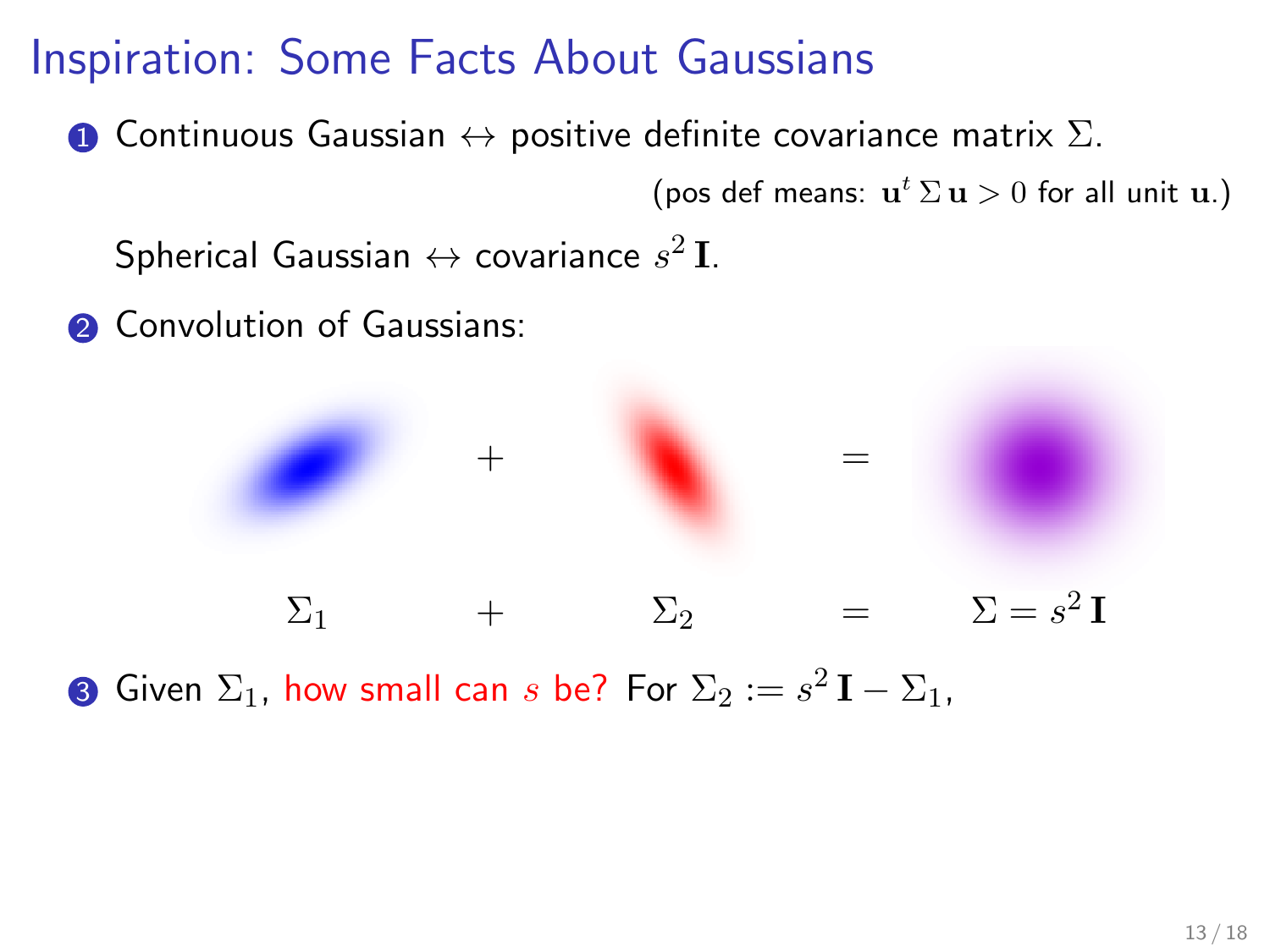# Inspiration: Some Facts About Gaussians

1. Continuous Gaussian $\leftrightarrow$ positive definite covariance matrix $\Sigma$.

   (pos def means: $\mathbf{u}^t \, \Sigma \, \mathbf{u} > 0$ for all unit $\mathbf{u}$.)

   Spherical Gaussian $\leftrightarrow$ covariance $s^2 \, \mathbf{I}$.

2. Convolution of Gaussians:

   $$\Sigma_1 \quad + \quad \Sigma_2 \quad = \quad \Sigma = s^2 \, \mathbf{I}$$

3. Given $\Sigma_1$, how small can $s$ be? For $\Sigma_2 := s^2 \, \mathbf{I} - \Sigma_1$,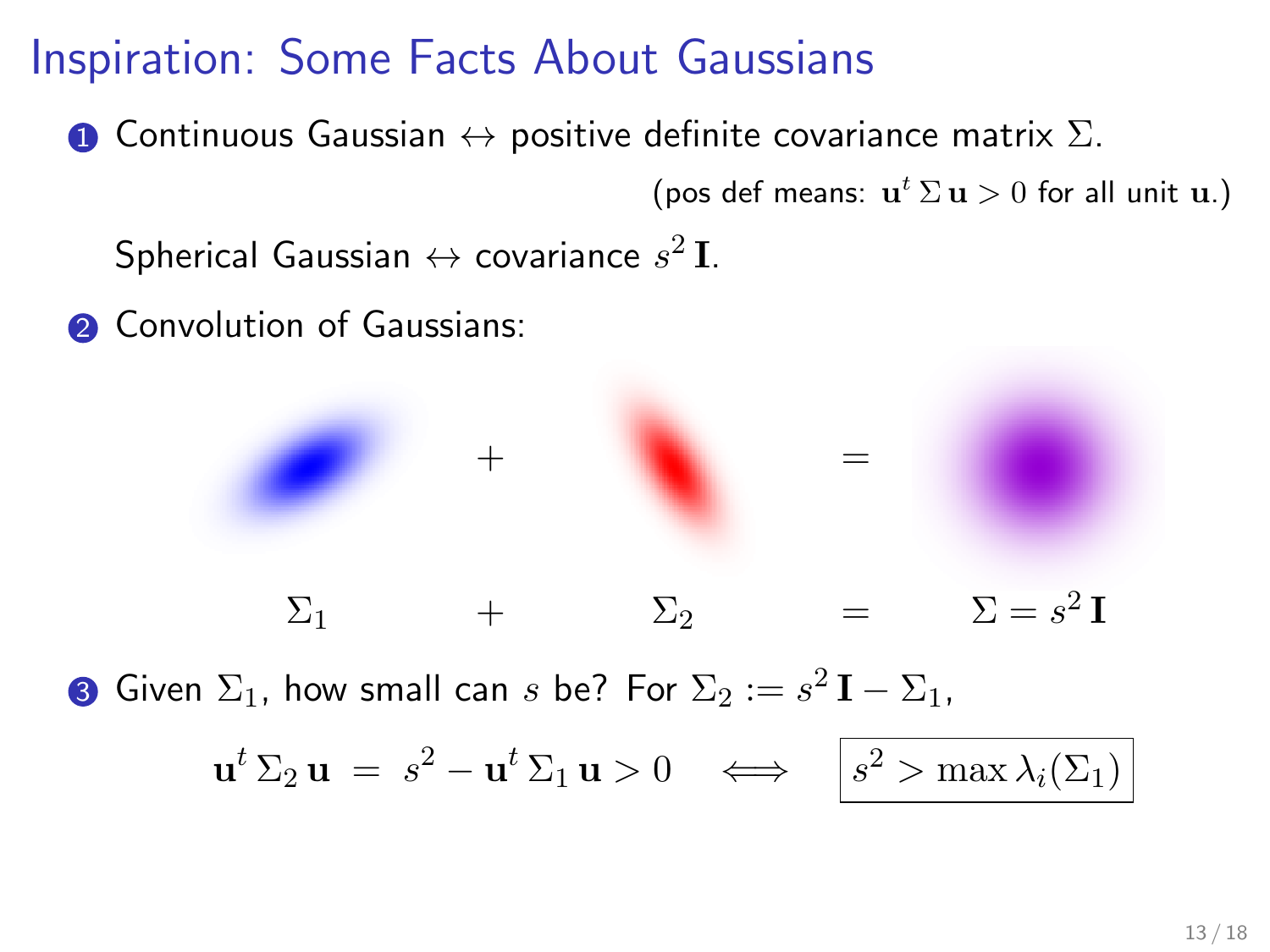# Inspiration: Some Facts About Gaussians

1. Continuous Gaussian $\leftrightarrow$ positive definite covariance matrix $\Sigma$.

   (pos def means: $\mathbf{u}^t \, \Sigma \, \mathbf{u} > 0$ for all unit $\mathbf{u}$.)

   Spherical Gaussian $\leftrightarrow$ covariance $s^2 \, \mathbf{I}$.

2. Convolution of Gaussians:

   $\Sigma_1 \quad + \quad \Sigma_2 \quad = \quad \Sigma = s^2 \, \mathbf{I}$

3. Given $\Sigma_1$, how small can $s$ be? For $\Sigma_2 := s^2 \, \mathbf{I} - \Sigma_1$,

$$\mathbf{u}^t \, \Sigma_2 \, \mathbf{u} \;=\; s^2 - \mathbf{u}^t \, \Sigma_1 \, \mathbf{u} > 0 \quad \iff \quad \boxed{s^2 > \max \lambda_i(\Sigma_1)}$$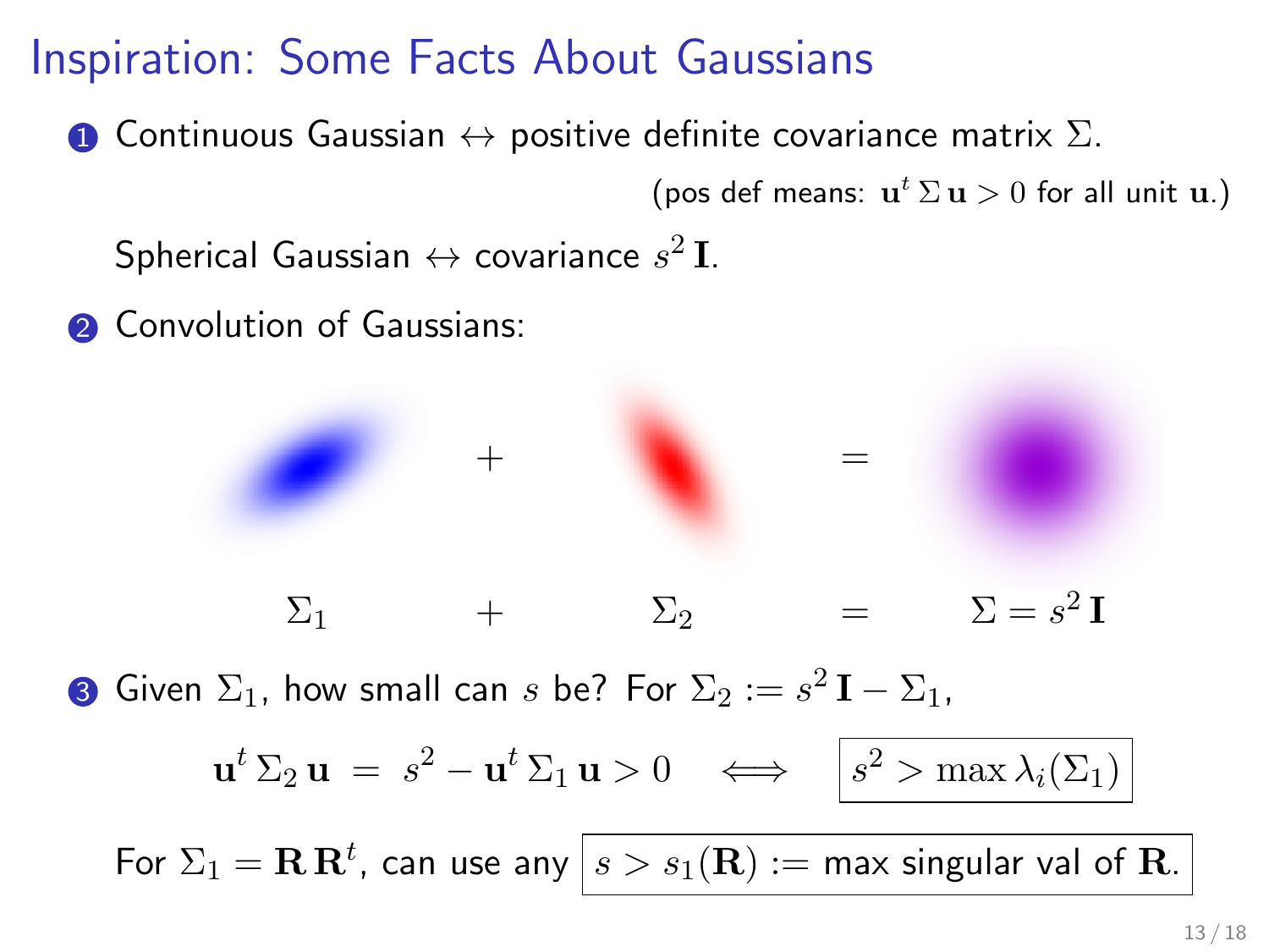# Inspiration: Some Facts About Gaussians

1. Continuous Gaussian $\leftrightarrow$ positive definite covariance matrix $\Sigma$.

   (pos def means: $\mathbf{u}^t \, \Sigma \, \mathbf{u} > 0$ for all unit $\mathbf{u}$.)

   Spherical Gaussian $\leftrightarrow$ covariance $s^2 \, \mathbf{I}$.

2. Convolution of Gaussians:

   $$\Sigma_1 \quad + \quad \Sigma_2 \quad = \quad \Sigma = s^2 \, \mathbf{I}$$

3. Given $\Sigma_1$, how small can $s$ be? For $\Sigma_2 := s^2 \, \mathbf{I} - \Sigma_1$,

   $$\mathbf{u}^t \, \Sigma_2 \, \mathbf{u} \; = \; s^2 - \mathbf{u}^t \, \Sigma_1 \, \mathbf{u} > 0 \quad \Longleftrightarrow \quad \boxed{s^2 > \max \lambda_i(\Sigma_1)}$$

   For $\Sigma_1 = \mathbf{R} \, \mathbf{R}^t$, can use any $\boxed{s > s_1(\mathbf{R}) := \text{max singular val of } \mathbf{R}.}$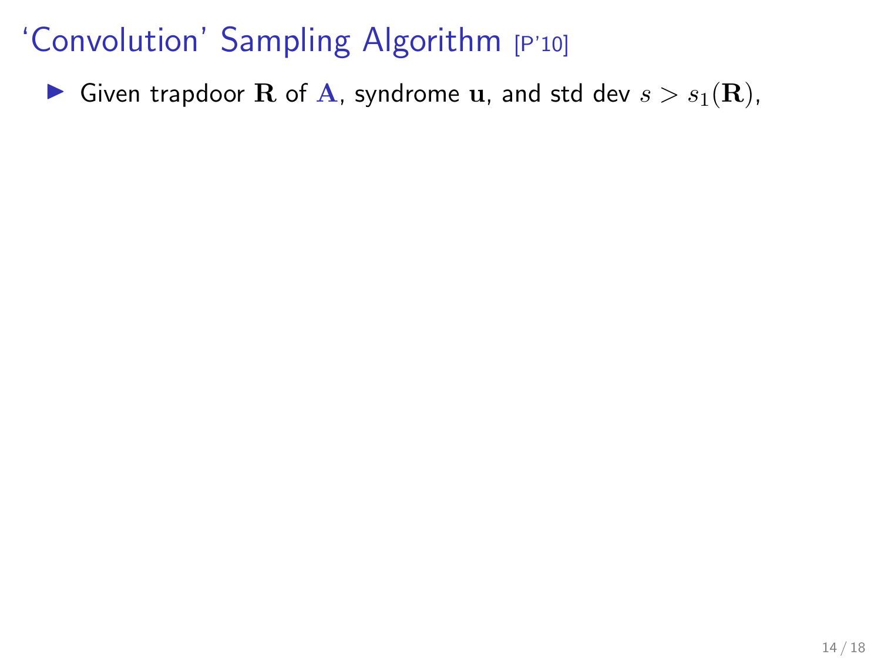# 'Convolution' Sampling Algorithm [P'10]

- Given trapdoor $\mathbf{R}$ of $\mathbf{A}$, syndrome $\mathbf{u}$, and std dev $s > s_1(\mathbf{R})$,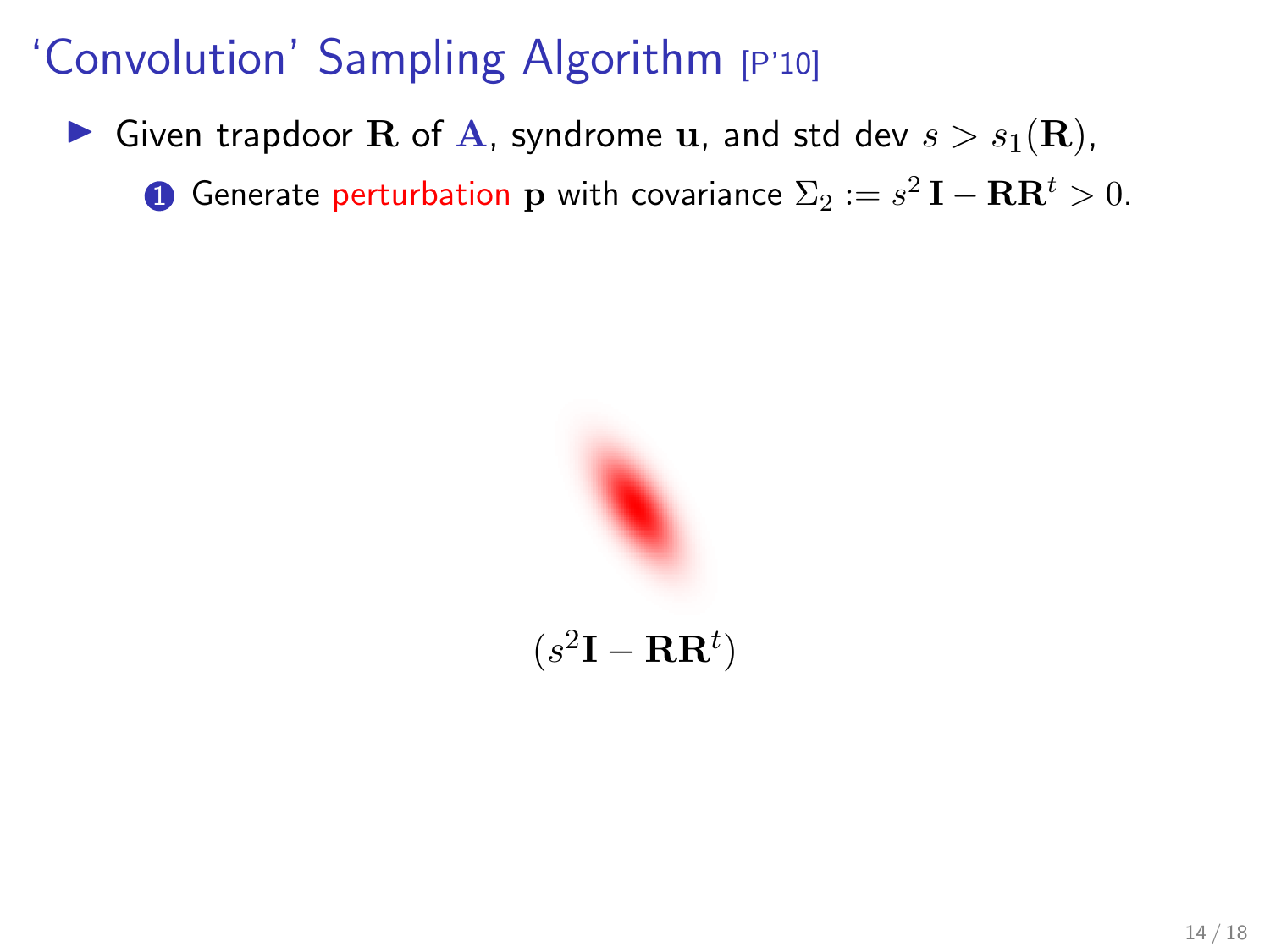# 'Convolution' Sampling Algorithm [P'10]

- Given trapdoor $\mathbf{R}$ of $\mathbf{A}$, syndrome $\mathbf{u}$, and std dev $s > s_1(\mathbf{R})$,
  1. Generate perturbation $\mathbf{p}$ with covariance $\Sigma_2 := s^2\,\mathbf{I} - \mathbf{R}\mathbf{R}^t > 0$.

$(s^2\mathbf{I} - \mathbf{R}\mathbf{R}^t)$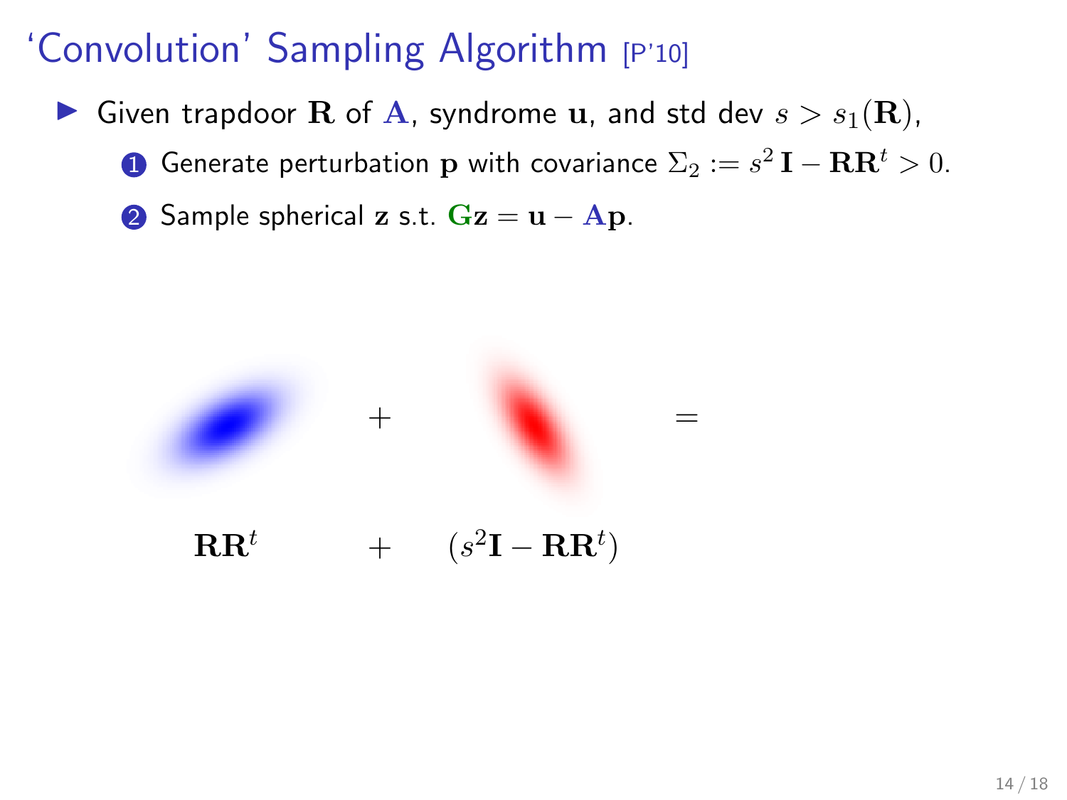# 'Convolution' Sampling Algorithm [P'10]

- Given trapdoor $\mathbf{R}$ of $\mathbf{A}$, syndrome $\mathbf{u}$, and std dev $s > s_1(\mathbf{R})$,
  1. Generate perturbation $\mathbf{p}$ with covariance $\Sigma_2 := s^2\,\mathbf{I} - \mathbf{R}\mathbf{R}^t > 0$.
  2. Sample spherical $\mathbf{z}$ s.t. $\mathbf{G}\mathbf{z} = \mathbf{u} - \mathbf{A}\mathbf{p}$.

$$+ \qquad\qquad =$$

$$\mathbf{R}\mathbf{R}^t \qquad + \qquad (s^2\mathbf{I} - \mathbf{R}\mathbf{R}^t)$$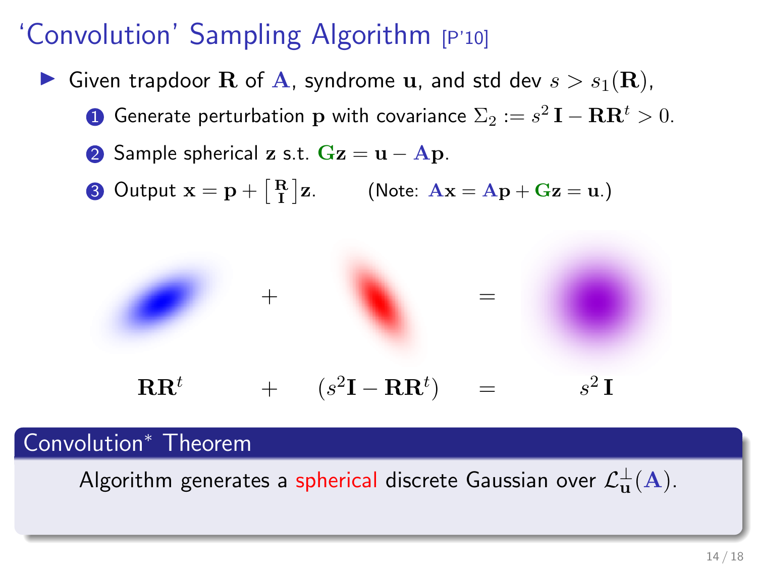# 'Convolution' Sampling Algorithm [P'10]

- Given trapdoor $\mathbf{R}$ of $\mathbf{A}$, syndrome $\mathbf{u}$, and std dev $s > s_1(\mathbf{R})$,
  1. Generate perturbation $\mathbf{p}$ with covariance $\Sigma_2 := s^2\,\mathbf{I} - \mathbf{R}\mathbf{R}^t > 0$.
  2. Sample spherical $\mathbf{z}$ s.t. $\mathbf{G}\mathbf{z} = \mathbf{u} - \mathbf{A}\mathbf{p}$.
  3. Output $\mathbf{x} = \mathbf{p} + \left[\begin{smallmatrix}\mathbf{R}\\ \mathbf{I}\end{smallmatrix}\right]\mathbf{z}$. (Note: $\mathbf{A}\mathbf{x} = \mathbf{A}\mathbf{p} + \mathbf{G}\mathbf{z} = \mathbf{u}$.)

$$\mathbf{R}\mathbf{R}^t \quad + \quad (s^2\mathbf{I} - \mathbf{R}\mathbf{R}^t) \quad = \quad s^2\,\mathbf{I}$$

**Convolution* Theorem**

Algorithm generates a spherical discrete Gaussian over $\mathcal{L}^{\perp}_{\mathbf{u}}(\mathbf{A})$.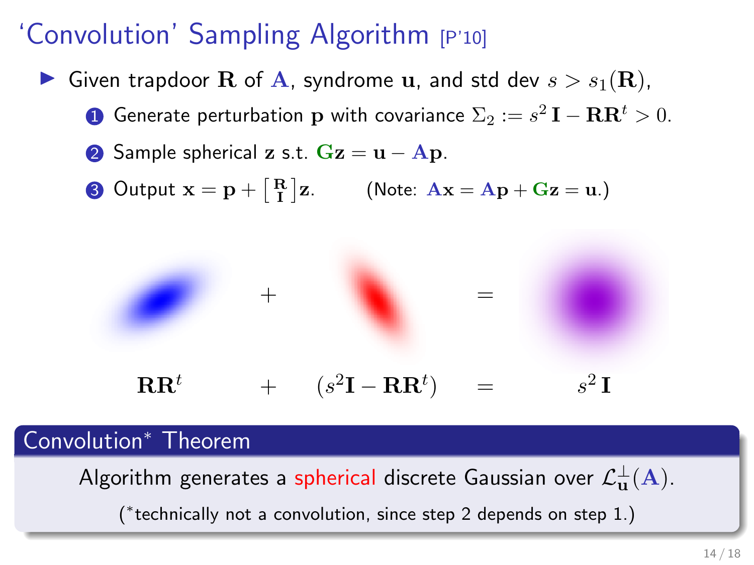# 'Convolution' Sampling Algorithm [P'10]

- Given trapdoor $\mathbf{R}$ of $\mathbf{A}$, syndrome $\mathbf{u}$, and std dev $s > s_1(\mathbf{R})$,
  1. Generate perturbation $\mathbf{p}$ with covariance $\Sigma_2 := s^2\,\mathbf{I} - \mathbf{R}\mathbf{R}^t > 0$.
  2. Sample spherical $\mathbf{z}$ s.t. $\mathbf{G}\mathbf{z} = \mathbf{u} - \mathbf{A}\mathbf{p}$.
  3. Output $\mathbf{x} = \mathbf{p} + \left[\begin{smallmatrix}\mathbf{R}\\ \mathbf{I}\end{smallmatrix}\right]\mathbf{z}$. (Note: $\mathbf{A}\mathbf{x} = \mathbf{A}\mathbf{p} + \mathbf{G}\mathbf{z} = \mathbf{u}$.)

$$\mathbf{R}\mathbf{R}^t \quad + \quad (s^2\mathbf{I} - \mathbf{R}\mathbf{R}^t) \quad = \quad s^2\,\mathbf{I}$$

**Convolution* Theorem**

Algorithm generates a spherical discrete Gaussian over $\mathcal{L}_{\mathbf{u}}^{\perp}(\mathbf{A})$.

(*technically not a convolution, since step 2 depends on step 1.)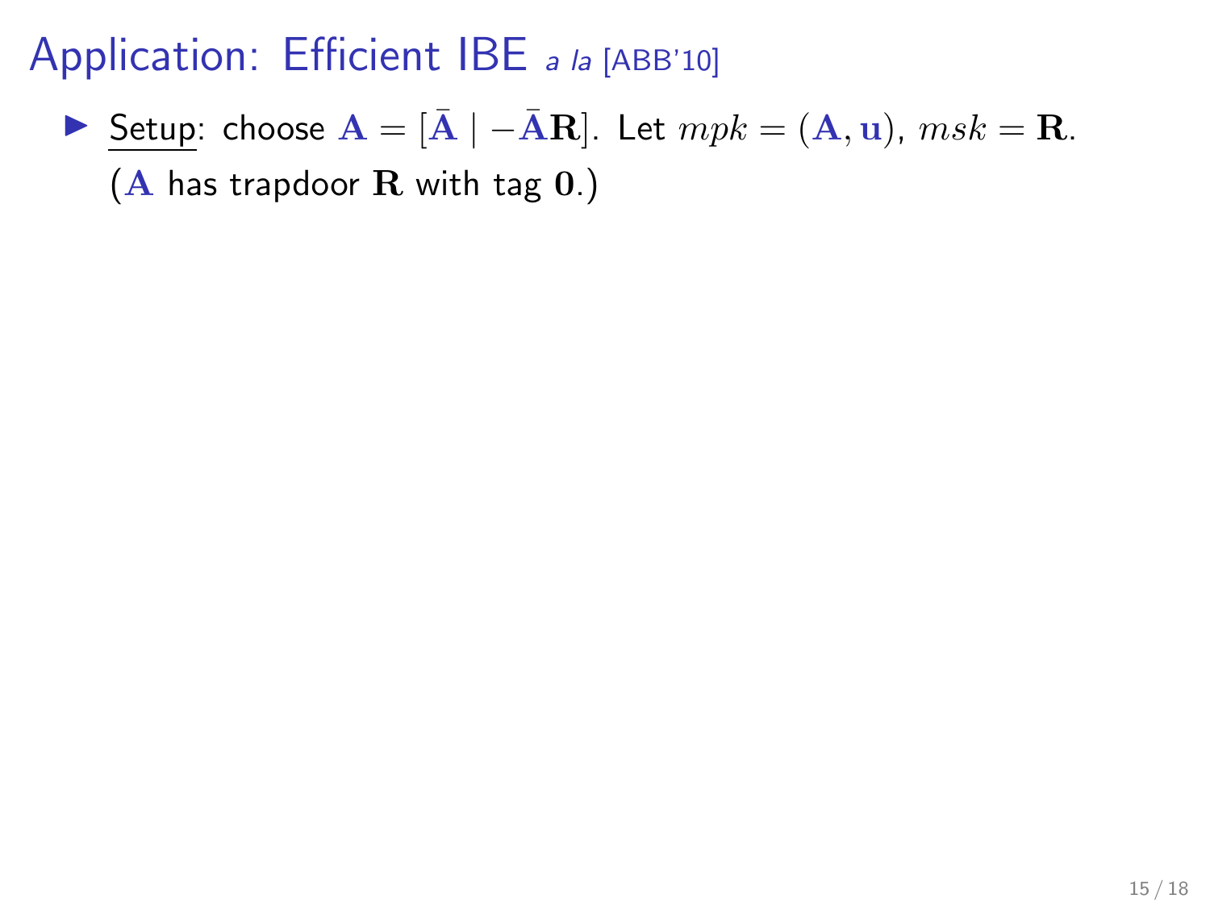# Application: Efficient IBE *a la* [ABB'10]

- Setup: choose $\mathbf{A} = [\bar{\mathbf{A}} \mid -\bar{\mathbf{A}}\mathbf{R}]$. Let $mpk = (\mathbf{A}, \mathbf{u})$, $msk = \mathbf{R}$.
  ($\mathbf{A}$ has trapdoor $\mathbf{R}$ with tag $\mathbf{0}$.)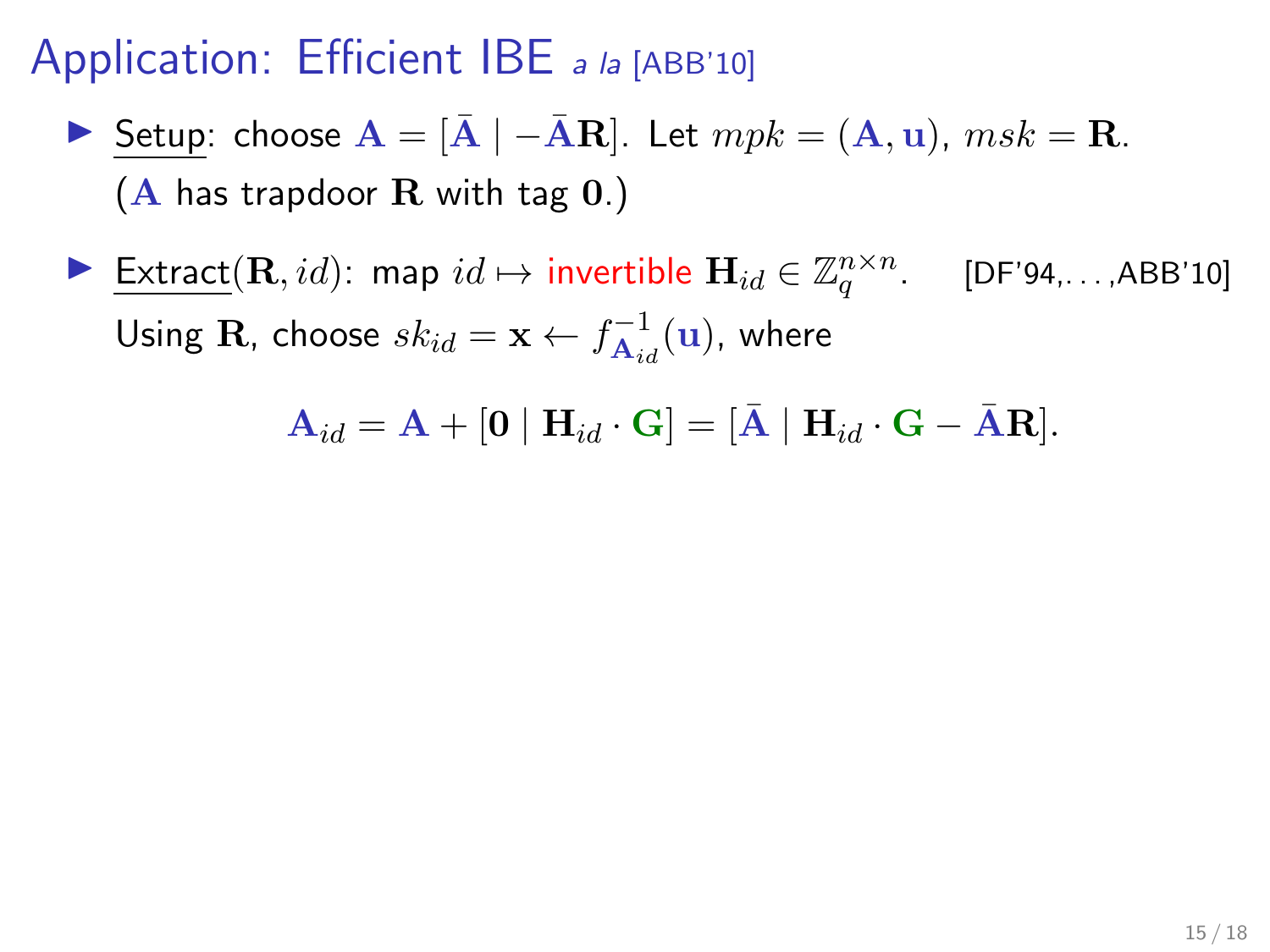# Application: Efficient IBE *a la* [ABB'10]

- Setup: choose $\mathbf{A} = [\bar{\mathbf{A}} \mid -\bar{\mathbf{A}}\mathbf{R}]$. Let $mpk = (\mathbf{A}, \mathbf{u})$, $msk = \mathbf{R}$. ($\mathbf{A}$ has trapdoor $\mathbf{R}$ with tag $\mathbf{0}$.)

- Extract$(\mathbf{R}, id)$: map $id \mapsto$ invertible $\mathbf{H}_{id} \in \mathbb{Z}_q^{n \times n}$. [DF'94,...,ABB'10]
  Using $\mathbf{R}$, choose $sk_{id} = \mathbf{x} \leftarrow f_{\mathbf{A}_{id}}^{-1}(\mathbf{u})$, where

$$\mathbf{A}_{id} = \mathbf{A} + [\mathbf{0} \mid \mathbf{H}_{id} \cdot \mathbf{G}] = [\bar{\mathbf{A}} \mid \mathbf{H}_{id} \cdot \mathbf{G} - \bar{\mathbf{A}}\mathbf{R}].$$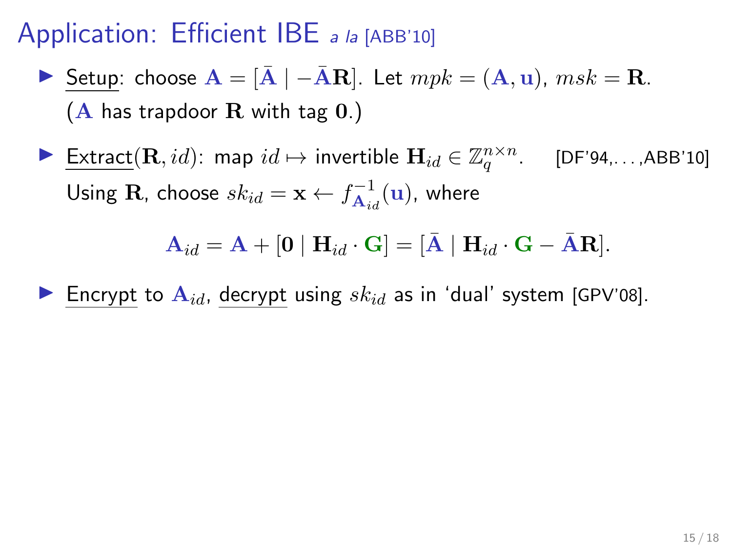# Application: Efficient IBE *a la* [ABB'10]

- Setup: choose $\mathbf{A} = [\bar{\mathbf{A}} \mid -\bar{\mathbf{A}}\mathbf{R}]$. Let $mpk = (\mathbf{A}, \mathbf{u})$, $msk = \mathbf{R}$.
  ($\mathbf{A}$ has trapdoor $\mathbf{R}$ with tag $\mathbf{0}$.)

- Extract$(\mathbf{R}, id)$: map $id \mapsto$ invertible $\mathbf{H}_{id} \in \mathbb{Z}_q^{n \times n}$. [DF'94,...,ABB'10]
  Using $\mathbf{R}$, choose $sk_{id} = \mathbf{x} \leftarrow f_{\mathbf{A}_{id}}^{-1}(\mathbf{u})$, where

$$\mathbf{A}_{id} = \mathbf{A} + [\mathbf{0} \mid \mathbf{H}_{id} \cdot \mathbf{G}] = [\bar{\mathbf{A}} \mid \mathbf{H}_{id} \cdot \mathbf{G} - \bar{\mathbf{A}}\mathbf{R}].$$

- Encrypt to $\mathbf{A}_{id}$, decrypt using $sk_{id}$ as in 'dual' system [GPV'08].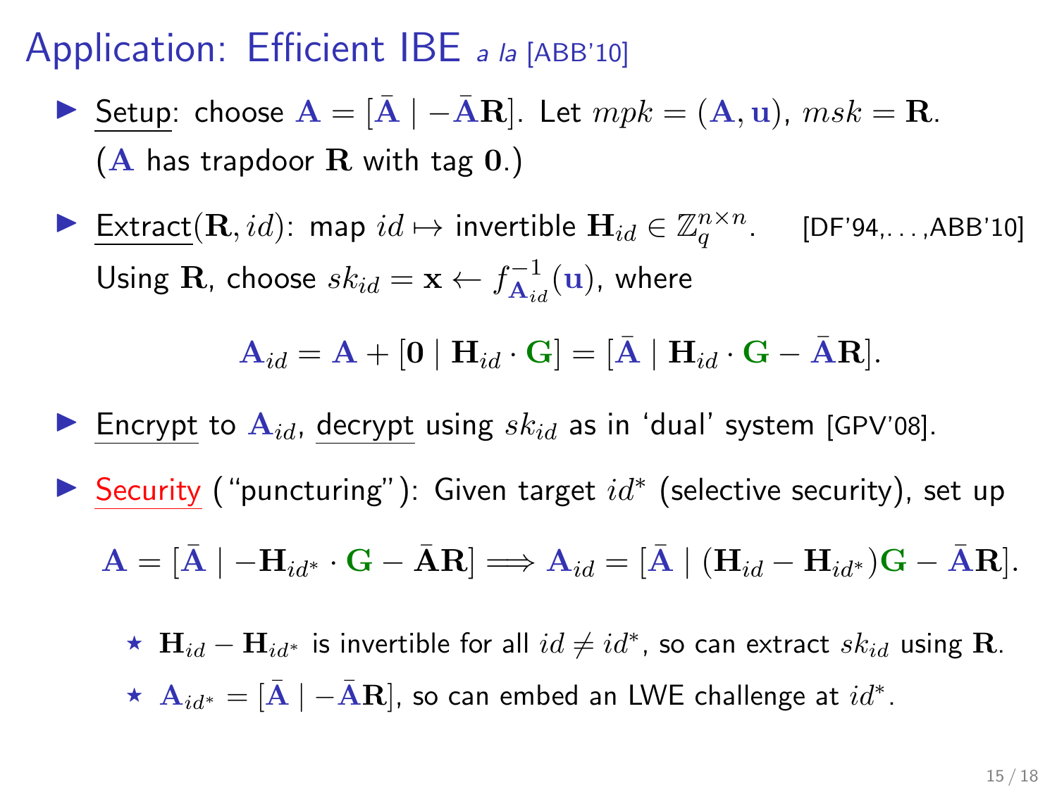# Application: Efficient IBE *a la* [ABB'10]

- Setup: choose $\mathbf{A} = [\bar{\mathbf{A}} \mid -\bar{\mathbf{A}}\mathbf{R}]$. Let $mpk = (\mathbf{A}, \mathbf{u})$, $msk = \mathbf{R}$.
  ($\mathbf{A}$ has trapdoor $\mathbf{R}$ with tag $\mathbf{0}$.)

- Extract$(\mathbf{R}, id)$: map $id \mapsto$ invertible $\mathbf{H}_{id} \in \mathbb{Z}_q^{n \times n}$. [DF'94,...,ABB'10]
  Using $\mathbf{R}$, choose $sk_{id} = \mathbf{x} \leftarrow f_{\mathbf{A}_{id}}^{-1}(\mathbf{u})$, where

$$\mathbf{A}_{id} = \mathbf{A} + [\mathbf{0} \mid \mathbf{H}_{id} \cdot \mathbf{G}] = [\bar{\mathbf{A}} \mid \mathbf{H}_{id} \cdot \mathbf{G} - \bar{\mathbf{A}}\mathbf{R}].$$

- Encrypt to $\mathbf{A}_{id}$, decrypt using $sk_{id}$ as in 'dual' system [GPV'08].

- Security ("puncturing"): Given target $id^*$ (selective security), set up

$$\mathbf{A} = [\bar{\mathbf{A}} \mid -\mathbf{H}_{id^*} \cdot \mathbf{G} - \bar{\mathbf{A}}\mathbf{R}] \Longrightarrow \mathbf{A}_{id} = [\bar{\mathbf{A}} \mid (\mathbf{H}_{id} - \mathbf{H}_{id^*})\mathbf{G} - \bar{\mathbf{A}}\mathbf{R}].$$

  - ⋆ $\mathbf{H}_{id} - \mathbf{H}_{id^*}$ is invertible for all $id \neq id^*$, so can extract $sk_{id}$ using $\mathbf{R}$.
  - ⋆ $\mathbf{A}_{id^*} = [\bar{\mathbf{A}} \mid -\bar{\mathbf{A}}\mathbf{R}]$, so can embed an LWE challenge at $id^*$.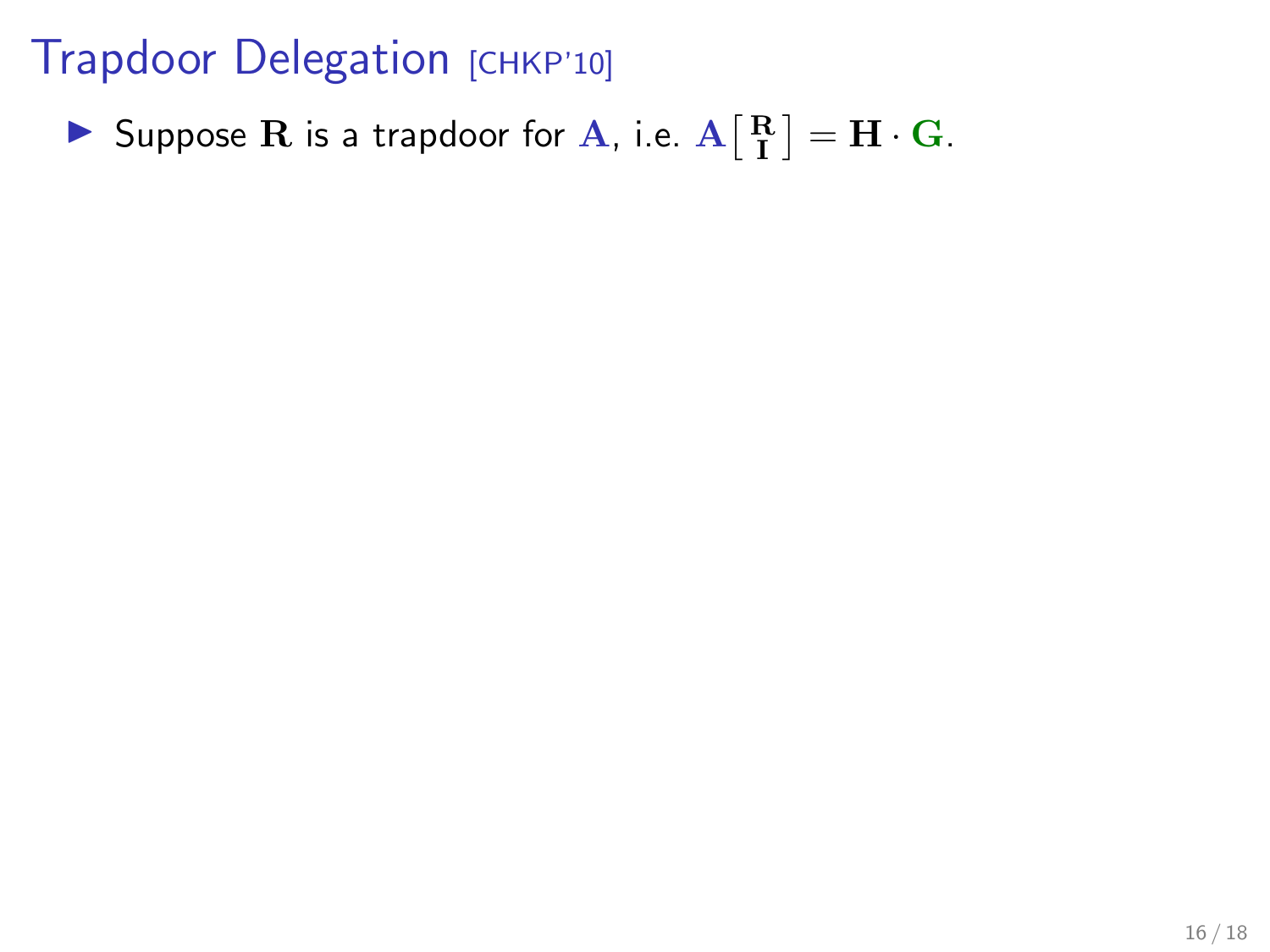# Trapdoor Delegation [CHKP'10]

- Suppose $\mathbf{R}$ is a trapdoor for $\mathbf{A}$, i.e. $\mathbf{A}\left[\begin{smallmatrix}\mathbf{R}\\\mathbf{I}\end{smallmatrix}\right] = \mathbf{H} \cdot \mathbf{G}$.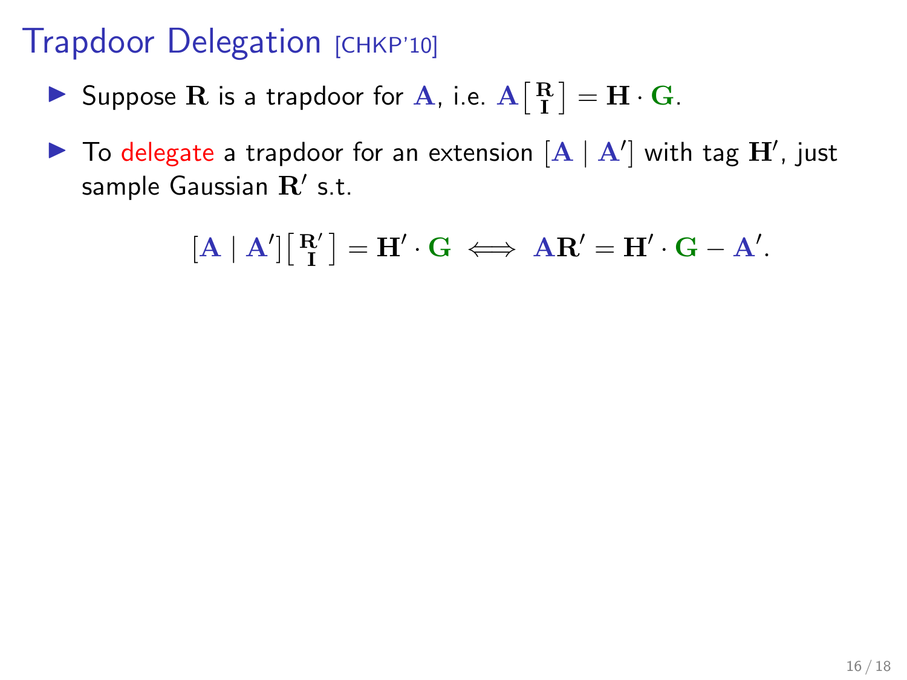# Trapdoor Delegation [CHKP'10]

- Suppose $\mathbf{R}$ is a trapdoor for $\mathbf{A}$, i.e. $\mathbf{A}\left[\begin{smallmatrix}\mathbf{R}\\ \mathbf{I}\end{smallmatrix}\right] = \mathbf{H}\cdot\mathbf{G}$.
- To delegate a trapdoor for an extension $[\mathbf{A} \mid \mathbf{A}']$ with tag $\mathbf{H}'$, just sample Gaussian $\mathbf{R}'$ s.t.

$$[\mathbf{A} \mid \mathbf{A}']\left[\begin{smallmatrix}\mathbf{R}'\\ \mathbf{I}\end{smallmatrix}\right] = \mathbf{H}'\cdot\mathbf{G} \iff \mathbf{A}\mathbf{R}' = \mathbf{H}'\cdot\mathbf{G} - \mathbf{A}'.$$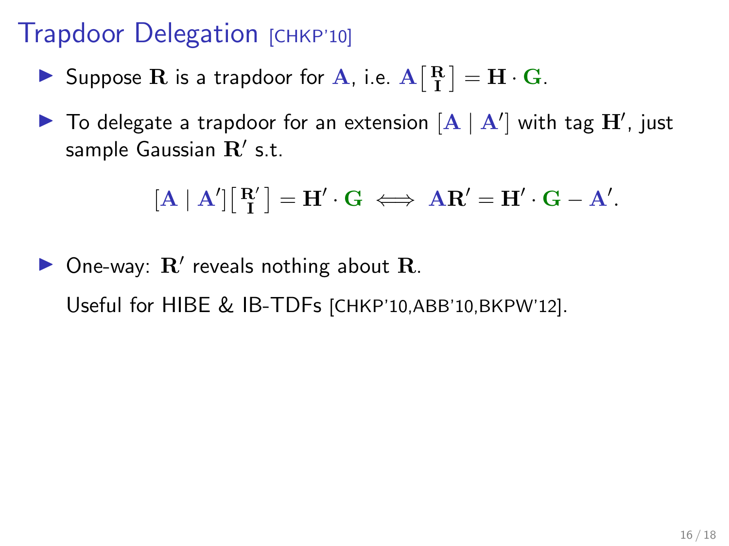# Trapdoor Delegation [CHKP'10]

- Suppose $\mathbf{R}$ is a trapdoor for $\mathbf{A}$, i.e. $\mathbf{A}\left[\begin{smallmatrix}\mathbf{R}\\ \mathbf{I}\end{smallmatrix}\right] = \mathbf{H} \cdot \mathbf{G}$.
- To delegate a trapdoor for an extension $[\mathbf{A} \mid \mathbf{A}']$ with tag $\mathbf{H}'$, just sample Gaussian $\mathbf{R}'$ s.t.

$$[\mathbf{A} \mid \mathbf{A}']\left[\begin{smallmatrix}\mathbf{R}'\\ \mathbf{I}\end{smallmatrix}\right] = \mathbf{H}' \cdot \mathbf{G} \iff \mathbf{A}\mathbf{R}' = \mathbf{H}' \cdot \mathbf{G} - \mathbf{A}'.$$

- One-way: $\mathbf{R}'$ reveals nothing about $\mathbf{R}$.

  Useful for HIBE & IB-TDFs [CHKP'10,ABB'10,BKPW'12].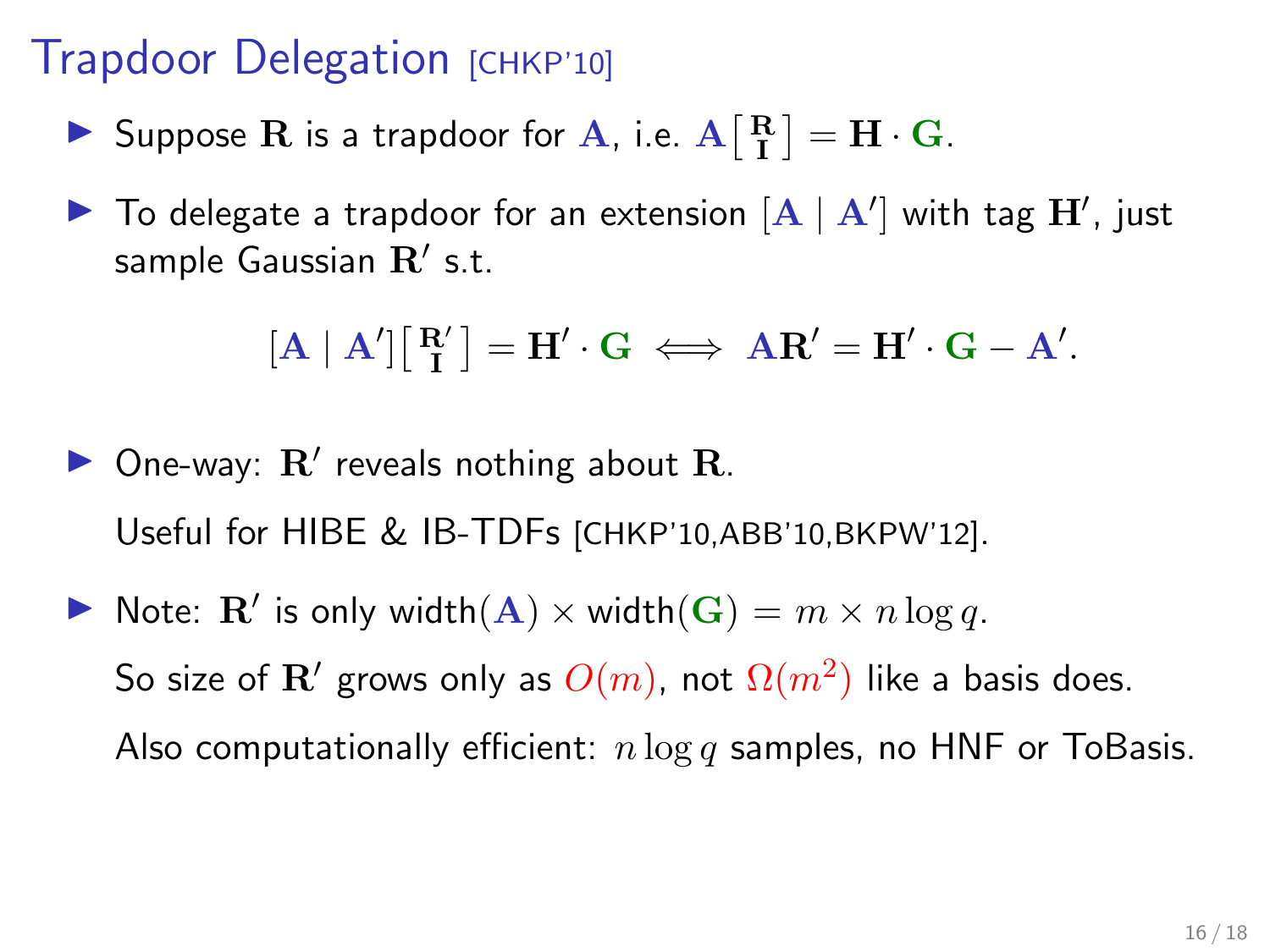# Trapdoor Delegation [CHKP'10]

- Suppose $\mathbf{R}$ is a trapdoor for $\mathbf{A}$, i.e. $\mathbf{A}\left[\begin{smallmatrix}\mathbf{R}\\ \mathbf{I}\end{smallmatrix}\right] = \mathbf{H}\cdot\mathbf{G}$.
- To delegate a trapdoor for an extension $[\mathbf{A} \mid \mathbf{A}']$ with tag $\mathbf{H}'$, just sample Gaussian $\mathbf{R}'$ s.t.

$$[\mathbf{A} \mid \mathbf{A}']\left[\begin{smallmatrix}\mathbf{R}'\\ \mathbf{I}\end{smallmatrix}\right] = \mathbf{H}'\cdot\mathbf{G} \iff \mathbf{A}\mathbf{R}' = \mathbf{H}'\cdot\mathbf{G} - \mathbf{A}'.$$

- One-way: $\mathbf{R}'$ reveals nothing about $\mathbf{R}$.

  Useful for HIBE & IB-TDFs [CHKP'10,ABB'10,BKPW'12].

- Note: $\mathbf{R}'$ is only width($\mathbf{A}$) $\times$ width($\mathbf{G}$) $= m \times n\log q$.

  So size of $\mathbf{R}'$ grows only as $O(m)$, not $\Omega(m^2)$ like a basis does.

  Also computationally efficient: $n\log q$ samples, no HNF or ToBasis.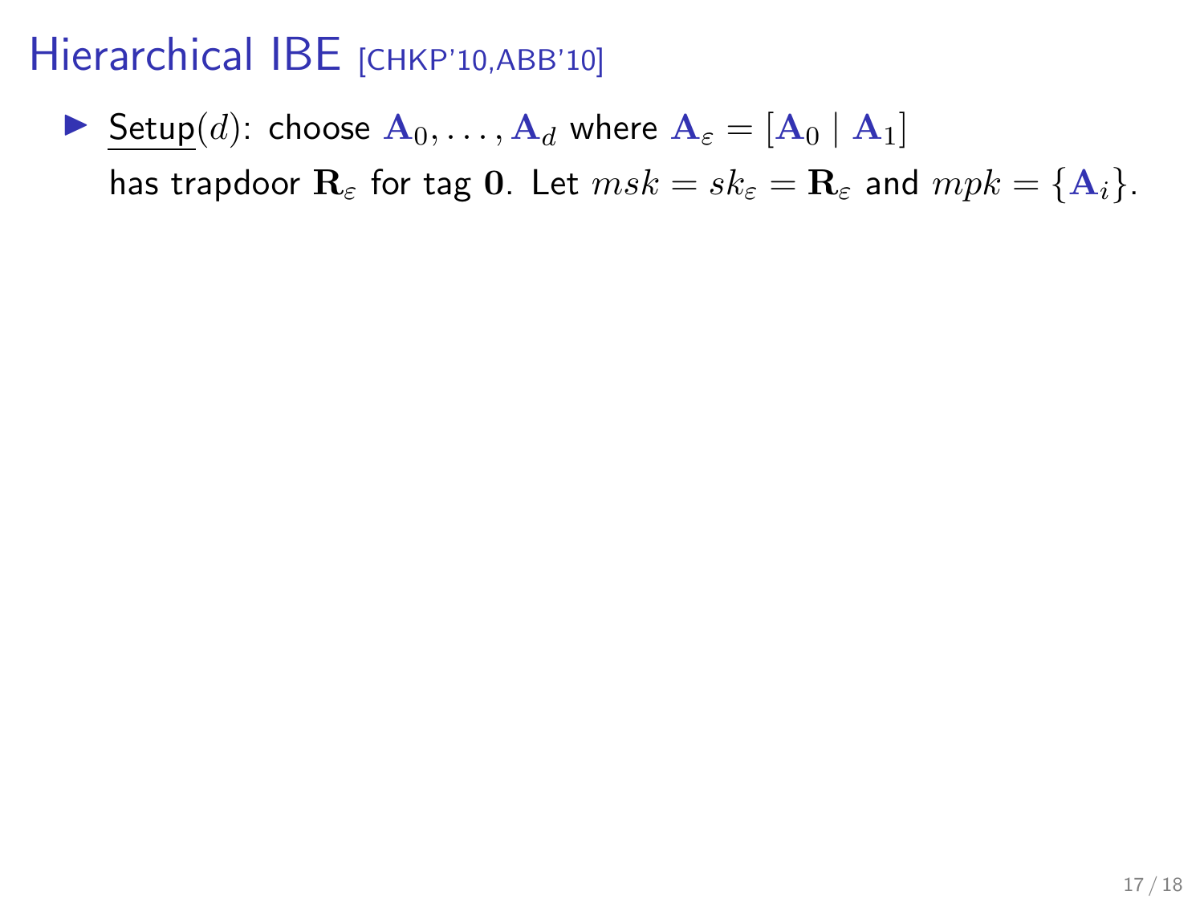# Hierarchical IBE [CHKP'10,ABB'10]

- Setup($d$): choose $\mathbf{A}_0, \ldots, \mathbf{A}_d$ where $\mathbf{A}_\varepsilon = [\mathbf{A}_0 \mid \mathbf{A}_1]$ has trapdoor $\mathbf{R}_\varepsilon$ for tag $\mathbf{0}$. Let $msk = sk_\varepsilon = \mathbf{R}_\varepsilon$ and $mpk = \{\mathbf{A}_i\}$.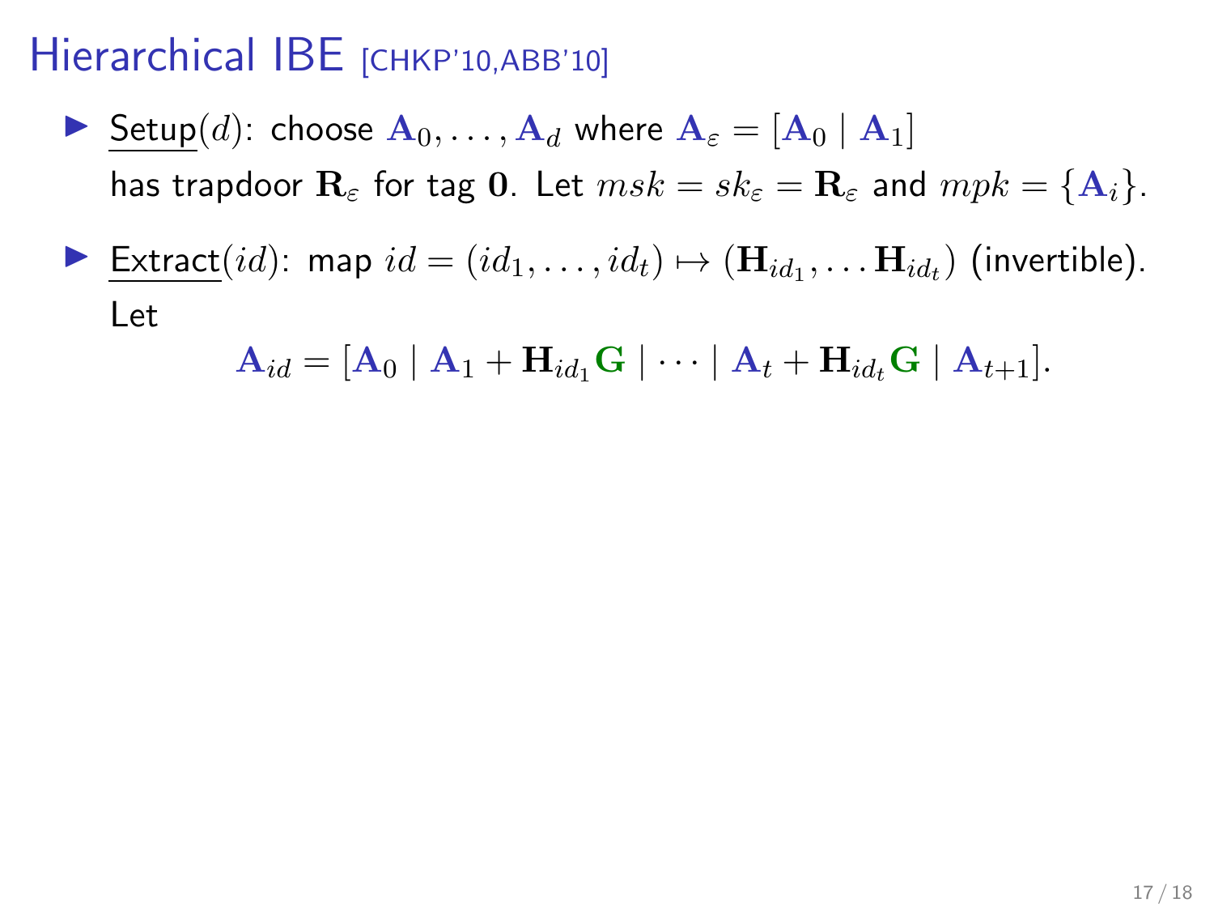# Hierarchical IBE [CHKP'10,ABB'10]

- Setup($d$): choose $\mathbf{A}_0, \ldots, \mathbf{A}_d$ where $\mathbf{A}_\varepsilon = [\mathbf{A}_0 \mid \mathbf{A}_1]$ has trapdoor $\mathbf{R}_\varepsilon$ for tag $\mathbf{0}$. Let $msk = sk_\varepsilon = \mathbf{R}_\varepsilon$ and $mpk = \{\mathbf{A}_i\}$.

- Extract($id$): map $id = (id_1, \ldots, id_t) \mapsto (\mathbf{H}_{id_1}, \ldots \mathbf{H}_{id_t})$ (invertible). Let

$$\mathbf{A}_{id} = [\mathbf{A}_0 \mid \mathbf{A}_1 + \mathbf{H}_{id_1}\mathbf{G} \mid \cdots \mid \mathbf{A}_t + \mathbf{H}_{id_t}\mathbf{G} \mid \mathbf{A}_{t+1}].$$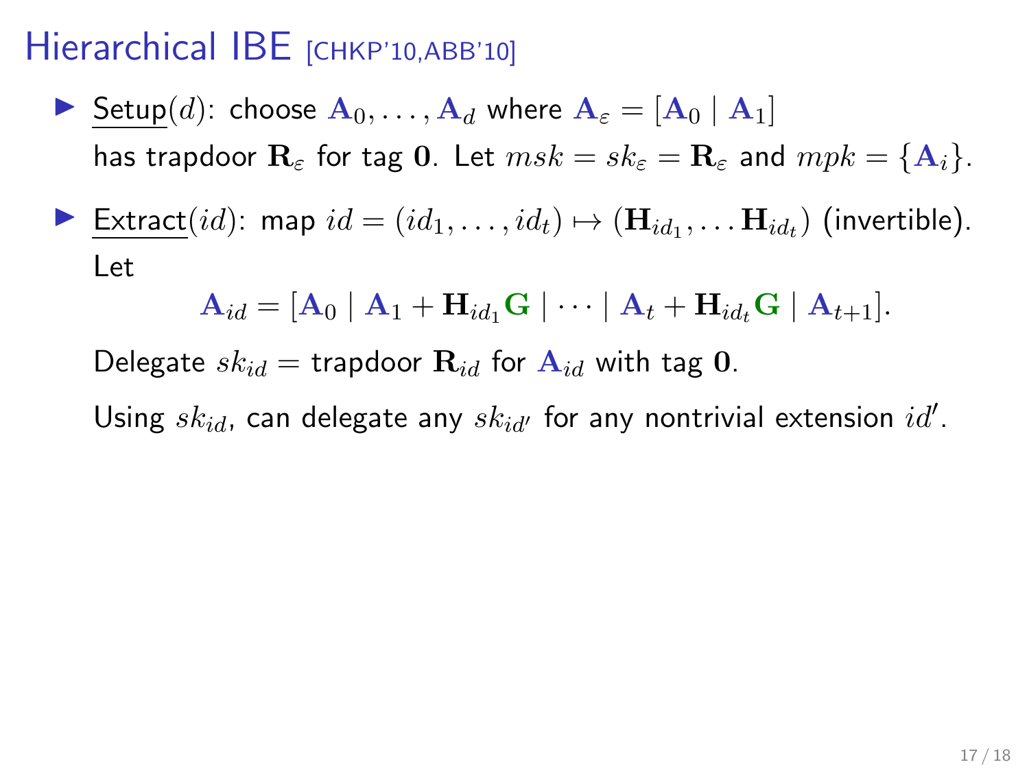# Hierarchical IBE [CHKP'10,ABB'10]

- Setup$(d)$: choose $\mathbf{A}_0, \ldots, \mathbf{A}_d$ where $\mathbf{A}_\varepsilon = [\mathbf{A}_0 \mid \mathbf{A}_1]$ has trapdoor $\mathbf{R}_\varepsilon$ for tag $\mathbf{0}$. Let $msk = sk_\varepsilon = \mathbf{R}_\varepsilon$ and $mpk = \{\mathbf{A}_i\}$.

- Extract$(id)$: map $id = (id_1, \ldots, id_t) \mapsto (\mathbf{H}_{id_1}, \ldots \mathbf{H}_{id_t})$ (invertible). Let

$$\mathbf{A}_{id} = [\mathbf{A}_0 \mid \mathbf{A}_1 + \mathbf{H}_{id_1}\mathbf{G} \mid \cdots \mid \mathbf{A}_t + \mathbf{H}_{id_t}\mathbf{G} \mid \mathbf{A}_{t+1}].$$

  Delegate $sk_{id} =$ trapdoor $\mathbf{R}_{id}$ for $\mathbf{A}_{id}$ with tag $\mathbf{0}$.

  Using $sk_{id}$, can delegate any $sk_{id'}$ for any nontrivial extension $id'$.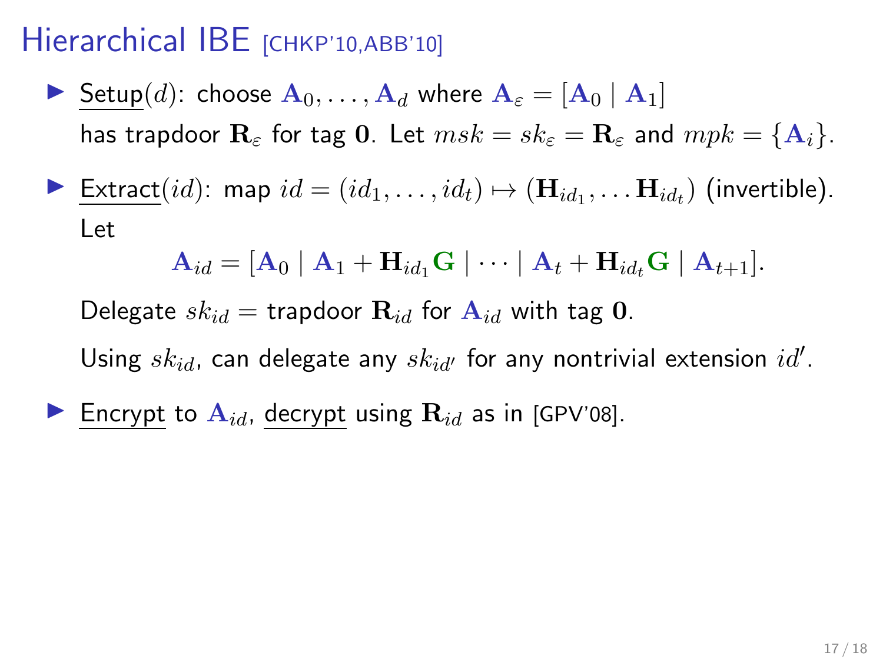# Hierarchical IBE [CHKP'10,ABB'10]

- Setup($d$): choose $\mathbf{A}_0, \ldots, \mathbf{A}_d$ where $\mathbf{A}_\varepsilon = [\mathbf{A}_0 \mid \mathbf{A}_1]$ has trapdoor $\mathbf{R}_\varepsilon$ for tag $\mathbf{0}$. Let $msk = sk_\varepsilon = \mathbf{R}_\varepsilon$ and $mpk = \{\mathbf{A}_i\}$.

- Extract($id$): map $id = (id_1, \ldots, id_t) \mapsto (\mathbf{H}_{id_1}, \ldots \mathbf{H}_{id_t})$ (invertible). Let

$$\mathbf{A}_{id} = [\mathbf{A}_0 \mid \mathbf{A}_1 + \mathbf{H}_{id_1}\mathbf{G} \mid \cdots \mid \mathbf{A}_t + \mathbf{H}_{id_t}\mathbf{G} \mid \mathbf{A}_{t+1}].$$

  Delegate $sk_{id}$ = trapdoor $\mathbf{R}_{id}$ for $\mathbf{A}_{id}$ with tag $\mathbf{0}$.

  Using $sk_{id}$, can delegate any $sk_{id'}$ for any nontrivial extension $id'$.

- Encrypt to $\mathbf{A}_{id}$, decrypt using $\mathbf{R}_{id}$ as in [GPV'08].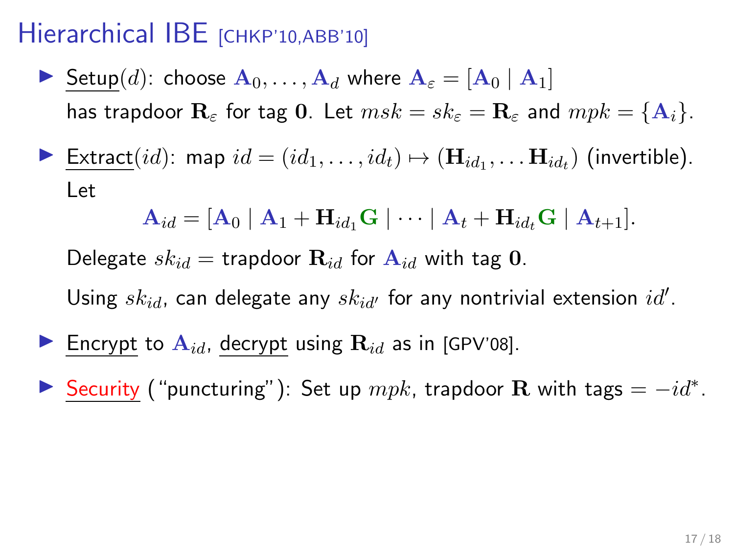# Hierarchical IBE [CHKP'10,ABB'10]

- Setup($d$): choose $\mathbf{A}_0, \ldots, \mathbf{A}_d$ where $\mathbf{A}_\varepsilon = [\mathbf{A}_0 \mid \mathbf{A}_1]$ has trapdoor $\mathbf{R}_\varepsilon$ for tag $\mathbf{0}$. Let $msk = sk_\varepsilon = \mathbf{R}_\varepsilon$ and $mpk = \{\mathbf{A}_i\}$.

- Extract($id$): map $id = (id_1, \ldots, id_t) \mapsto (\mathbf{H}_{id_1}, \ldots \mathbf{H}_{id_t})$ (invertible). Let

$$\mathbf{A}_{id} = [\mathbf{A}_0 \mid \mathbf{A}_1 + \mathbf{H}_{id_1}\mathbf{G} \mid \cdots \mid \mathbf{A}_t + \mathbf{H}_{id_t}\mathbf{G} \mid \mathbf{A}_{t+1}].$$

  Delegate $sk_{id} =$ trapdoor $\mathbf{R}_{id}$ for $\mathbf{A}_{id}$ with tag $\mathbf{0}$.

  Using $sk_{id}$, can delegate any $sk_{id'}$ for any nontrivial extension $id'$.

- Encrypt to $\mathbf{A}_{id}$, decrypt using $\mathbf{R}_{id}$ as in [GPV'08].

- Security ("puncturing"): Set up $mpk$, trapdoor $\mathbf{R}$ with tags $= -id^*$.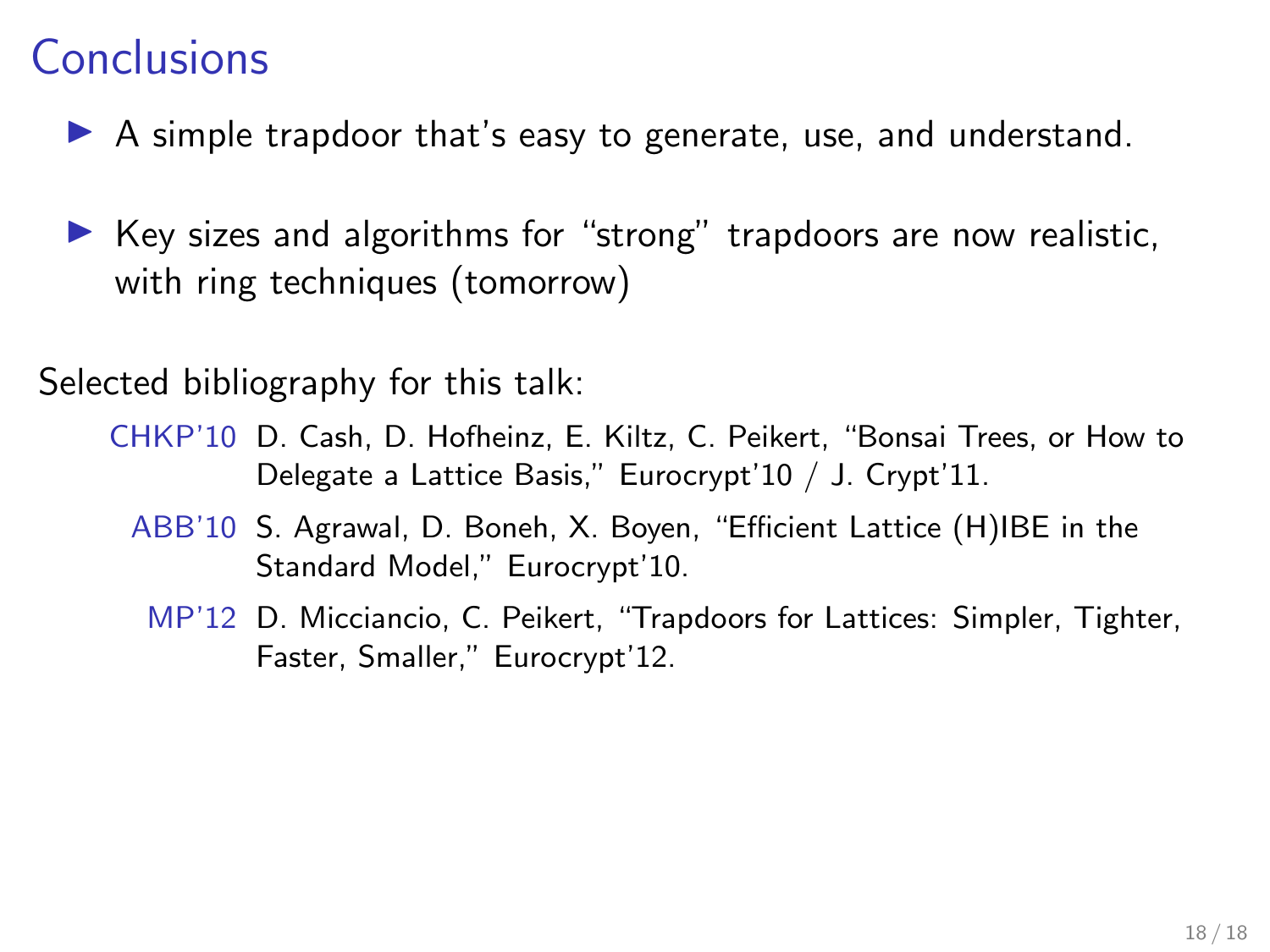# Conclusions

- A simple trapdoor that's easy to generate, use, and understand.
- Key sizes and algorithms for "strong" trapdoors are now realistic, with ring techniques (tomorrow)

Selected bibliography for this talk:

- CHKP'10 D. Cash, D. Hofheinz, E. Kiltz, C. Peikert, "Bonsai Trees, or How to Delegate a Lattice Basis," Eurocrypt'10 / J. Crypt'11.
- ABB'10 S. Agrawal, D. Boneh, X. Boyen, "Efficient Lattice (H)IBE in the Standard Model," Eurocrypt'10.
- MP'12 D. Micciancio, C. Peikert, "Trapdoors for Lattices: Simpler, Tighter, Faster, Smaller," Eurocrypt'12.